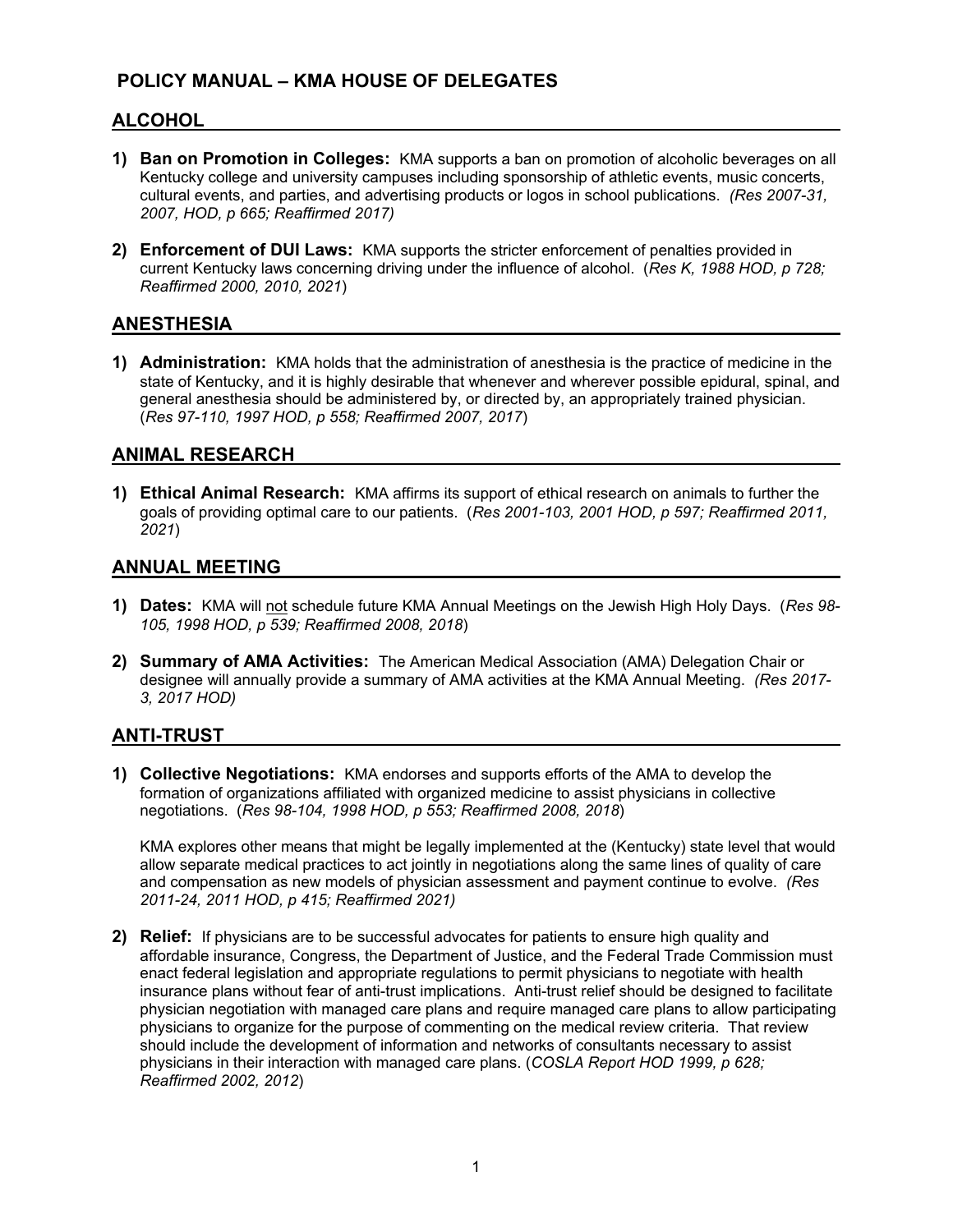# POLICY MANUAL – KMA HOUSE OF DELEGATES

## ALCOHOL

1) **Ban on Promotion in Colleges:** KMA supports a ban on promotion of alcoholic beverages on all Kentucky college and university campuses including sponsorship of athletic events, music concerts, cultural events, and parties, and advertising products or logos in school publications. *(Res 2007-31, 2007, HOD, p 665; Reaffirmed 2017)*

2) **Enforcement of DUI Laws:** KMA supports the stricter enforcement of penalties provided in current Kentucky laws concerning driving under the influence of alcohol. (*Res K, 1988 HOD, p 728; Reaffirmed 2000, 2010, 2021*)

## ANESTHESIA

1) **Administration:** KMA holds that the administration of anesthesia is the practice of medicine in the state of Kentucky, and it is highly desirable that whenever and wherever possible epidural, spinal, and general anesthesia should be administered by, or directed by, an appropriately trained physician. (*Res 97-110, 1997 HOD, p 558; Reaffirmed 2007, 2017*)

## ANIMAL RESEARCH

1) **Ethical Animal Research:** KMA affirms its support of ethical research on animals to further the goals of providing optimal care to our patients. (*Res 2001-103, 2001 HOD, p 597; Reaffirmed 2011, 2021*)

## ANNUAL MEETING

1) **Dates:** KMA will <u>not</u> schedule future KMA Annual Meetings on the Jewish High Holy Days. (*Res 98-105, 1998 HOD, p 539; Reaffirmed 2008, 2018*)

2) **Summary of AMA Activities:** The American Medical Association (AMA) Delegation Chair or designee will annually provide a summary of AMA activities at the KMA Annual Meeting. *(Res 2017-3, 2017 HOD)*

## ANTI-TRUST

1) **Collective Negotiations:** KMA endorses and supports efforts of the AMA to develop the formation of organizations affiliated with organized medicine to assist physicians in collective negotiations. (*Res 98-104, 1998 HOD, p 553; Reaffirmed 2008, 2018*)

   KMA explores other means that might be legally implemented at the (Kentucky) state level that would allow separate medical practices to act jointly in negotiations along the same lines of quality of care and compensation as new models of physician assessment and payment continue to evolve. *(Res 2011-24, 2011 HOD, p 415; Reaffirmed 2021)*

2) **Relief:** If physicians are to be successful advocates for patients to ensure high quality and affordable insurance, Congress, the Department of Justice, and the Federal Trade Commission must enact federal legislation and appropriate regulations to permit physicians to negotiate with health insurance plans without fear of anti-trust implications. Anti-trust relief should be designed to facilitate physician negotiation with managed care plans and require managed care plans to allow participating physicians to organize for the purpose of commenting on the medical review criteria. That review should include the development of information and networks of consultants necessary to assist physicians in their interaction with managed care plans. (*COSLA Report HOD 1999, p 628; Reaffirmed 2002, 2012*)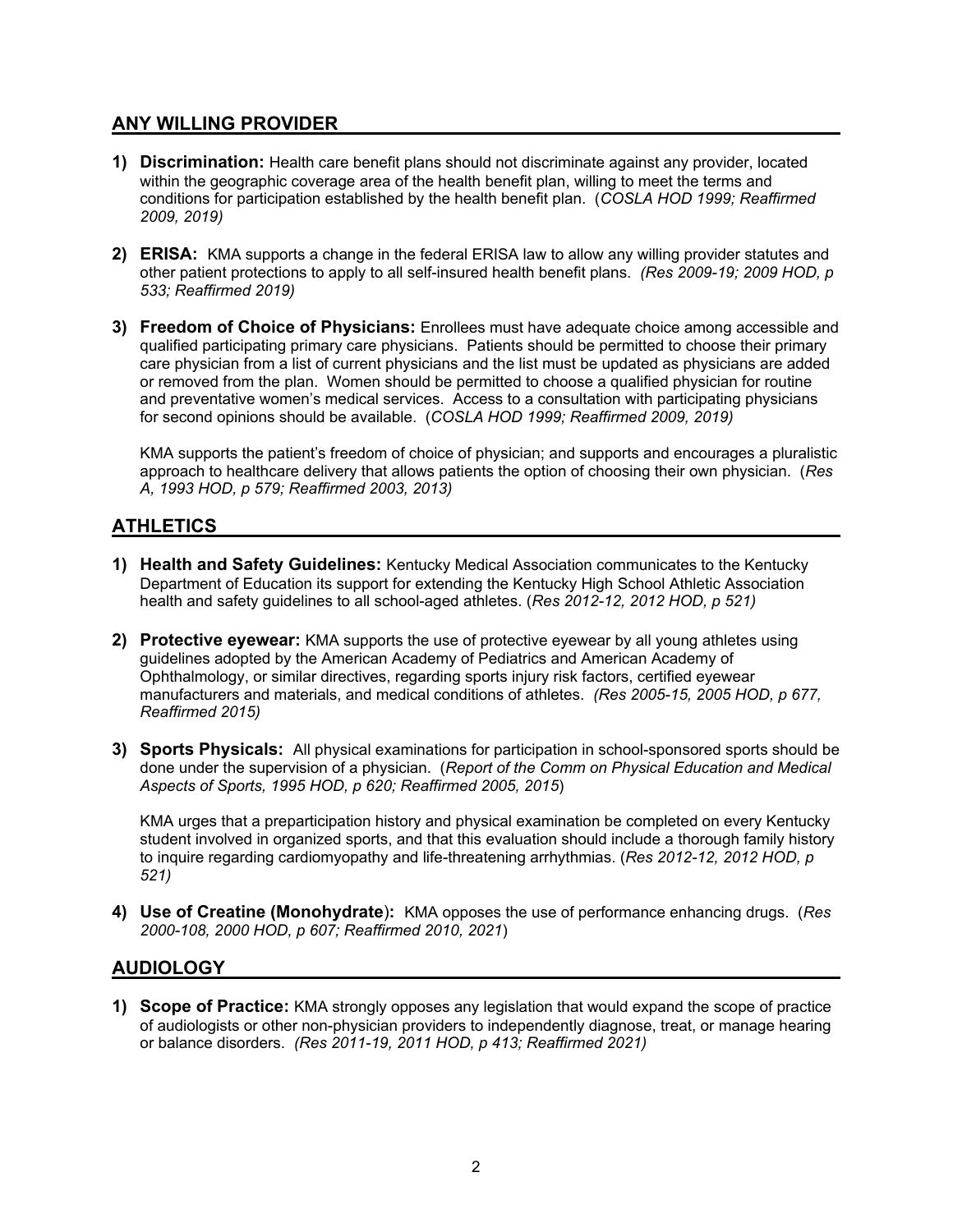## ANY WILLING PROVIDER

1) **Discrimination:** Health care benefit plans should not discriminate against any provider, located within the geographic coverage area of the health benefit plan, willing to meet the terms and conditions for participation established by the health benefit plan. (*COSLA HOD 1999; Reaffirmed 2009, 2019)*

2) **ERISA:** KMA supports a change in the federal ERISA law to allow any willing provider statutes and other patient protections to apply to all self-insured health benefit plans. *(Res 2009-19; 2009 HOD, p 533; Reaffirmed 2019)*

3) **Freedom of Choice of Physicians:** Enrollees must have adequate choice among accessible and qualified participating primary care physicians. Patients should be permitted to choose their primary care physician from a list of current physicians and the list must be updated as physicians are added or removed from the plan. Women should be permitted to choose a qualified physician for routine and preventative women's medical services. Access to a consultation with participating physicians for second opinions should be available. (*COSLA HOD 1999; Reaffirmed 2009, 2019)*

   KMA supports the patient's freedom of choice of physician; and supports and encourages a pluralistic approach to healthcare delivery that allows patients the option of choosing their own physician. (*Res A, 1993 HOD, p 579; Reaffirmed 2003, 2013)*

## ATHLETICS

1) **Health and Safety Guidelines:** Kentucky Medical Association communicates to the Kentucky Department of Education its support for extending the Kentucky High School Athletic Association health and safety guidelines to all school-aged athletes. (*Res 2012-12, 2012 HOD, p 521)*

2) **Protective eyewear:** KMA supports the use of protective eyewear by all young athletes using guidelines adopted by the American Academy of Pediatrics and American Academy of Ophthalmology, or similar directives, regarding sports injury risk factors, certified eyewear manufacturers and materials, and medical conditions of athletes. *(Res 2005-15, 2005 HOD, p 677, Reaffirmed 2015)*

3) **Sports Physicals:** All physical examinations for participation in school-sponsored sports should be done under the supervision of a physician. (*Report of the Comm on Physical Education and Medical Aspects of Sports, 1995 HOD, p 620; Reaffirmed 2005, 2015*)

   KMA urges that a preparticipation history and physical examination be completed on every Kentucky student involved in organized sports, and that this evaluation should include a thorough family history to inquire regarding cardiomyopathy and life-threatening arrhythmias. (*Res 2012-12, 2012 HOD, p 521)*

4) **Use of Creatine (Monohydrate):** KMA opposes the use of performance enhancing drugs. (*Res 2000-108, 2000 HOD, p 607; Reaffirmed 2010, 2021*)

## AUDIOLOGY

1) **Scope of Practice:** KMA strongly opposes any legislation that would expand the scope of practice of audiologists or other non-physician providers to independently diagnose, treat, or manage hearing or balance disorders. *(Res 2011-19, 2011 HOD, p 413; Reaffirmed 2021)*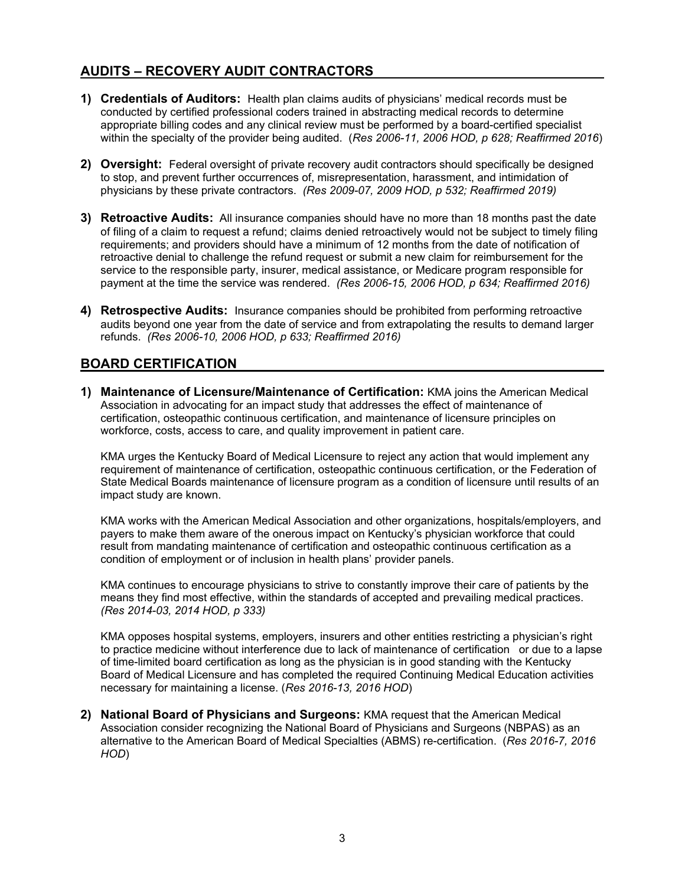## AUDITS – RECOVERY AUDIT CONTRACTORS

1) **Credentials of Auditors:** Health plan claims audits of physicians' medical records must be conducted by certified professional coders trained in abstracting medical records to determine appropriate billing codes and any clinical review must be performed by a board-certified specialist within the specialty of the provider being audited. (*Res 2006-11, 2006 HOD, p 628; Reaffirmed 2016*)

2) **Oversight:** Federal oversight of private recovery audit contractors should specifically be designed to stop, and prevent further occurrences of, misrepresentation, harassment, and intimidation of physicians by these private contractors. *(Res 2009-07, 2009 HOD, p 532; Reaffirmed 2019)*

3) **Retroactive Audits:** All insurance companies should have no more than 18 months past the date of filing of a claim to request a refund; claims denied retroactively would not be subject to timely filing requirements; and providers should have a minimum of 12 months from the date of notification of retroactive denial to challenge the refund request or submit a new claim for reimbursement for the service to the responsible party, insurer, medical assistance, or Medicare program responsible for payment at the time the service was rendered. *(Res 2006-15, 2006 HOD, p 634; Reaffirmed 2016)*

4) **Retrospective Audits:** Insurance companies should be prohibited from performing retroactive audits beyond one year from the date of service and from extrapolating the results to demand larger refunds. *(Res 2006-10, 2006 HOD, p 633; Reaffirmed 2016)*

## BOARD CERTIFICATION

1) **Maintenance of Licensure/Maintenance of Certification:** KMA joins the American Medical Association in advocating for an impact study that addresses the effect of maintenance of certification, osteopathic continuous certification, and maintenance of licensure principles on workforce, costs, access to care, and quality improvement in patient care.

   KMA urges the Kentucky Board of Medical Licensure to reject any action that would implement any requirement of maintenance of certification, osteopathic continuous certification, or the Federation of State Medical Boards maintenance of licensure program as a condition of licensure until results of an impact study are known.

   KMA works with the American Medical Association and other organizations, hospitals/employers, and payers to make them aware of the onerous impact on Kentucky's physician workforce that could result from mandating maintenance of certification and osteopathic continuous certification as a condition of employment or of inclusion in health plans' provider panels.

   KMA continues to encourage physicians to strive to constantly improve their care of patients by the means they find most effective, within the standards of accepted and prevailing medical practices. *(Res 2014-03, 2014 HOD, p 333)*

   KMA opposes hospital systems, employers, insurers and other entities restricting a physician's right to practice medicine without interference due to lack of maintenance of certification or due to a lapse of time-limited board certification as long as the physician is in good standing with the Kentucky Board of Medical Licensure and has completed the required Continuing Medical Education activities necessary for maintaining a license. (*Res 2016-13, 2016 HOD*)

2) **National Board of Physicians and Surgeons:** KMA request that the American Medical Association consider recognizing the National Board of Physicians and Surgeons (NBPAS) as an alternative to the American Board of Medical Specialties (ABMS) re-certification. (*Res 2016-7, 2016 HOD*)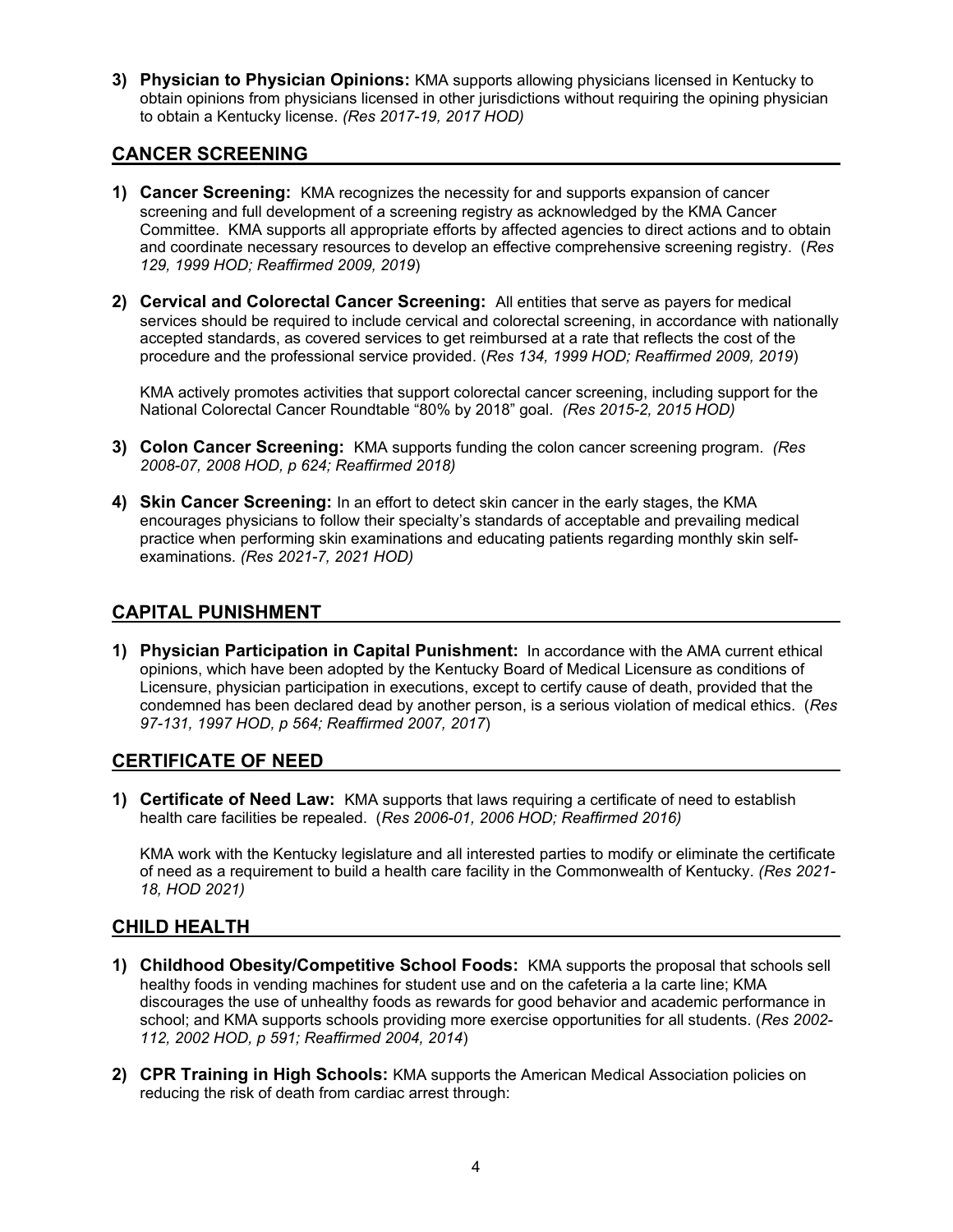3) **Physician to Physician Opinions:** KMA supports allowing physicians licensed in Kentucky to obtain opinions from physicians licensed in other jurisdictions without requiring the opining physician to obtain a Kentucky license. *(Res 2017-19, 2017 HOD)*

## CANCER SCREENING

1) **Cancer Screening:** KMA recognizes the necessity for and supports expansion of cancer screening and full development of a screening registry as acknowledged by the KMA Cancer Committee. KMA supports all appropriate efforts by affected agencies to direct actions and to obtain and coordinate necessary resources to develop an effective comprehensive screening registry. (*Res 129, 1999 HOD; Reaffirmed 2009, 2019*)

2) **Cervical and Colorectal Cancer Screening:** All entities that serve as payers for medical services should be required to include cervical and colorectal screening, in accordance with nationally accepted standards, as covered services to get reimbursed at a rate that reflects the cost of the procedure and the professional service provided. (*Res 134, 1999 HOD; Reaffirmed 2009, 2019*)

   KMA actively promotes activities that support colorectal cancer screening, including support for the National Colorectal Cancer Roundtable "80% by 2018" goal. *(Res 2015-2, 2015 HOD)*

3) **Colon Cancer Screening:** KMA supports funding the colon cancer screening program. *(Res 2008-07, 2008 HOD, p 624; Reaffirmed 2018)*

4) **Skin Cancer Screening:** In an effort to detect skin cancer in the early stages, the KMA encourages physicians to follow their specialty's standards of acceptable and prevailing medical practice when performing skin examinations and educating patients regarding monthly skin self-examinations. *(Res 2021-7, 2021 HOD)*

## CAPITAL PUNISHMENT

1) **Physician Participation in Capital Punishment:** In accordance with the AMA current ethical opinions, which have been adopted by the Kentucky Board of Medical Licensure as conditions of Licensure, physician participation in executions, except to certify cause of death, provided that the condemned has been declared dead by another person, is a serious violation of medical ethics. (*Res 97-131, 1997 HOD, p 564; Reaffirmed 2007, 2017*)

## CERTIFICATE OF NEED

1) **Certificate of Need Law:** KMA supports that laws requiring a certificate of need to establish health care facilities be repealed. (*Res 2006-01, 2006 HOD; Reaffirmed 2016)*

   KMA work with the Kentucky legislature and all interested parties to modify or eliminate the certificate of need as a requirement to build a health care facility in the Commonwealth of Kentucky. *(Res 2021-18, HOD 2021)*

## CHILD HEALTH

1) **Childhood Obesity/Competitive School Foods:** KMA supports the proposal that schools sell healthy foods in vending machines for student use and on the cafeteria a la carte line; KMA discourages the use of unhealthy foods as rewards for good behavior and academic performance in school; and KMA supports schools providing more exercise opportunities for all students. (*Res 2002-112, 2002 HOD, p 591; Reaffirmed 2004, 2014*)

2) **CPR Training in High Schools:** KMA supports the American Medical Association policies on reducing the risk of death from cardiac arrest through: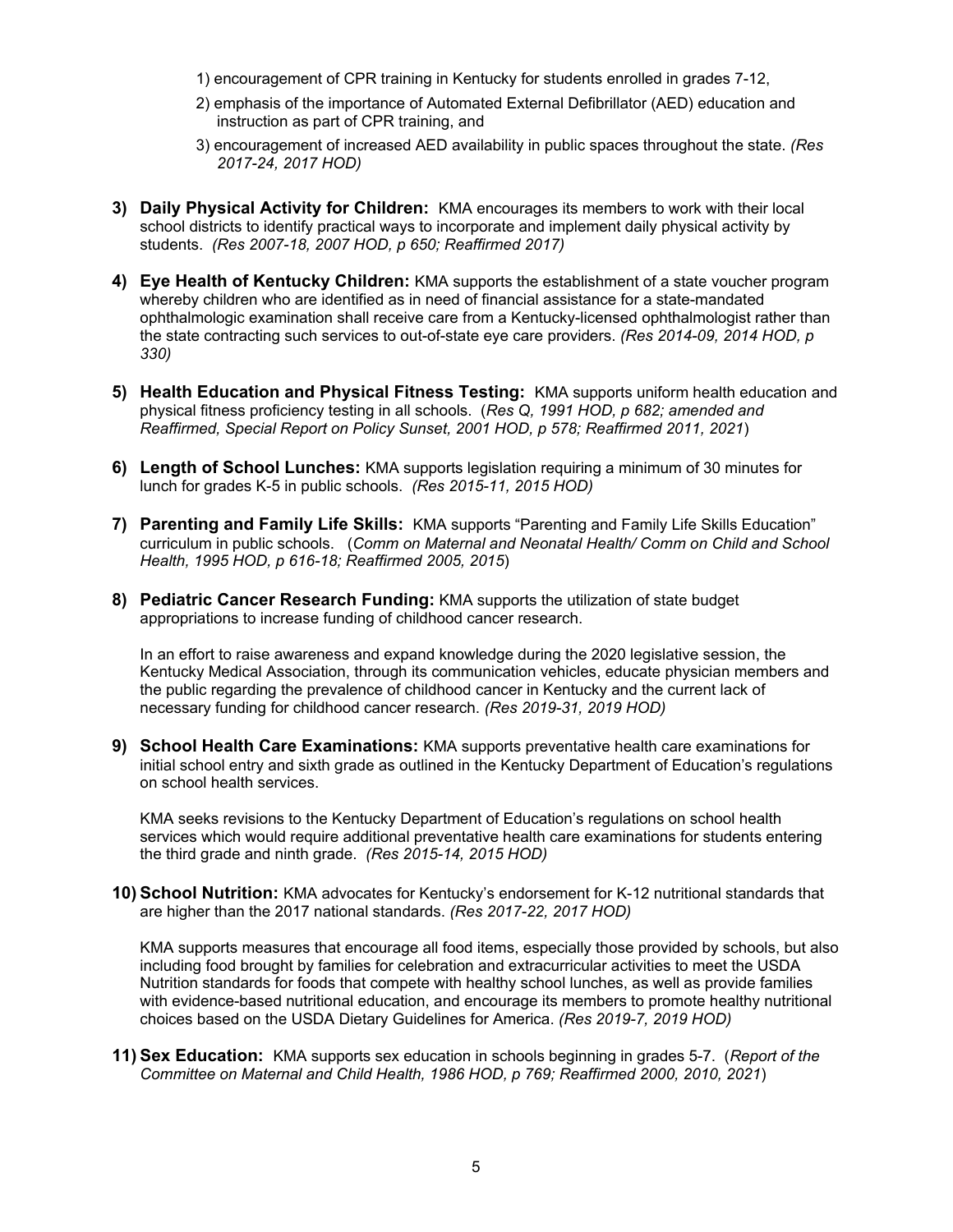1) encouragement of CPR training in Kentucky for students enrolled in grades 7-12,

2) emphasis of the importance of Automated External Defibrillator (AED) education and instruction as part of CPR training, and

3) encouragement of increased AED availability in public spaces throughout the state. *(Res 2017-24, 2017 HOD)*

**3) Daily Physical Activity for Children:** KMA encourages its members to work with their local school districts to identify practical ways to incorporate and implement daily physical activity by students. *(Res 2007-18, 2007 HOD, p 650; Reaffirmed 2017)*

**4) Eye Health of Kentucky Children:** KMA supports the establishment of a state voucher program whereby children who are identified as in need of financial assistance for a state-mandated ophthalmologic examination shall receive care from a Kentucky-licensed ophthalmologist rather than the state contracting such services to out-of-state eye care providers. *(Res 2014-09, 2014 HOD, p 330)*

**5) Health Education and Physical Fitness Testing:** KMA supports uniform health education and physical fitness proficiency testing in all schools. (*Res Q, 1991 HOD, p 682; amended and Reaffirmed, Special Report on Policy Sunset, 2001 HOD, p 578; Reaffirmed 2011, 2021*)

**6) Length of School Lunches:** KMA supports legislation requiring a minimum of 30 minutes for lunch for grades K-5 in public schools. *(Res 2015-11, 2015 HOD)*

**7) Parenting and Family Life Skills:** KMA supports "Parenting and Family Life Skills Education" curriculum in public schools. (*Comm on Maternal and Neonatal Health/ Comm on Child and School Health, 1995 HOD, p 616-18; Reaffirmed 2005, 2015*)

**8) Pediatric Cancer Research Funding:** KMA supports the utilization of state budget appropriations to increase funding of childhood cancer research.

In an effort to raise awareness and expand knowledge during the 2020 legislative session, the Kentucky Medical Association, through its communication vehicles, educate physician members and the public regarding the prevalence of childhood cancer in Kentucky and the current lack of necessary funding for childhood cancer research. *(Res 2019-31, 2019 HOD)*

**9) School Health Care Examinations:** KMA supports preventative health care examinations for initial school entry and sixth grade as outlined in the Kentucky Department of Education's regulations on school health services.

KMA seeks revisions to the Kentucky Department of Education's regulations on school health services which would require additional preventative health care examinations for students entering the third grade and ninth grade. *(Res 2015-14, 2015 HOD)*

**10) School Nutrition:** KMA advocates for Kentucky's endorsement for K-12 nutritional standards that are higher than the 2017 national standards. *(Res 2017-22, 2017 HOD)*

KMA supports measures that encourage all food items, especially those provided by schools, but also including food brought by families for celebration and extracurricular activities to meet the USDA Nutrition standards for foods that compete with healthy school lunches, as well as provide families with evidence-based nutritional education, and encourage its members to promote healthy nutritional choices based on the USDA Dietary Guidelines for America. *(Res 2019-7, 2019 HOD)*

**11) Sex Education:** KMA supports sex education in schools beginning in grades 5-7. (*Report of the Committee on Maternal and Child Health, 1986 HOD, p 769; Reaffirmed 2000, 2010, 2021*)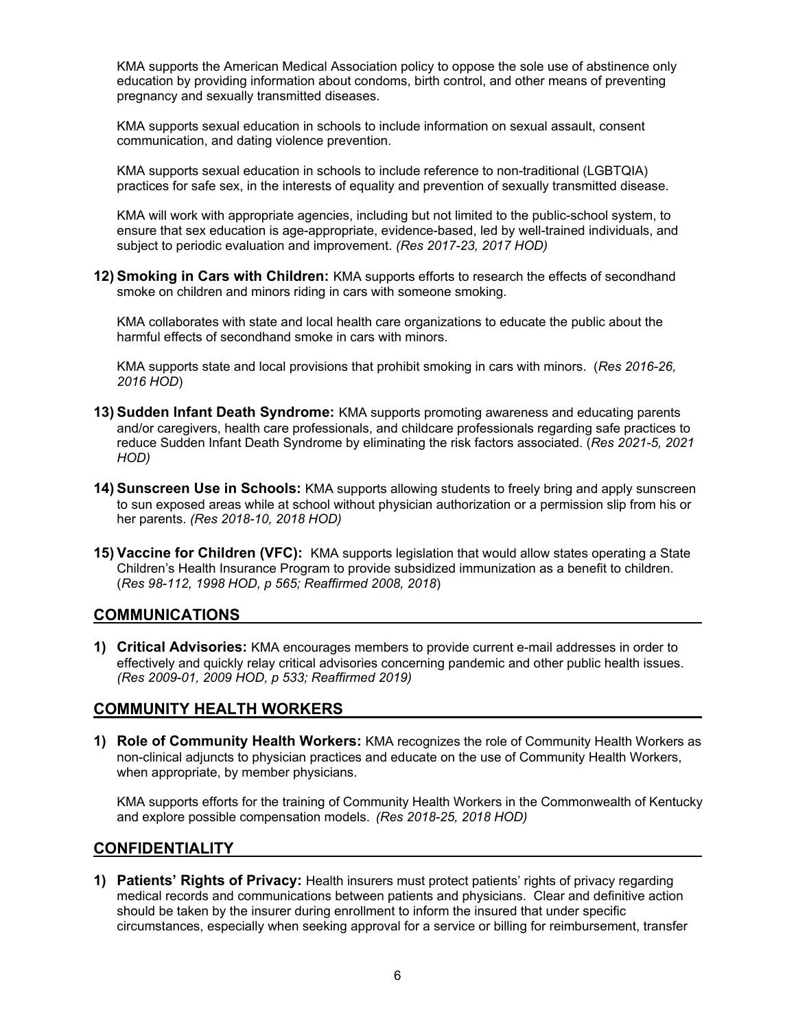KMA supports the American Medical Association policy to oppose the sole use of abstinence only education by providing information about condoms, birth control, and other means of preventing pregnancy and sexually transmitted diseases.

KMA supports sexual education in schools to include information on sexual assault, consent communication, and dating violence prevention.

KMA supports sexual education in schools to include reference to non-traditional (LGBTQIA) practices for safe sex, in the interests of equality and prevention of sexually transmitted disease.

KMA will work with appropriate agencies, including but not limited to the public-school system, to ensure that sex education is age-appropriate, evidence-based, led by well-trained individuals, and subject to periodic evaluation and improvement. *(Res 2017-23, 2017 HOD)*

12) **Smoking in Cars with Children:** KMA supports efforts to research the effects of secondhand smoke on children and minors riding in cars with someone smoking.

    KMA collaborates with state and local health care organizations to educate the public about the harmful effects of secondhand smoke in cars with minors.

    KMA supports state and local provisions that prohibit smoking in cars with minors. (*Res 2016-26, 2016 HOD*)

13) **Sudden Infant Death Syndrome:** KMA supports promoting awareness and educating parents and/or caregivers, health care professionals, and childcare professionals regarding safe practices to reduce Sudden Infant Death Syndrome by eliminating the risk factors associated. (*Res 2021-5, 2021 HOD)*

14) **Sunscreen Use in Schools:** KMA supports allowing students to freely bring and apply sunscreen to sun exposed areas while at school without physician authorization or a permission slip from his or her parents. *(Res 2018-10, 2018 HOD)*

15) **Vaccine for Children (VFC):** KMA supports legislation that would allow states operating a State Children's Health Insurance Program to provide subsidized immunization as a benefit to children. (*Res 98-112, 1998 HOD, p 565; Reaffirmed 2008, 2018*)

## COMMUNICATIONS

1) **Critical Advisories:** KMA encourages members to provide current e-mail addresses in order to effectively and quickly relay critical advisories concerning pandemic and other public health issues. *(Res 2009-01, 2009 HOD, p 533; Reaffirmed 2019)*

## COMMUNITY HEALTH WORKERS

1) **Role of Community Health Workers:** KMA recognizes the role of Community Health Workers as non-clinical adjuncts to physician practices and educate on the use of Community Health Workers, when appropriate, by member physicians.

    KMA supports efforts for the training of Community Health Workers in the Commonwealth of Kentucky and explore possible compensation models. *(Res 2018-25, 2018 HOD)*

## CONFIDENTIALITY

1) **Patients' Rights of Privacy:** Health insurers must protect patients' rights of privacy regarding medical records and communications between patients and physicians. Clear and definitive action should be taken by the insurer during enrollment to inform the insured that under specific circumstances, especially when seeking approval for a service or billing for reimbursement, transfer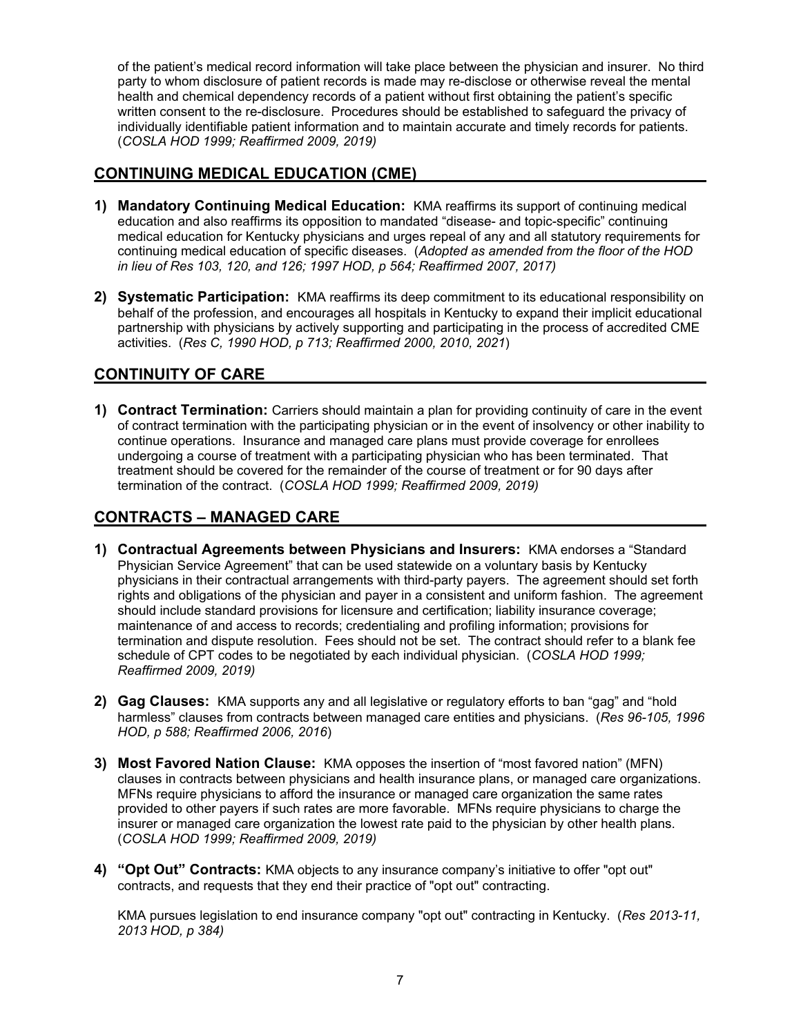of the patient's medical record information will take place between the physician and insurer. No third party to whom disclosure of patient records is made may re-disclose or otherwise reveal the mental health and chemical dependency records of a patient without first obtaining the patient's specific written consent to the re-disclosure. Procedures should be established to safeguard the privacy of individually identifiable patient information and to maintain accurate and timely records for patients. (*COSLA HOD 1999; Reaffirmed 2009, 2019)*

## CONTINUING MEDICAL EDUCATION (CME)

1) **Mandatory Continuing Medical Education:** KMA reaffirms its support of continuing medical education and also reaffirms its opposition to mandated "disease- and topic-specific" continuing medical education for Kentucky physicians and urges repeal of any and all statutory requirements for continuing medical education of specific diseases. (*Adopted as amended from the floor of the HOD in lieu of Res 103, 120, and 126; 1997 HOD, p 564; Reaffirmed 2007, 2017)*

2) **Systematic Participation:** KMA reaffirms its deep commitment to its educational responsibility on behalf of the profession, and encourages all hospitals in Kentucky to expand their implicit educational partnership with physicians by actively supporting and participating in the process of accredited CME activities. (*Res C, 1990 HOD, p 713; Reaffirmed 2000, 2010, 2021*)

## CONTINUITY OF CARE

1) **Contract Termination:** Carriers should maintain a plan for providing continuity of care in the event of contract termination with the participating physician or in the event of insolvency or other inability to continue operations. Insurance and managed care plans must provide coverage for enrollees undergoing a course of treatment with a participating physician who has been terminated. That treatment should be covered for the remainder of the course of treatment or for 90 days after termination of the contract. (*COSLA HOD 1999; Reaffirmed 2009, 2019)*

## CONTRACTS – MANAGED CARE

1) **Contractual Agreements between Physicians and Insurers:** KMA endorses a "Standard Physician Service Agreement" that can be used statewide on a voluntary basis by Kentucky physicians in their contractual arrangements with third-party payers. The agreement should set forth rights and obligations of the physician and payer in a consistent and uniform fashion. The agreement should include standard provisions for licensure and certification; liability insurance coverage; maintenance of and access to records; credentialing and profiling information; provisions for termination and dispute resolution. Fees should not be set. The contract should refer to a blank fee schedule of CPT codes to be negotiated by each individual physician. (*COSLA HOD 1999; Reaffirmed 2009, 2019)*

2) **Gag Clauses:** KMA supports any and all legislative or regulatory efforts to ban "gag" and "hold harmless" clauses from contracts between managed care entities and physicians. (*Res 96-105, 1996 HOD, p 588; Reaffirmed 2006, 2016*)

3) **Most Favored Nation Clause:** KMA opposes the insertion of "most favored nation" (MFN) clauses in contracts between physicians and health insurance plans, or managed care organizations. MFNs require physicians to afford the insurance or managed care organization the same rates provided to other payers if such rates are more favorable. MFNs require physicians to charge the insurer or managed care organization the lowest rate paid to the physician by other health plans. (*COSLA HOD 1999; Reaffirmed 2009, 2019)*

4) **"Opt Out" Contracts:** KMA objects to any insurance company's initiative to offer "opt out" contracts, and requests that they end their practice of "opt out" contracting.

   KMA pursues legislation to end insurance company "opt out" contracting in Kentucky. (*Res 2013-11, 2013 HOD, p 384)*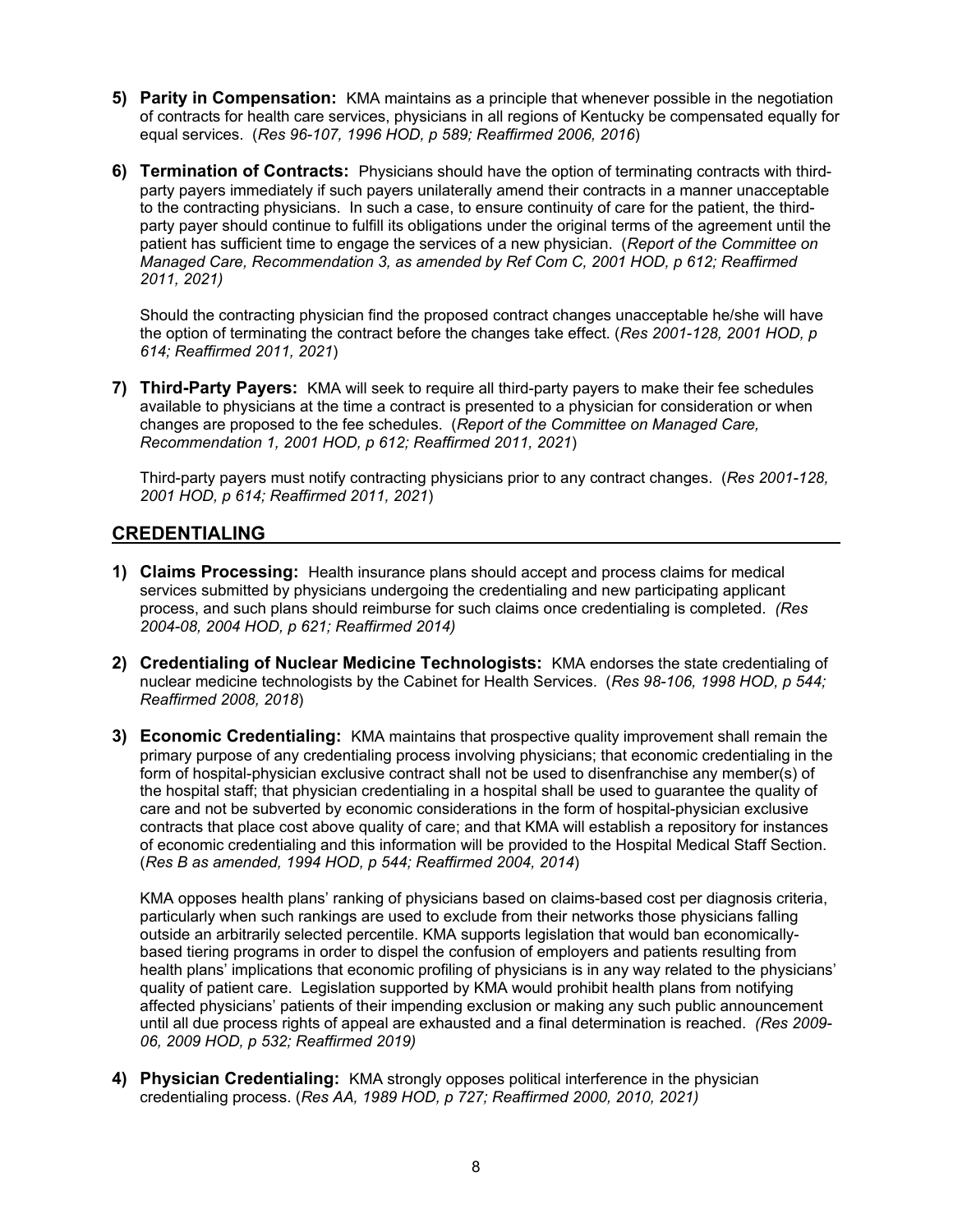5) **Parity in Compensation:** KMA maintains as a principle that whenever possible in the negotiation of contracts for health care services, physicians in all regions of Kentucky be compensated equally for equal services. (*Res 96-107, 1996 HOD, p 589; Reaffirmed 2006, 2016*)

6) **Termination of Contracts:** Physicians should have the option of terminating contracts with third-party payers immediately if such payers unilaterally amend their contracts in a manner unacceptable to the contracting physicians. In such a case, to ensure continuity of care for the patient, the third-party payer should continue to fulfill its obligations under the original terms of the agreement until the patient has sufficient time to engage the services of a new physician. (*Report of the Committee on Managed Care, Recommendation 3, as amended by Ref Com C, 2001 HOD, p 612; Reaffirmed 2011, 2021)*

   Should the contracting physician find the proposed contract changes unacceptable he/she will have the option of terminating the contract before the changes take effect. (*Res 2001-128, 2001 HOD, p 614; Reaffirmed 2011, 2021*)

7) **Third-Party Payers:** KMA will seek to require all third-party payers to make their fee schedules available to physicians at the time a contract is presented to a physician for consideration or when changes are proposed to the fee schedules. (*Report of the Committee on Managed Care, Recommendation 1, 2001 HOD, p 612; Reaffirmed 2011, 2021*)

   Third-party payers must notify contracting physicians prior to any contract changes. (*Res 2001-128, 2001 HOD, p 614; Reaffirmed 2011, 2021*)

## CREDENTIALING

1) **Claims Processing:** Health insurance plans should accept and process claims for medical services submitted by physicians undergoing the credentialing and new participating applicant process, and such plans should reimburse for such claims once credentialing is completed. *(Res 2004-08, 2004 HOD, p 621; Reaffirmed 2014)*

2) **Credentialing of Nuclear Medicine Technologists:** KMA endorses the state credentialing of nuclear medicine technologists by the Cabinet for Health Services. (*Res 98-106, 1998 HOD, p 544; Reaffirmed 2008, 2018*)

3) **Economic Credentialing:** KMA maintains that prospective quality improvement shall remain the primary purpose of any credentialing process involving physicians; that economic credentialing in the form of hospital-physician exclusive contract shall not be used to disenfranchise any member(s) of the hospital staff; that physician credentialing in a hospital shall be used to guarantee the quality of care and not be subverted by economic considerations in the form of hospital-physician exclusive contracts that place cost above quality of care; and that KMA will establish a repository for instances of economic credentialing and this information will be provided to the Hospital Medical Staff Section. (*Res B as amended, 1994 HOD, p 544; Reaffirmed 2004, 2014*)

   KMA opposes health plans' ranking of physicians based on claims-based cost per diagnosis criteria, particularly when such rankings are used to exclude from their networks those physicians falling outside an arbitrarily selected percentile. KMA supports legislation that would ban economically-based tiering programs in order to dispel the confusion of employers and patients resulting from health plans' implications that economic profiling of physicians is in any way related to the physicians' quality of patient care. Legislation supported by KMA would prohibit health plans from notifying affected physicians' patients of their impending exclusion or making any such public announcement until all due process rights of appeal are exhausted and a final determination is reached. *(Res 2009-06, 2009 HOD, p 532; Reaffirmed 2019)*

4) **Physician Credentialing:** KMA strongly opposes political interference in the physician credentialing process. (*Res AA, 1989 HOD, p 727; Reaffirmed 2000, 2010, 2021)*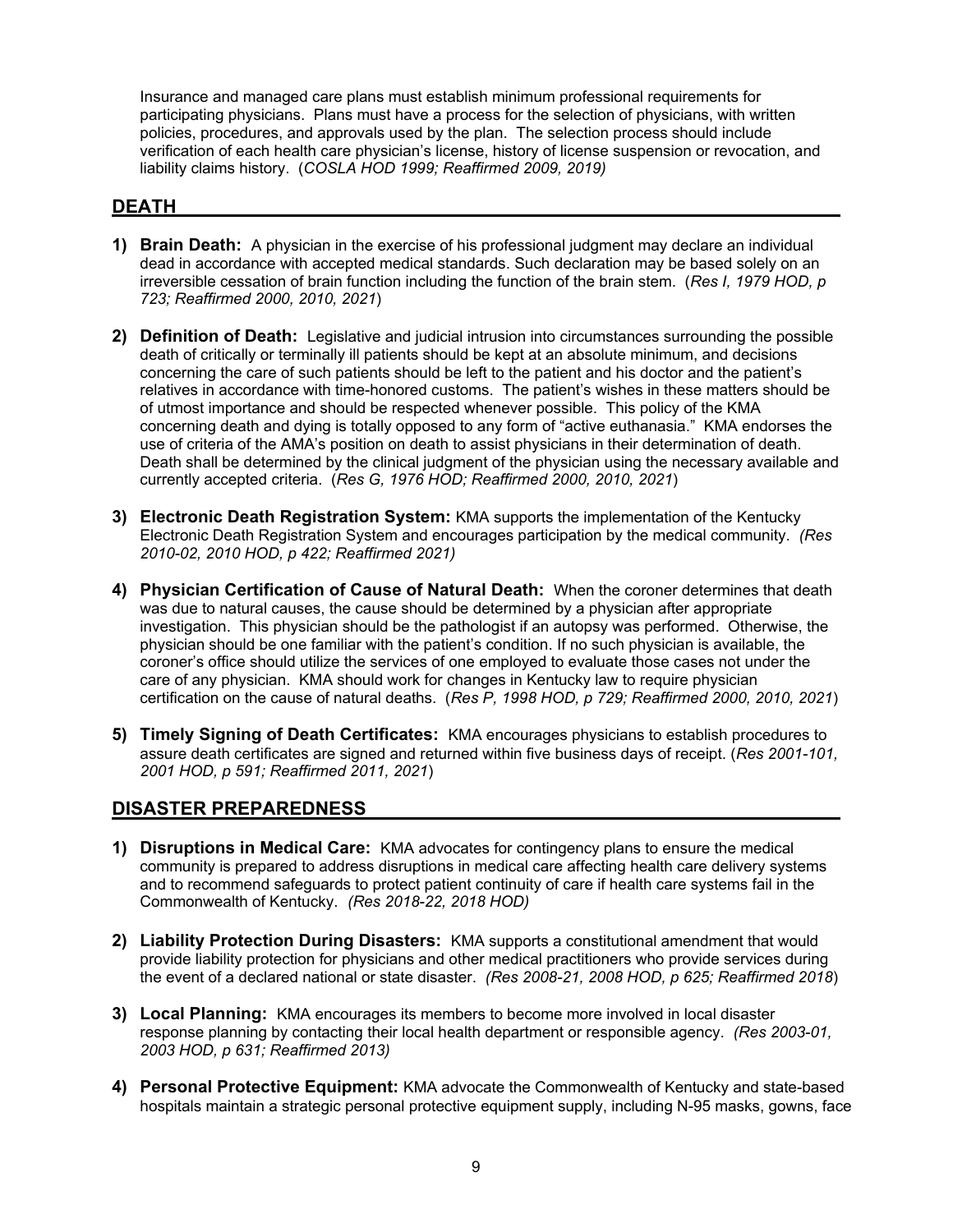Insurance and managed care plans must establish minimum professional requirements for participating physicians. Plans must have a process for the selection of physicians, with written policies, procedures, and approvals used by the plan. The selection process should include verification of each health care physician's license, history of license suspension or revocation, and liability claims history. (*COSLA HOD 1999; Reaffirmed 2009, 2019)*

## DEATH

1) **Brain Death:** A physician in the exercise of his professional judgment may declare an individual dead in accordance with accepted medical standards. Such declaration may be based solely on an irreversible cessation of brain function including the function of the brain stem. (*Res I, 1979 HOD, p 723; Reaffirmed 2000, 2010, 2021*)

2) **Definition of Death:** Legislative and judicial intrusion into circumstances surrounding the possible death of critically or terminally ill patients should be kept at an absolute minimum, and decisions concerning the care of such patients should be left to the patient and his doctor and the patient's relatives in accordance with time-honored customs. The patient's wishes in these matters should be of utmost importance and should be respected whenever possible. This policy of the KMA concerning death and dying is totally opposed to any form of "active euthanasia." KMA endorses the use of criteria of the AMA's position on death to assist physicians in their determination of death. Death shall be determined by the clinical judgment of the physician using the necessary available and currently accepted criteria. (*Res G, 1976 HOD; Reaffirmed 2000, 2010, 2021*)

3) **Electronic Death Registration System:** KMA supports the implementation of the Kentucky Electronic Death Registration System and encourages participation by the medical community. *(Res 2010-02, 2010 HOD, p 422; Reaffirmed 2021)*

4) **Physician Certification of Cause of Natural Death:** When the coroner determines that death was due to natural causes, the cause should be determined by a physician after appropriate investigation. This physician should be the pathologist if an autopsy was performed. Otherwise, the physician should be one familiar with the patient's condition. If no such physician is available, the coroner's office should utilize the services of one employed to evaluate those cases not under the care of any physician. KMA should work for changes in Kentucky law to require physician certification on the cause of natural deaths. (*Res P, 1998 HOD, p 729; Reaffirmed 2000, 2010, 2021*)

5) **Timely Signing of Death Certificates:** KMA encourages physicians to establish procedures to assure death certificates are signed and returned within five business days of receipt. (*Res 2001-101, 2001 HOD, p 591; Reaffirmed 2011, 2021*)

## DISASTER PREPAREDNESS

1) **Disruptions in Medical Care:** KMA advocates for contingency plans to ensure the medical community is prepared to address disruptions in medical care affecting health care delivery systems and to recommend safeguards to protect patient continuity of care if health care systems fail in the Commonwealth of Kentucky. *(Res 2018-22, 2018 HOD)*

2) **Liability Protection During Disasters:** KMA supports a constitutional amendment that would provide liability protection for physicians and other medical practitioners who provide services during the event of a declared national or state disaster. *(Res 2008-21, 2008 HOD, p 625; Reaffirmed 2018*)

3) **Local Planning:** KMA encourages its members to become more involved in local disaster response planning by contacting their local health department or responsible agency. *(Res 2003-01, 2003 HOD, p 631; Reaffirmed 2013)*

4) **Personal Protective Equipment:** KMA advocate the Commonwealth of Kentucky and state-based hospitals maintain a strategic personal protective equipment supply, including N-95 masks, gowns, face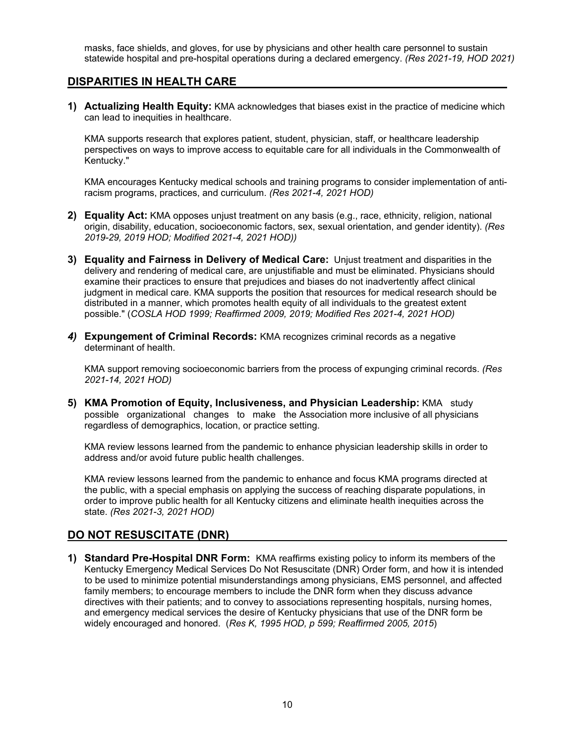masks, face shields, and gloves, for use by physicians and other health care personnel to sustain statewide hospital and pre-hospital operations during a declared emergency. *(Res 2021-19, HOD 2021)*

## DISPARITIES IN HEALTH CARE

**1) Actualizing Health Equity:** KMA acknowledges that biases exist in the practice of medicine which can lead to inequities in healthcare.

KMA supports research that explores patient, student, physician, staff, or healthcare leadership perspectives on ways to improve access to equitable care for all individuals in the Commonwealth of Kentucky."

KMA encourages Kentucky medical schools and training programs to consider implementation of anti-racism programs, practices, and curriculum. *(Res 2021-4, 2021 HOD)*

**2) Equality Act:** KMA opposes unjust treatment on any basis (e.g., race, ethnicity, religion, national origin, disability, education, socioeconomic factors, sex, sexual orientation, and gender identity). *(Res 2019-29, 2019 HOD; Modified 2021-4, 2021 HOD))*

**3) Equality and Fairness in Delivery of Medical Care:** Unjust treatment and disparities in the delivery and rendering of medical care, are unjustifiable and must be eliminated. Physicians should examine their practices to ensure that prejudices and biases do not inadvertently affect clinical judgment in medical care. KMA supports the position that resources for medical research should be distributed in a manner, which promotes health equity of all individuals to the greatest extent possible." (*COSLA HOD 1999; Reaffirmed 2009, 2019; Modified Res 2021-4, 2021 HOD)*

***4)*** **Expungement of Criminal Records:** KMA recognizes criminal records as a negative determinant of health.

KMA support removing socioeconomic barriers from the process of expunging criminal records. *(Res 2021-14, 2021 HOD)*

**5) KMA Promotion of Equity, Inclusiveness, and Physician Leadership:** KMA study possible organizational changes to make the Association more inclusive of all physicians regardless of demographics, location, or practice setting.

KMA review lessons learned from the pandemic to enhance physician leadership skills in order to address and/or avoid future public health challenges.

KMA review lessons learned from the pandemic to enhance and focus KMA programs directed at the public, with a special emphasis on applying the success of reaching disparate populations, in order to improve public health for all Kentucky citizens and eliminate health inequities across the state. *(Res 2021-3, 2021 HOD)*

## DO NOT RESUSCITATE (DNR)

**1) Standard Pre-Hospital DNR Form:** KMA reaffirms existing policy to inform its members of the Kentucky Emergency Medical Services Do Not Resuscitate (DNR) Order form, and how it is intended to be used to minimize potential misunderstandings among physicians, EMS personnel, and affected family members; to encourage members to include the DNR form when they discuss advance directives with their patients; and to convey to associations representing hospitals, nursing homes, and emergency medical services the desire of Kentucky physicians that use of the DNR form be widely encouraged and honored. (*Res K, 1995 HOD, p 599; Reaffirmed 2005, 2015*)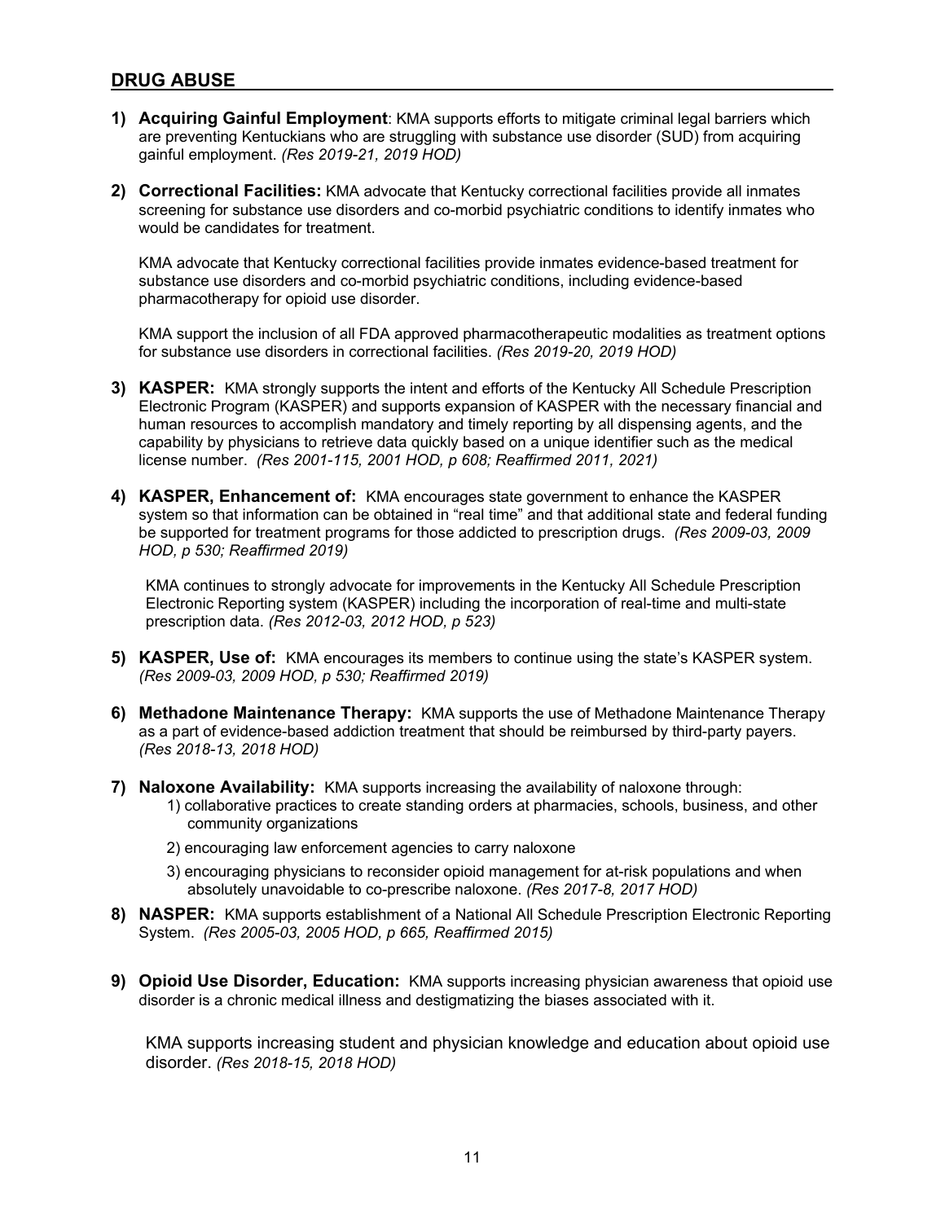## DRUG ABUSE

1) **Acquiring Gainful Employment**: KMA supports efforts to mitigate criminal legal barriers which are preventing Kentuckians who are struggling with substance use disorder (SUD) from acquiring gainful employment. *(Res 2019-21, 2019 HOD)*

2) **Correctional Facilities:** KMA advocate that Kentucky correctional facilities provide all inmates screening for substance use disorders and co-morbid psychiatric conditions to identify inmates who would be candidates for treatment.

   KMA advocate that Kentucky correctional facilities provide inmates evidence-based treatment for substance use disorders and co-morbid psychiatric conditions, including evidence-based pharmacotherapy for opioid use disorder.

   KMA support the inclusion of all FDA approved pharmacotherapeutic modalities as treatment options for substance use disorders in correctional facilities. *(Res 2019-20, 2019 HOD)*

3) **KASPER:** KMA strongly supports the intent and efforts of the Kentucky All Schedule Prescription Electronic Program (KASPER) and supports expansion of KASPER with the necessary financial and human resources to accomplish mandatory and timely reporting by all dispensing agents, and the capability by physicians to retrieve data quickly based on a unique identifier such as the medical license number. *(Res 2001-115, 2001 HOD, p 608; Reaffirmed 2011, 2021)*

4) **KASPER, Enhancement of:** KMA encourages state government to enhance the KASPER system so that information can be obtained in "real time" and that additional state and federal funding be supported for treatment programs for those addicted to prescription drugs. *(Res 2009-03, 2009 HOD, p 530; Reaffirmed 2019)*

   KMA continues to strongly advocate for improvements in the Kentucky All Schedule Prescription Electronic Reporting system (KASPER) including the incorporation of real-time and multi-state prescription data. *(Res 2012-03, 2012 HOD, p 523)*

5) **KASPER, Use of:** KMA encourages its members to continue using the state's KASPER system. *(Res 2009-03, 2009 HOD, p 530; Reaffirmed 2019)*

6) **Methadone Maintenance Therapy:** KMA supports the use of Methadone Maintenance Therapy as a part of evidence-based addiction treatment that should be reimbursed by third-party payers. *(Res 2018-13, 2018 HOD)*

7) **Naloxone Availability:** KMA supports increasing the availability of naloxone through:
   1) collaborative practices to create standing orders at pharmacies, schools, business, and other community organizations
   2) encouraging law enforcement agencies to carry naloxone
   3) encouraging physicians to reconsider opioid management for at-risk populations and when absolutely unavoidable to co-prescribe naloxone. *(Res 2017-8, 2017 HOD)*

8) **NASPER:** KMA supports establishment of a National All Schedule Prescription Electronic Reporting System. *(Res 2005-03, 2005 HOD, p 665, Reaffirmed 2015)*

9) **Opioid Use Disorder, Education:** KMA supports increasing physician awareness that opioid use disorder is a chronic medical illness and destigmatizing the biases associated with it.

   KMA supports increasing student and physician knowledge and education about opioid use disorder. *(Res 2018-15, 2018 HOD)*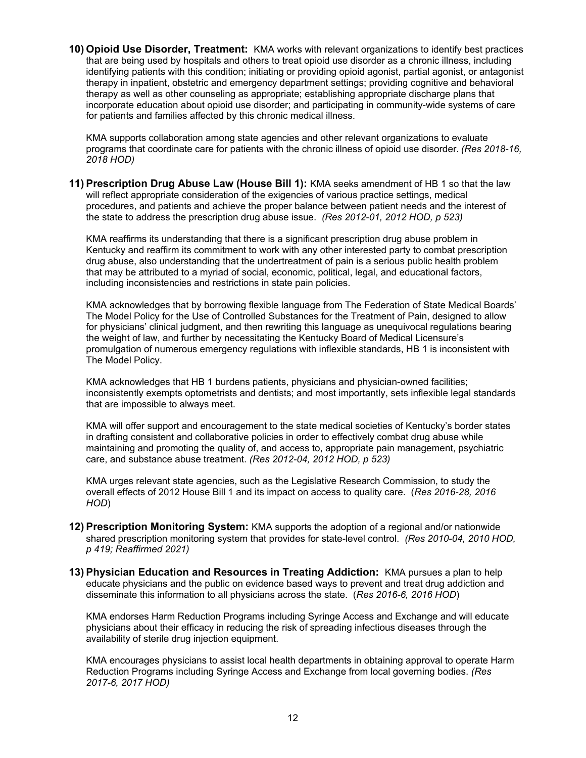**10) Opioid Use Disorder, Treatment:** KMA works with relevant organizations to identify best practices that are being used by hospitals and others to treat opioid use disorder as a chronic illness, including identifying patients with this condition; initiating or providing opioid agonist, partial agonist, or antagonist therapy in inpatient, obstetric and emergency department settings; providing cognitive and behavioral therapy as well as other counseling as appropriate; establishing appropriate discharge plans that incorporate education about opioid use disorder; and participating in community-wide systems of care for patients and families affected by this chronic medical illness.

KMA supports collaboration among state agencies and other relevant organizations to evaluate programs that coordinate care for patients with the chronic illness of opioid use disorder. *(Res 2018-16, 2018 HOD)*

**11) Prescription Drug Abuse Law (House Bill 1):** KMA seeks amendment of HB 1 so that the law will reflect appropriate consideration of the exigencies of various practice settings, medical procedures, and patients and achieve the proper balance between patient needs and the interest of the state to address the prescription drug abuse issue. *(Res 2012-01, 2012 HOD, p 523)*

KMA reaffirms its understanding that there is a significant prescription drug abuse problem in Kentucky and reaffirm its commitment to work with any other interested party to combat prescription drug abuse, also understanding that the undertreatment of pain is a serious public health problem that may be attributed to a myriad of social, economic, political, legal, and educational factors, including inconsistencies and restrictions in state pain policies.

KMA acknowledges that by borrowing flexible language from The Federation of State Medical Boards' The Model Policy for the Use of Controlled Substances for the Treatment of Pain, designed to allow for physicians' clinical judgment, and then rewriting this language as unequivocal regulations bearing the weight of law, and further by necessitating the Kentucky Board of Medical Licensure's promulgation of numerous emergency regulations with inflexible standards, HB 1 is inconsistent with The Model Policy.

KMA acknowledges that HB 1 burdens patients, physicians and physician-owned facilities; inconsistently exempts optometrists and dentists; and most importantly, sets inflexible legal standards that are impossible to always meet.

KMA will offer support and encouragement to the state medical societies of Kentucky's border states in drafting consistent and collaborative policies in order to effectively combat drug abuse while maintaining and promoting the quality of, and access to, appropriate pain management, psychiatric care, and substance abuse treatment. *(Res 2012-04, 2012 HOD, p 523)*

KMA urges relevant state agencies, such as the Legislative Research Commission, to study the overall effects of 2012 House Bill 1 and its impact on access to quality care. (*Res 2016-28, 2016 HOD*)

**12) Prescription Monitoring System:** KMA supports the adoption of a regional and/or nationwide shared prescription monitoring system that provides for state-level control. *(Res 2010-04, 2010 HOD, p 419; Reaffirmed 2021)*

**13) Physician Education and Resources in Treating Addiction:** KMA pursues a plan to help educate physicians and the public on evidence based ways to prevent and treat drug addiction and disseminate this information to all physicians across the state. (*Res 2016-6, 2016 HOD*)

KMA endorses Harm Reduction Programs including Syringe Access and Exchange and will educate physicians about their efficacy in reducing the risk of spreading infectious diseases through the availability of sterile drug injection equipment.

KMA encourages physicians to assist local health departments in obtaining approval to operate Harm Reduction Programs including Syringe Access and Exchange from local governing bodies. *(Res 2017-6, 2017 HOD)*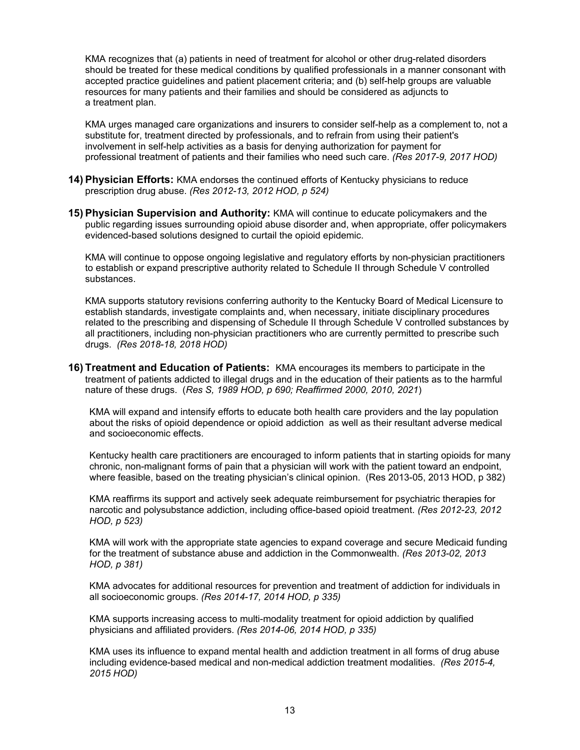KMA recognizes that (a) patients in need of treatment for alcohol or other drug-related disorders should be treated for these medical conditions by qualified professionals in a manner consonant with accepted practice guidelines and patient placement criteria; and (b) self-help groups are valuable resources for many patients and their families and should be considered as adjuncts to a treatment plan.

KMA urges managed care organizations and insurers to consider self-help as a complement to, not a substitute for, treatment directed by professionals, and to refrain from using their patient's involvement in self-help activities as a basis for denying authorization for payment for professional treatment of patients and their families who need such care. *(Res 2017-9, 2017 HOD)*

14) **Physician Efforts:** KMA endorses the continued efforts of Kentucky physicians to reduce prescription drug abuse. *(Res 2012-13, 2012 HOD, p 524)*

15) **Physician Supervision and Authority:** KMA will continue to educate policymakers and the public regarding issues surrounding opioid abuse disorder and, when appropriate, offer policymakers evidenced-based solutions designed to curtail the opioid epidemic.

KMA will continue to oppose ongoing legislative and regulatory efforts by non-physician practitioners to establish or expand prescriptive authority related to Schedule II through Schedule V controlled substances.

KMA supports statutory revisions conferring authority to the Kentucky Board of Medical Licensure to establish standards, investigate complaints and, when necessary, initiate disciplinary procedures related to the prescribing and dispensing of Schedule II through Schedule V controlled substances by all practitioners, including non-physician practitioners who are currently permitted to prescribe such drugs. *(Res 2018-18, 2018 HOD)*

16) **Treatment and Education of Patients:** KMA encourages its members to participate in the treatment of patients addicted to illegal drugs and in the education of their patients as to the harmful nature of these drugs. (*Res S, 1989 HOD, p 690; Reaffirmed 2000, 2010, 2021*)

KMA will expand and intensify efforts to educate both health care providers and the lay population about the risks of opioid dependence or opioid addiction as well as their resultant adverse medical and socioeconomic effects.

Kentucky health care practitioners are encouraged to inform patients that in starting opioids for many chronic, non-malignant forms of pain that a physician will work with the patient toward an endpoint, where feasible, based on the treating physician's clinical opinion. (Res 2013-05, 2013 HOD, p 382)

KMA reaffirms its support and actively seek adequate reimbursement for psychiatric therapies for narcotic and polysubstance addiction, including office-based opioid treatment. *(Res 2012-23, 2012 HOD, p 523)*

KMA will work with the appropriate state agencies to expand coverage and secure Medicaid funding for the treatment of substance abuse and addiction in the Commonwealth. *(Res 2013-02, 2013 HOD, p 381)*

KMA advocates for additional resources for prevention and treatment of addiction for individuals in all socioeconomic groups. *(Res 2014-17, 2014 HOD, p 335)*

KMA supports increasing access to multi-modality treatment for opioid addiction by qualified physicians and affiliated providers. *(Res 2014-06, 2014 HOD, p 335)*

KMA uses its influence to expand mental health and addiction treatment in all forms of drug abuse including evidence-based medical and non-medical addiction treatment modalities. *(Res 2015-4, 2015 HOD)*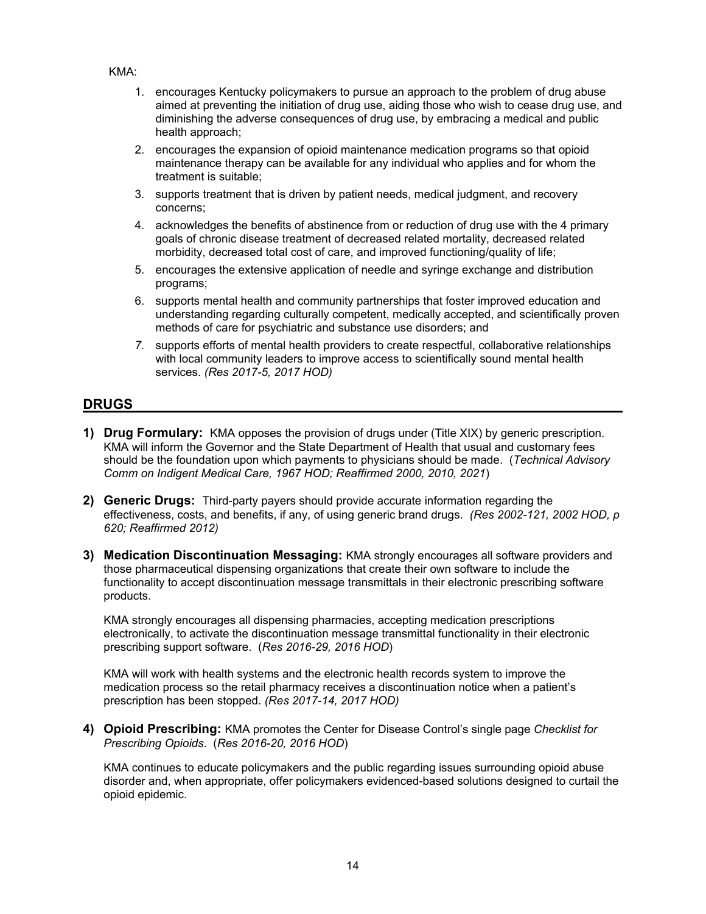KMA:

1. encourages Kentucky policymakers to pursue an approach to the problem of drug abuse aimed at preventing the initiation of drug use, aiding those who wish to cease drug use, and diminishing the adverse consequences of drug use, by embracing a medical and public health approach;
2. encourages the expansion of opioid maintenance medication programs so that opioid maintenance therapy can be available for any individual who applies and for whom the treatment is suitable;
3. supports treatment that is driven by patient needs, medical judgment, and recovery concerns;
4. acknowledges the benefits of abstinence from or reduction of drug use with the 4 primary goals of chronic disease treatment of decreased related mortality, decreased related morbidity, decreased total cost of care, and improved functioning/quality of life;
5. encourages the extensive application of needle and syringe exchange and distribution programs;
6. supports mental health and community partnerships that foster improved education and understanding regarding culturally competent, medically accepted, and scientifically proven methods of care for psychiatric and substance use disorders; and
7. supports efforts of mental health providers to create respectful, collaborative relationships with local community leaders to improve access to scientifically sound mental health services. *(Res 2017-5, 2017 HOD)*

## DRUGS

**1) Drug Formulary:** KMA opposes the provision of drugs under (Title XIX) by generic prescription. KMA will inform the Governor and the State Department of Health that usual and customary fees should be the foundation upon which payments to physicians should be made. (*Technical Advisory Comm on Indigent Medical Care, 1967 HOD; Reaffirmed 2000, 2010, 2021*)

**2) Generic Drugs:** Third-party payers should provide accurate information regarding the effectiveness, costs, and benefits, if any, of using generic brand drugs. *(Res 2002-121, 2002 HOD, p 620; Reaffirmed 2012)*

**3) Medication Discontinuation Messaging:** KMA strongly encourages all software providers and those pharmaceutical dispensing organizations that create their own software to include the functionality to accept discontinuation message transmittals in their electronic prescribing software products.

KMA strongly encourages all dispensing pharmacies, accepting medication prescriptions electronically, to activate the discontinuation message transmittal functionality in their electronic prescribing support software. (*Res 2016-29, 2016 HOD*)

KMA will work with health systems and the electronic health records system to improve the medication process so the retail pharmacy receives a discontinuation notice when a patient's prescription has been stopped. *(Res 2017-14, 2017 HOD)*

**4) Opioid Prescribing:** KMA promotes the Center for Disease Control's single page *Checklist for Prescribing Opioids*. (*Res 2016-20, 2016 HOD*)

KMA continues to educate policymakers and the public regarding issues surrounding opioid abuse disorder and, when appropriate, offer policymakers evidenced-based solutions designed to curtail the opioid epidemic.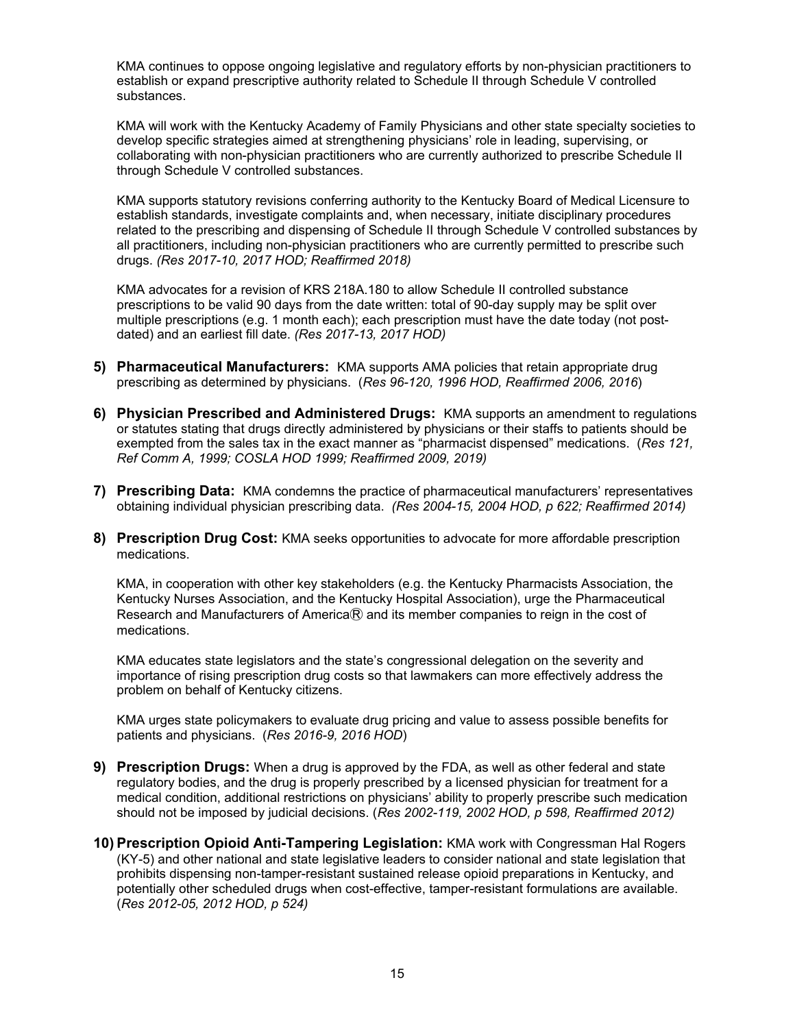KMA continues to oppose ongoing legislative and regulatory efforts by non-physician practitioners to establish or expand prescriptive authority related to Schedule II through Schedule V controlled substances.

KMA will work with the Kentucky Academy of Family Physicians and other state specialty societies to develop specific strategies aimed at strengthening physicians' role in leading, supervising, or collaborating with non-physician practitioners who are currently authorized to prescribe Schedule II through Schedule V controlled substances.

KMA supports statutory revisions conferring authority to the Kentucky Board of Medical Licensure to establish standards, investigate complaints and, when necessary, initiate disciplinary procedures related to the prescribing and dispensing of Schedule II through Schedule V controlled substances by all practitioners, including non-physician practitioners who are currently permitted to prescribe such drugs. *(Res 2017-10, 2017 HOD; Reaffirmed 2018)*

KMA advocates for a revision of KRS 218A.180 to allow Schedule II controlled substance prescriptions to be valid 90 days from the date written: total of 90-day supply may be split over multiple prescriptions (e.g. 1 month each); each prescription must have the date today (not post-dated) and an earliest fill date. *(Res 2017-13, 2017 HOD)*

5) **Pharmaceutical Manufacturers:** KMA supports AMA policies that retain appropriate drug prescribing as determined by physicians. (*Res 96-120, 1996 HOD, Reaffirmed 2006, 2016*)

6) **Physician Prescribed and Administered Drugs:** KMA supports an amendment to regulations or statutes stating that drugs directly administered by physicians or their staffs to patients should be exempted from the sales tax in the exact manner as "pharmacist dispensed" medications. (*Res 121, Ref Comm A, 1999; COSLA HOD 1999; Reaffirmed 2009, 2019)*

7) **Prescribing Data:** KMA condemns the practice of pharmaceutical manufacturers' representatives obtaining individual physician prescribing data. *(Res 2004-15, 2004 HOD, p 622; Reaffirmed 2014)*

8) **Prescription Drug Cost:** KMA seeks opportunities to advocate for more affordable prescription medications.

   KMA, in cooperation with other key stakeholders (e.g. the Kentucky Pharmacists Association, the Kentucky Nurses Association, and the Kentucky Hospital Association), urge the Pharmaceutical Research and Manufacturers of America® and its member companies to reign in the cost of medications.

   KMA educates state legislators and the state's congressional delegation on the severity and importance of rising prescription drug costs so that lawmakers can more effectively address the problem on behalf of Kentucky citizens.

   KMA urges state policymakers to evaluate drug pricing and value to assess possible benefits for patients and physicians. (*Res 2016-9, 2016 HOD*)

9) **Prescription Drugs:** When a drug is approved by the FDA, as well as other federal and state regulatory bodies, and the drug is properly prescribed by a licensed physician for treatment for a medical condition, additional restrictions on physicians' ability to properly prescribe such medication should not be imposed by judicial decisions. (*Res 2002-119, 2002 HOD, p 598, Reaffirmed 2012)*

10) **Prescription Opioid Anti-Tampering Legislation:** KMA work with Congressman Hal Rogers (KY-5) and other national and state legislative leaders to consider national and state legislation that prohibits dispensing non-tamper-resistant sustained release opioid preparations in Kentucky, and potentially other scheduled drugs when cost-effective, tamper-resistant formulations are available. (*Res 2012-05, 2012 HOD, p 524)*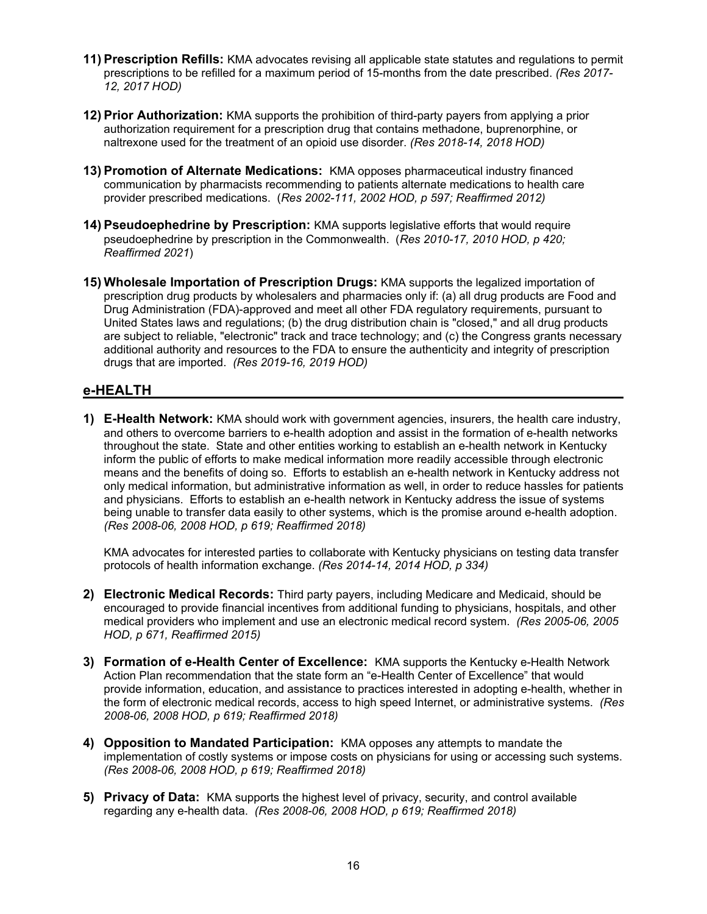11) **Prescription Refills:** KMA advocates revising all applicable state statutes and regulations to permit prescriptions to be refilled for a maximum period of 15-months from the date prescribed. *(Res 2017-12, 2017 HOD)*

12) **Prior Authorization:** KMA supports the prohibition of third-party payers from applying a prior authorization requirement for a prescription drug that contains methadone, buprenorphine, or naltrexone used for the treatment of an opioid use disorder. *(Res 2018-14, 2018 HOD)*

13) **Promotion of Alternate Medications:** KMA opposes pharmaceutical industry financed communication by pharmacists recommending to patients alternate medications to health care provider prescribed medications. (*Res 2002-111, 2002 HOD, p 597; Reaffirmed 2012)*

14) **Pseudoephedrine by Prescription:** KMA supports legislative efforts that would require pseudoephedrine by prescription in the Commonwealth. (*Res 2010-17, 2010 HOD, p 420; Reaffirmed 2021*)

15) **Wholesale Importation of Prescription Drugs:** KMA supports the legalized importation of prescription drug products by wholesalers and pharmacies only if: (a) all drug products are Food and Drug Administration (FDA)-approved and meet all other FDA regulatory requirements, pursuant to United States laws and regulations; (b) the drug distribution chain is "closed," and all drug products are subject to reliable, "electronic" track and trace technology; and (c) the Congress grants necessary additional authority and resources to the FDA to ensure the authenticity and integrity of prescription drugs that are imported. *(Res 2019-16, 2019 HOD)*

## e-HEALTH

1) **E-Health Network:** KMA should work with government agencies, insurers, the health care industry, and others to overcome barriers to e-health adoption and assist in the formation of e-health networks throughout the state. State and other entities working to establish an e-health network in Kentucky inform the public of efforts to make medical information more readily accessible through electronic means and the benefits of doing so. Efforts to establish an e-health network in Kentucky address not only medical information, but administrative information as well, in order to reduce hassles for patients and physicians. Efforts to establish an e-health network in Kentucky address the issue of systems being unable to transfer data easily to other systems, which is the promise around e-health adoption. *(Res 2008-06, 2008 HOD, p 619; Reaffirmed 2018)*

   KMA advocates for interested parties to collaborate with Kentucky physicians on testing data transfer protocols of health information exchange. *(Res 2014-14, 2014 HOD, p 334)*

2) **Electronic Medical Records:** Third party payers, including Medicare and Medicaid, should be encouraged to provide financial incentives from additional funding to physicians, hospitals, and other medical providers who implement and use an electronic medical record system. *(Res 2005-06, 2005 HOD, p 671, Reaffirmed 2015)*

3) **Formation of e-Health Center of Excellence:** KMA supports the Kentucky e-Health Network Action Plan recommendation that the state form an "e-Health Center of Excellence" that would provide information, education, and assistance to practices interested in adopting e-health, whether in the form of electronic medical records, access to high speed Internet, or administrative systems. *(Res 2008-06, 2008 HOD, p 619; Reaffirmed 2018)*

4) **Opposition to Mandated Participation:** KMA opposes any attempts to mandate the implementation of costly systems or impose costs on physicians for using or accessing such systems. *(Res 2008-06, 2008 HOD, p 619; Reaffirmed 2018)*

5) **Privacy of Data:** KMA supports the highest level of privacy, security, and control available regarding any e-health data. *(Res 2008-06, 2008 HOD, p 619; Reaffirmed 2018)*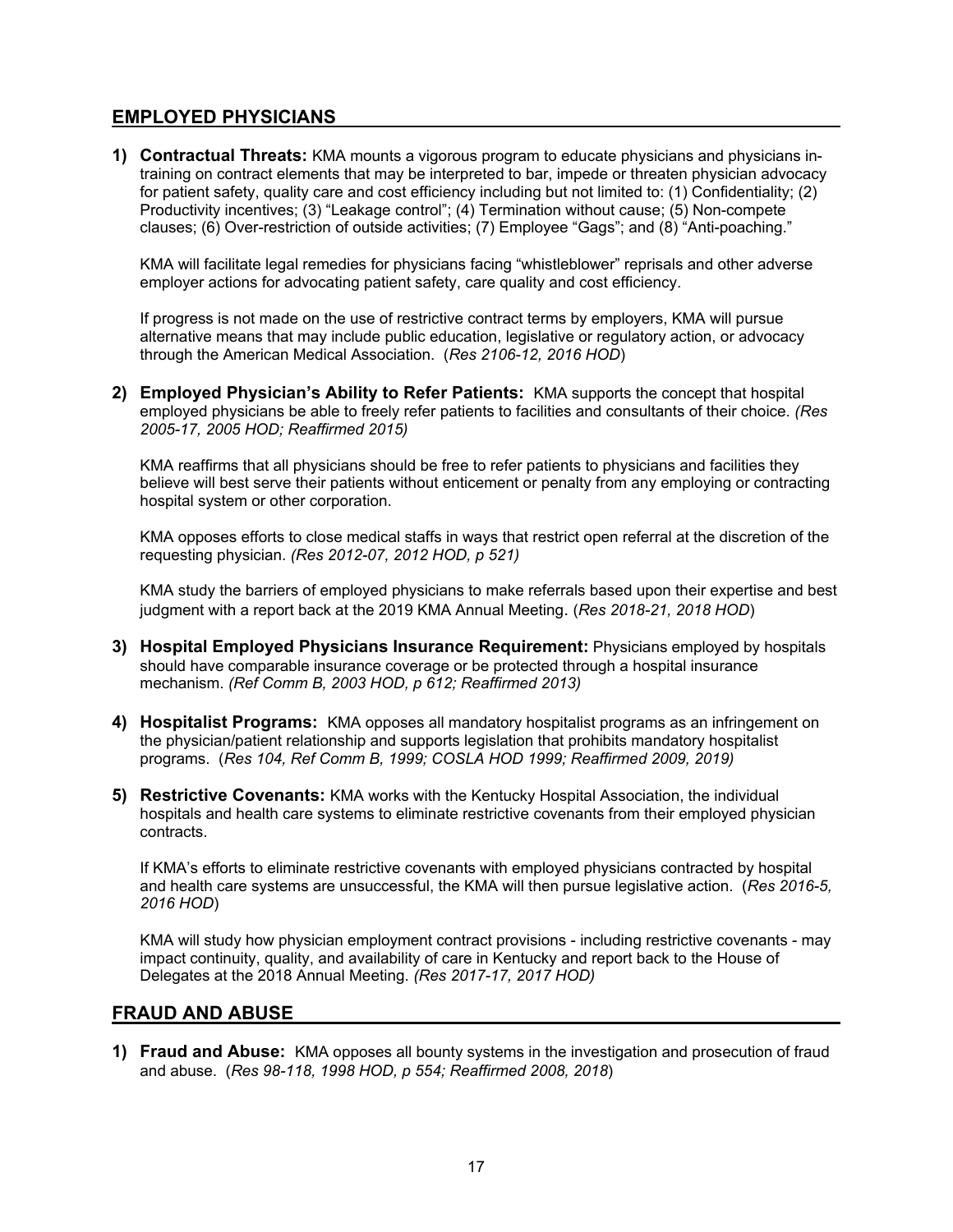## EMPLOYED PHYSICIANS

**1) Contractual Threats:** KMA mounts a vigorous program to educate physicians and physicians in-training on contract elements that may be interpreted to bar, impede or threaten physician advocacy for patient safety, quality care and cost efficiency including but not limited to: (1) Confidentiality; (2) Productivity incentives; (3) "Leakage control"; (4) Termination without cause; (5) Non-compete clauses; (6) Over-restriction of outside activities; (7) Employee "Gags"; and (8) "Anti-poaching."

KMA will facilitate legal remedies for physicians facing "whistleblower" reprisals and other adverse employer actions for advocating patient safety, care quality and cost efficiency.

If progress is not made on the use of restrictive contract terms by employers, KMA will pursue alternative means that may include public education, legislative or regulatory action, or advocacy through the American Medical Association. (*Res 2106-12, 2016 HOD*)

**2) Employed Physician's Ability to Refer Patients:** KMA supports the concept that hospital employed physicians be able to freely refer patients to facilities and consultants of their choice. *(Res 2005-17, 2005 HOD; Reaffirmed 2015)*

KMA reaffirms that all physicians should be free to refer patients to physicians and facilities they believe will best serve their patients without enticement or penalty from any employing or contracting hospital system or other corporation.

KMA opposes efforts to close medical staffs in ways that restrict open referral at the discretion of the requesting physician. *(Res 2012-07, 2012 HOD, p 521)*

KMA study the barriers of employed physicians to make referrals based upon their expertise and best judgment with a report back at the 2019 KMA Annual Meeting. (*Res 2018-21, 2018 HOD*)

**3) Hospital Employed Physicians Insurance Requirement:** Physicians employed by hospitals should have comparable insurance coverage or be protected through a hospital insurance mechanism. *(Ref Comm B, 2003 HOD, p 612; Reaffirmed 2013)*

**4) Hospitalist Programs:** KMA opposes all mandatory hospitalist programs as an infringement on the physician/patient relationship and supports legislation that prohibits mandatory hospitalist programs. (*Res 104, Ref Comm B, 1999; COSLA HOD 1999; Reaffirmed 2009, 2019)*

**5) Restrictive Covenants:** KMA works with the Kentucky Hospital Association, the individual hospitals and health care systems to eliminate restrictive covenants from their employed physician contracts.

If KMA's efforts to eliminate restrictive covenants with employed physicians contracted by hospital and health care systems are unsuccessful, the KMA will then pursue legislative action. (*Res 2016-5, 2016 HOD*)

KMA will study how physician employment contract provisions - including restrictive covenants - may impact continuity, quality, and availability of care in Kentucky and report back to the House of Delegates at the 2018 Annual Meeting. *(Res 2017-17, 2017 HOD)*

## FRAUD AND ABUSE

**1) Fraud and Abuse:** KMA opposes all bounty systems in the investigation and prosecution of fraud and abuse. (*Res 98-118, 1998 HOD, p 554; Reaffirmed 2008, 2018*)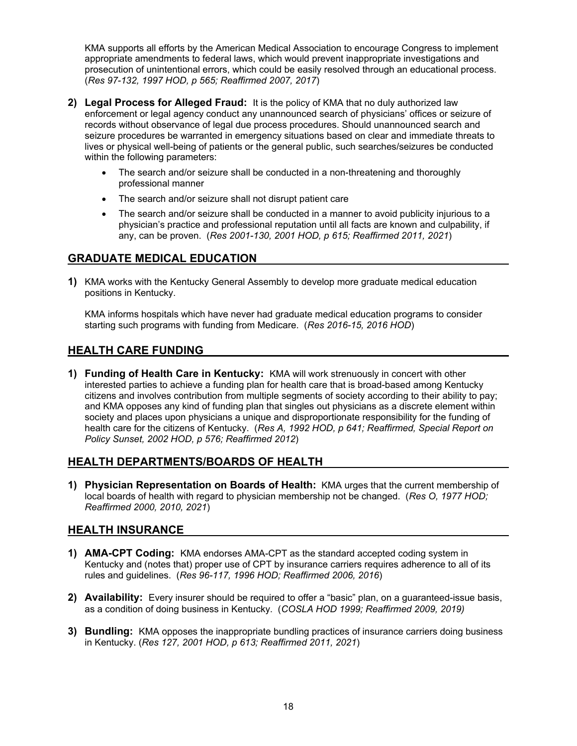KMA supports all efforts by the American Medical Association to encourage Congress to implement appropriate amendments to federal laws, which would prevent inappropriate investigations and prosecution of unintentional errors, which could be easily resolved through an educational process. (*Res 97-132, 1997 HOD, p 565; Reaffirmed 2007, 2017*)

2) **Legal Process for Alleged Fraud:** It is the policy of KMA that no duly authorized law enforcement or legal agency conduct any unannounced search of physicians' offices or seizure of records without observance of legal due process procedures. Should unannounced search and seizure procedures be warranted in emergency situations based on clear and immediate threats to lives or physical well-being of patients or the general public, such searches/seizures be conducted within the following parameters:

   - The search and/or seizure shall be conducted in a non-threatening and thoroughly professional manner
   - The search and/or seizure shall not disrupt patient care
   - The search and/or seizure shall be conducted in a manner to avoid publicity injurious to a physician's practice and professional reputation until all facts are known and culpability, if any, can be proven. (*Res 2001-130, 2001 HOD, p 615; Reaffirmed 2011, 2021*)

## GRADUATE MEDICAL EDUCATION

1) KMA works with the Kentucky General Assembly to develop more graduate medical education positions in Kentucky.

   KMA informs hospitals which have never had graduate medical education programs to consider starting such programs with funding from Medicare. (*Res 2016-15, 2016 HOD*)

## HEALTH CARE FUNDING

1) **Funding of Health Care in Kentucky:** KMA will work strenuously in concert with other interested parties to achieve a funding plan for health care that is broad-based among Kentucky citizens and involves contribution from multiple segments of society according to their ability to pay; and KMA opposes any kind of funding plan that singles out physicians as a discrete element within society and places upon physicians a unique and disproportionate responsibility for the funding of health care for the citizens of Kentucky. (*Res A, 1992 HOD, p 641; Reaffirmed, Special Report on Policy Sunset, 2002 HOD, p 576; Reaffirmed 2012*)

## HEALTH DEPARTMENTS/BOARDS OF HEALTH

1) **Physician Representation on Boards of Health:** KMA urges that the current membership of local boards of health with regard to physician membership not be changed. (*Res O, 1977 HOD; Reaffirmed 2000, 2010, 2021*)

## HEALTH INSURANCE

1) **AMA-CPT Coding:** KMA endorses AMA-CPT as the standard accepted coding system in Kentucky and (notes that) proper use of CPT by insurance carriers requires adherence to all of its rules and guidelines. (*Res 96-117, 1996 HOD; Reaffirmed 2006, 2016*)

2) **Availability:** Every insurer should be required to offer a "basic" plan, on a guaranteed-issue basis, as a condition of doing business in Kentucky. (*COSLA HOD 1999; Reaffirmed 2009, 2019)*

3) **Bundling:** KMA opposes the inappropriate bundling practices of insurance carriers doing business in Kentucky. (*Res 127, 2001 HOD, p 613; Reaffirmed 2011, 2021*)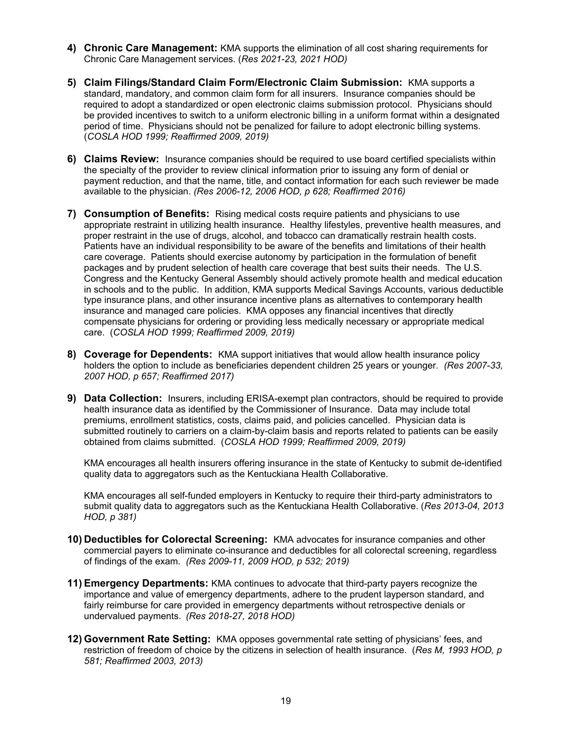4) **Chronic Care Management:** KMA supports the elimination of all cost sharing requirements for Chronic Care Management services. (*Res 2021-23, 2021 HOD)*

5) **Claim Filings/Standard Claim Form/Electronic Claim Submission:** KMA supports a standard, mandatory, and common claim form for all insurers. Insurance companies should be required to adopt a standardized or open electronic claims submission protocol. Physicians should be provided incentives to switch to a uniform electronic billing in a uniform format within a designated period of time. Physicians should not be penalized for failure to adopt electronic billing systems. (*COSLA HOD 1999; Reaffirmed 2009, 2019)*

6) **Claims Review:** Insurance companies should be required to use board certified specialists within the specialty of the provider to review clinical information prior to issuing any form of denial or payment reduction, and that the name, title, and contact information for each such reviewer be made available to the physician. *(Res 2006-12, 2006 HOD, p 628; Reaffirmed 2016)*

7) **Consumption of Benefits:** Rising medical costs require patients and physicians to use appropriate restraint in utilizing health insurance. Healthy lifestyles, preventive health measures, and proper restraint in the use of drugs, alcohol, and tobacco can dramatically restrain health costs. Patients have an individual responsibility to be aware of the benefits and limitations of their health care coverage. Patients should exercise autonomy by participation in the formulation of benefit packages and by prudent selection of health care coverage that best suits their needs. The U.S. Congress and the Kentucky General Assembly should actively promote health and medical education in schools and to the public. In addition, KMA supports Medical Savings Accounts, various deductible type insurance plans, and other insurance incentive plans as alternatives to contemporary health insurance and managed care policies. KMA opposes any financial incentives that directly compensate physicians for ordering or providing less medically necessary or appropriate medical care. (*COSLA HOD 1999; Reaffirmed 2009, 2019)*

8) **Coverage for Dependents:** KMA support initiatives that would allow health insurance policy holders the option to include as beneficiaries dependent children 25 years or younger. *(Res 2007-33, 2007 HOD, p 657; Reaffirmed 2017)*

9) **Data Collection:** Insurers, including ERISA-exempt plan contractors, should be required to provide health insurance data as identified by the Commissioner of Insurance. Data may include total premiums, enrollment statistics, costs, claims paid, and policies cancelled. Physician data is submitted routinely to carriers on a claim-by-claim basis and reports related to patients can be easily obtained from claims submitted. (*COSLA HOD 1999; Reaffirmed 2009, 2019)*

   KMA encourages all health insurers offering insurance in the state of Kentucky to submit de-identified quality data to aggregators such as the Kentuckiana Health Collaborative.

   KMA encourages all self-funded employers in Kentucky to require their third-party administrators to submit quality data to aggregators such as the Kentuckiana Health Collaborative. (*Res 2013-04, 2013 HOD, p 381)*

10) **Deductibles for Colorectal Screening:** KMA advocates for insurance companies and other commercial payers to eliminate co-insurance and deductibles for all colorectal screening, regardless of findings of the exam. *(Res 2009-11, 2009 HOD, p 532; 2019)*

11) **Emergency Departments:** KMA continues to advocate that third-party payers recognize the importance and value of emergency departments, adhere to the prudent layperson standard, and fairly reimburse for care provided in emergency departments without retrospective denials or undervalued payments. *(Res 2018-27, 2018 HOD)*

12) **Government Rate Setting:** KMA opposes governmental rate setting of physicians' fees, and restriction of freedom of choice by the citizens in selection of health insurance. (*Res M, 1993 HOD, p 581; Reaffirmed 2003, 2013)*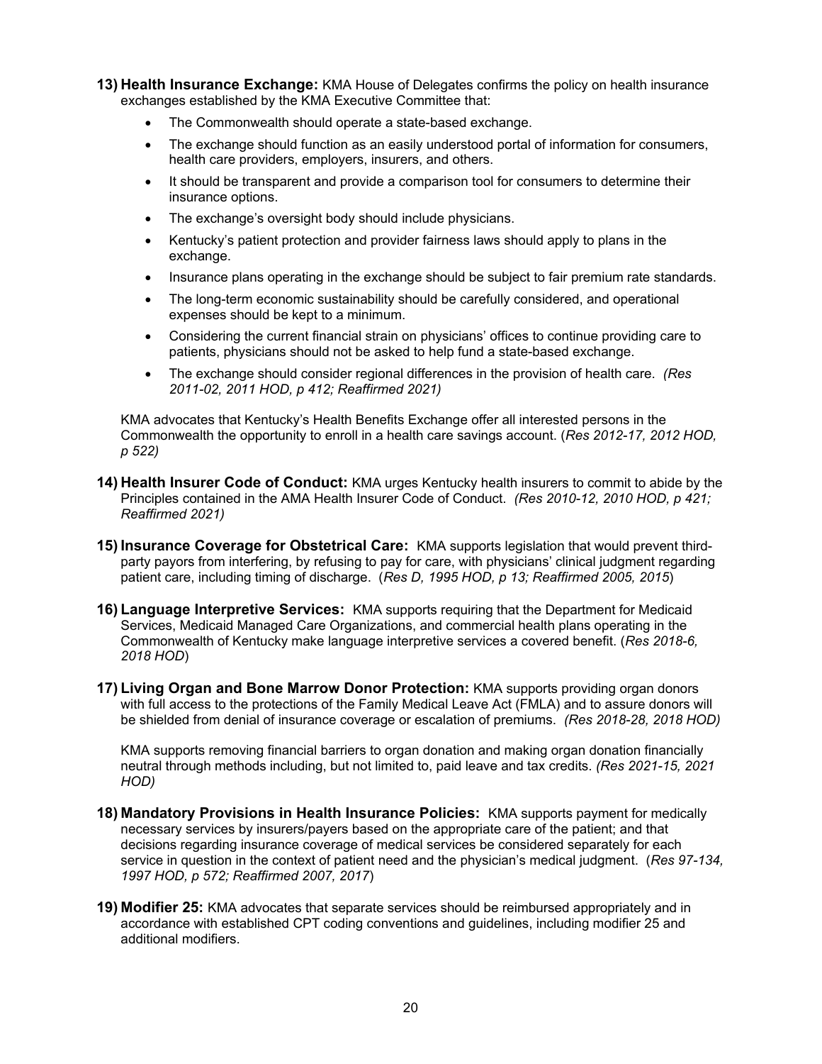13) **Health Insurance Exchange:** KMA House of Delegates confirms the policy on health insurance exchanges established by the KMA Executive Committee that:

- The Commonwealth should operate a state-based exchange.
- The exchange should function as an easily understood portal of information for consumers, health care providers, employers, insurers, and others.
- It should be transparent and provide a comparison tool for consumers to determine their insurance options.
- The exchange's oversight body should include physicians.
- Kentucky's patient protection and provider fairness laws should apply to plans in the exchange.
- Insurance plans operating in the exchange should be subject to fair premium rate standards.
- The long-term economic sustainability should be carefully considered, and operational expenses should be kept to a minimum.
- Considering the current financial strain on physicians' offices to continue providing care to patients, physicians should not be asked to help fund a state-based exchange.
- The exchange should consider regional differences in the provision of health care. *(Res 2011-02, 2011 HOD, p 412; Reaffirmed 2021)*

KMA advocates that Kentucky's Health Benefits Exchange offer all interested persons in the Commonwealth the opportunity to enroll in a health care savings account. (*Res 2012-17, 2012 HOD, p 522)*

14) **Health Insurer Code of Conduct:** KMA urges Kentucky health insurers to commit to abide by the Principles contained in the AMA Health Insurer Code of Conduct. *(Res 2010-12, 2010 HOD, p 421; Reaffirmed 2021)*

15) **Insurance Coverage for Obstetrical Care:** KMA supports legislation that would prevent third-party payors from interfering, by refusing to pay for care, with physicians' clinical judgment regarding patient care, including timing of discharge. (*Res D, 1995 HOD, p 13; Reaffirmed 2005, 2015*)

16) **Language Interpretive Services:** KMA supports requiring that the Department for Medicaid Services, Medicaid Managed Care Organizations, and commercial health plans operating in the Commonwealth of Kentucky make language interpretive services a covered benefit. (*Res 2018-6, 2018 HOD*)

17) **Living Organ and Bone Marrow Donor Protection:** KMA supports providing organ donors with full access to the protections of the Family Medical Leave Act (FMLA) and to assure donors will be shielded from denial of insurance coverage or escalation of premiums. *(Res 2018-28, 2018 HOD)*

KMA supports removing financial barriers to organ donation and making organ donation financially neutral through methods including, but not limited to, paid leave and tax credits. *(Res 2021-15, 2021 HOD)*

18) **Mandatory Provisions in Health Insurance Policies:** KMA supports payment for medically necessary services by insurers/payers based on the appropriate care of the patient; and that decisions regarding insurance coverage of medical services be considered separately for each service in question in the context of patient need and the physician's medical judgment. (*Res 97-134, 1997 HOD, p 572; Reaffirmed 2007, 2017*)

19) **Modifier 25:** KMA advocates that separate services should be reimbursed appropriately and in accordance with established CPT coding conventions and guidelines, including modifier 25 and additional modifiers.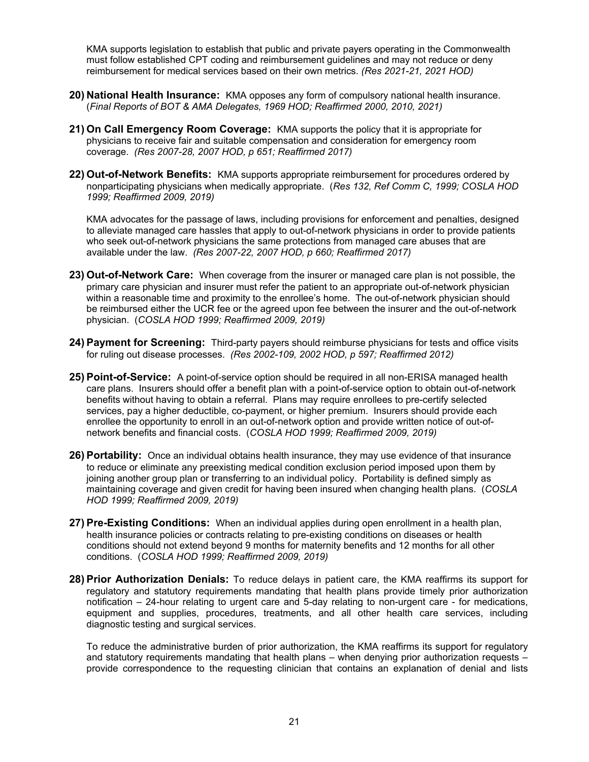KMA supports legislation to establish that public and private payers operating in the Commonwealth must follow established CPT coding and reimbursement guidelines and may not reduce or deny reimbursement for medical services based on their own metrics. *(Res 2021-21, 2021 HOD)*

20) **National Health Insurance:** KMA opposes any form of compulsory national health insurance. (*Final Reports of BOT & AMA Delegates, 1969 HOD; Reaffirmed 2000, 2010, 2021)*

21) **On Call Emergency Room Coverage:** KMA supports the policy that it is appropriate for physicians to receive fair and suitable compensation and consideration for emergency room coverage. *(Res 2007-28, 2007 HOD, p 651; Reaffirmed 2017)*

22) **Out-of-Network Benefits:** KMA supports appropriate reimbursement for procedures ordered by nonparticipating physicians when medically appropriate. (*Res 132, Ref Comm C, 1999; COSLA HOD 1999; Reaffirmed 2009, 2019)*

    KMA advocates for the passage of laws, including provisions for enforcement and penalties, designed to alleviate managed care hassles that apply to out-of-network physicians in order to provide patients who seek out-of-network physicians the same protections from managed care abuses that are available under the law. *(Res 2007-22, 2007 HOD, p 660; Reaffirmed 2017)*

23) **Out-of-Network Care:** When coverage from the insurer or managed care plan is not possible, the primary care physician and insurer must refer the patient to an appropriate out-of-network physician within a reasonable time and proximity to the enrollee's home. The out-of-network physician should be reimbursed either the UCR fee or the agreed upon fee between the insurer and the out-of-network physician. (*COSLA HOD 1999; Reaffirmed 2009, 2019)*

24) **Payment for Screening:** Third-party payers should reimburse physicians for tests and office visits for ruling out disease processes. *(Res 2002-109, 2002 HOD, p 597; Reaffirmed 2012)*

25) **Point-of-Service:** A point-of-service option should be required in all non-ERISA managed health care plans. Insurers should offer a benefit plan with a point-of-service option to obtain out-of-network benefits without having to obtain a referral. Plans may require enrollees to pre-certify selected services, pay a higher deductible, co-payment, or higher premium. Insurers should provide each enrollee the opportunity to enroll in an out-of-network option and provide written notice of out-of-network benefits and financial costs. (*COSLA HOD 1999; Reaffirmed 2009, 2019)*

26) **Portability:** Once an individual obtains health insurance, they may use evidence of that insurance to reduce or eliminate any preexisting medical condition exclusion period imposed upon them by joining another group plan or transferring to an individual policy. Portability is defined simply as maintaining coverage and given credit for having been insured when changing health plans. (*COSLA HOD 1999; Reaffirmed 2009, 2019)*

27) **Pre-Existing Conditions:** When an individual applies during open enrollment in a health plan, health insurance policies or contracts relating to pre-existing conditions on diseases or health conditions should not extend beyond 9 months for maternity benefits and 12 months for all other conditions. (*COSLA HOD 1999; Reaffirmed 2009, 2019)*

28) **Prior Authorization Denials:** To reduce delays in patient care, the KMA reaffirms its support for regulatory and statutory requirements mandating that health plans provide timely prior authorization notification – 24-hour relating to urgent care and 5-day relating to non-urgent care - for medications, equipment and supplies, procedures, treatments, and all other health care services, including diagnostic testing and surgical services.

    To reduce the administrative burden of prior authorization, the KMA reaffirms its support for regulatory and statutory requirements mandating that health plans – when denying prior authorization requests – provide correspondence to the requesting clinician that contains an explanation of denial and lists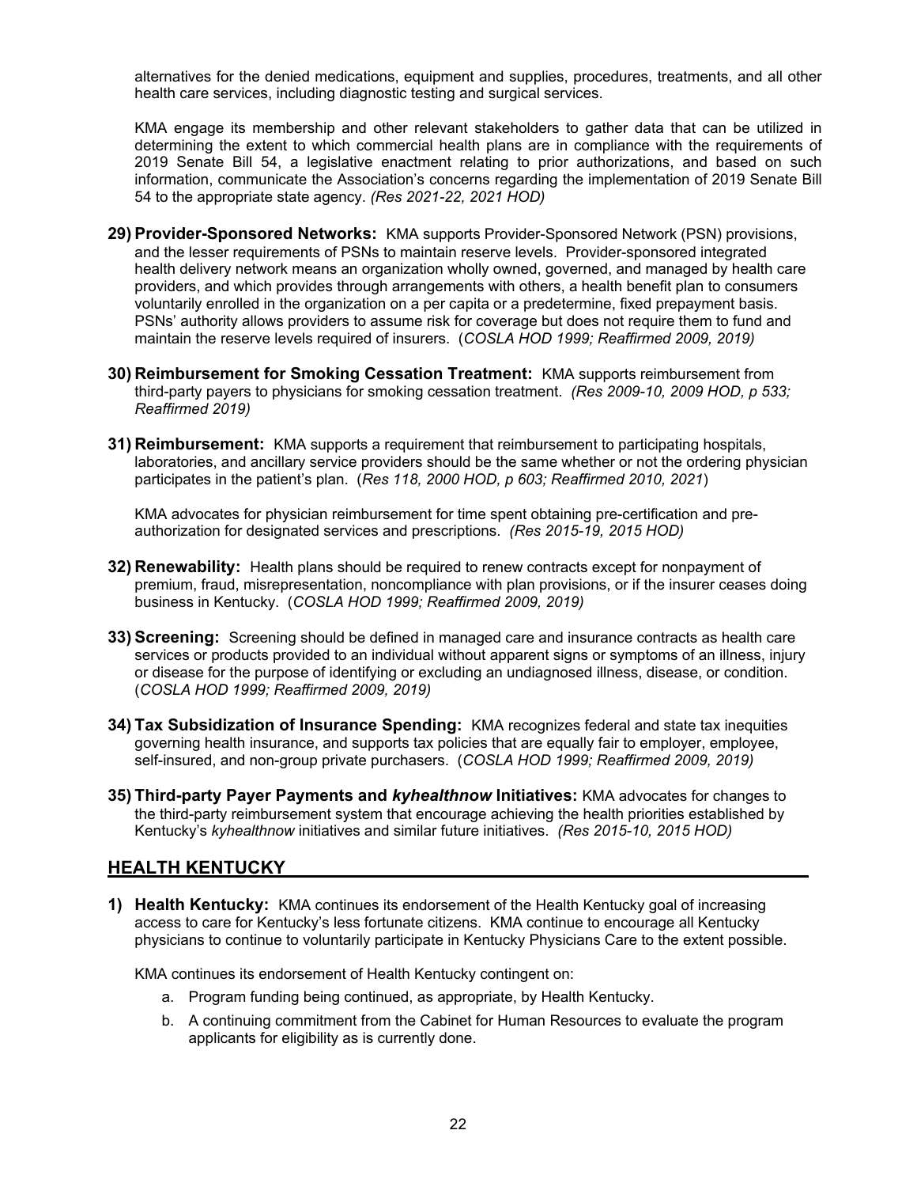alternatives for the denied medications, equipment and supplies, procedures, treatments, and all other health care services, including diagnostic testing and surgical services.

KMA engage its membership and other relevant stakeholders to gather data that can be utilized in determining the extent to which commercial health plans are in compliance with the requirements of 2019 Senate Bill 54, a legislative enactment relating to prior authorizations, and based on such information, communicate the Association's concerns regarding the implementation of 2019 Senate Bill 54 to the appropriate state agency. *(Res 2021-22, 2021 HOD)*

29) **Provider-Sponsored Networks:** KMA supports Provider-Sponsored Network (PSN) provisions, and the lesser requirements of PSNs to maintain reserve levels. Provider-sponsored integrated health delivery network means an organization wholly owned, governed, and managed by health care providers, and which provides through arrangements with others, a health benefit plan to consumers voluntarily enrolled in the organization on a per capita or a predetermine, fixed prepayment basis. PSNs' authority allows providers to assume risk for coverage but does not require them to fund and maintain the reserve levels required of insurers. (*COSLA HOD 1999; Reaffirmed 2009, 2019)*

30) **Reimbursement for Smoking Cessation Treatment:** KMA supports reimbursement from third-party payers to physicians for smoking cessation treatment. *(Res 2009-10, 2009 HOD, p 533; Reaffirmed 2019)*

31) **Reimbursement:** KMA supports a requirement that reimbursement to participating hospitals, laboratories, and ancillary service providers should be the same whether or not the ordering physician participates in the patient's plan. (*Res 118, 2000 HOD, p 603; Reaffirmed 2010, 2021*)

KMA advocates for physician reimbursement for time spent obtaining pre-certification and pre-authorization for designated services and prescriptions. *(Res 2015-19, 2015 HOD)*

32) **Renewability:** Health plans should be required to renew contracts except for nonpayment of premium, fraud, misrepresentation, noncompliance with plan provisions, or if the insurer ceases doing business in Kentucky. (*COSLA HOD 1999; Reaffirmed 2009, 2019)*

33) **Screening:** Screening should be defined in managed care and insurance contracts as health care services or products provided to an individual without apparent signs or symptoms of an illness, injury or disease for the purpose of identifying or excluding an undiagnosed illness, disease, or condition. (*COSLA HOD 1999; Reaffirmed 2009, 2019)*

34) **Tax Subsidization of Insurance Spending:** KMA recognizes federal and state tax inequities governing health insurance, and supports tax policies that are equally fair to employer, employee, self-insured, and non-group private purchasers. (*COSLA HOD 1999; Reaffirmed 2009, 2019)*

35) **Third-party Payer Payments and *kyhealthnow* Initiatives:** KMA advocates for changes to the third-party reimbursement system that encourage achieving the health priorities established by Kentucky's *kyhealthnow* initiatives and similar future initiatives. *(Res 2015-10, 2015 HOD)*

## HEALTH KENTUCKY

1) **Health Kentucky:** KMA continues its endorsement of the Health Kentucky goal of increasing access to care for Kentucky's less fortunate citizens. KMA continue to encourage all Kentucky physicians to continue to voluntarily participate in Kentucky Physicians Care to the extent possible.

   KMA continues its endorsement of Health Kentucky contingent on:

   a. Program funding being continued, as appropriate, by Health Kentucky.
   b. A continuing commitment from the Cabinet for Human Resources to evaluate the program applicants for eligibility as is currently done.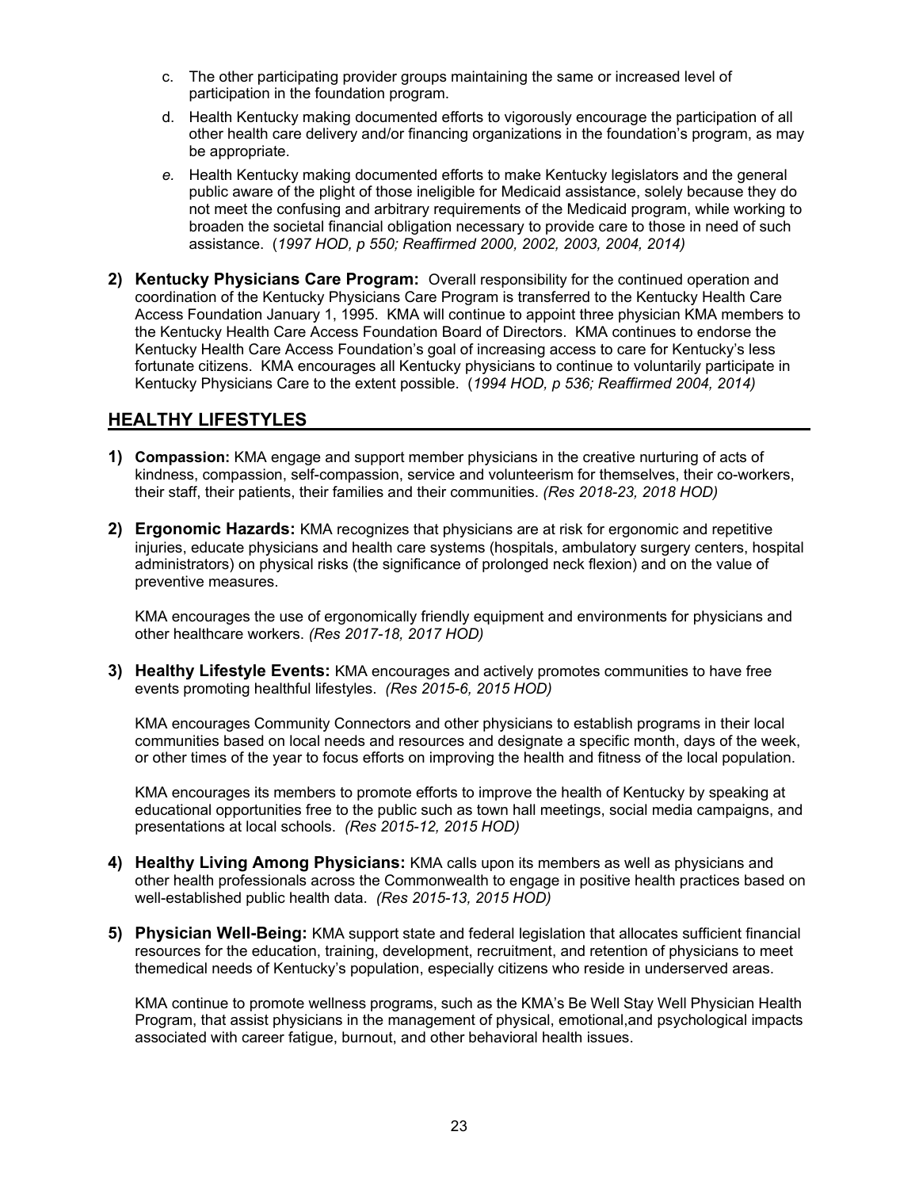c. The other participating provider groups maintaining the same or increased level of participation in the foundation program.

d. Health Kentucky making documented efforts to vigorously encourage the participation of all other health care delivery and/or financing organizations in the foundation's program, as may be appropriate.

*e.* Health Kentucky making documented efforts to make Kentucky legislators and the general public aware of the plight of those ineligible for Medicaid assistance, solely because they do not meet the confusing and arbitrary requirements of the Medicaid program, while working to broaden the societal financial obligation necessary to provide care to those in need of such assistance. (*1997 HOD, p 550; Reaffirmed 2000, 2002, 2003, 2004, 2014)*

**2) Kentucky Physicians Care Program:** Overall responsibility for the continued operation and coordination of the Kentucky Physicians Care Program is transferred to the Kentucky Health Care Access Foundation January 1, 1995. KMA will continue to appoint three physician KMA members to the Kentucky Health Care Access Foundation Board of Directors. KMA continues to endorse the Kentucky Health Care Access Foundation's goal of increasing access to care for Kentucky's less fortunate citizens. KMA encourages all Kentucky physicians to continue to voluntarily participate in Kentucky Physicians Care to the extent possible. (*1994 HOD, p 536; Reaffirmed 2004, 2014)*

## HEALTHY LIFESTYLES

**1) Compassion:** KMA engage and support member physicians in the creative nurturing of acts of kindness, compassion, self-compassion, service and volunteerism for themselves, their co-workers, their staff, their patients, their families and their communities. *(Res 2018-23, 2018 HOD)*

**2) Ergonomic Hazards:** KMA recognizes that physicians are at risk for ergonomic and repetitive injuries, educate physicians and health care systems (hospitals, ambulatory surgery centers, hospital administrators) on physical risks (the significance of prolonged neck flexion) and on the value of preventive measures.

KMA encourages the use of ergonomically friendly equipment and environments for physicians and other healthcare workers. *(Res 2017-18, 2017 HOD)*

**3) Healthy Lifestyle Events:** KMA encourages and actively promotes communities to have free events promoting healthful lifestyles. *(Res 2015-6, 2015 HOD)*

KMA encourages Community Connectors and other physicians to establish programs in their local communities based on local needs and resources and designate a specific month, days of the week, or other times of the year to focus efforts on improving the health and fitness of the local population.

KMA encourages its members to promote efforts to improve the health of Kentucky by speaking at educational opportunities free to the public such as town hall meetings, social media campaigns, and presentations at local schools. *(Res 2015-12, 2015 HOD)*

**4) Healthy Living Among Physicians:** KMA calls upon its members as well as physicians and other health professionals across the Commonwealth to engage in positive health practices based on well-established public health data. *(Res 2015-13, 2015 HOD)*

**5) Physician Well-Being:** KMA support state and federal legislation that allocates sufficient financial resources for the education, training, development, recruitment, and retention of physicians to meet themedical needs of Kentucky's population, especially citizens who reside in underserved areas.

KMA continue to promote wellness programs, such as the KMA's Be Well Stay Well Physician Health Program, that assist physicians in the management of physical, emotional,and psychological impacts associated with career fatigue, burnout, and other behavioral health issues.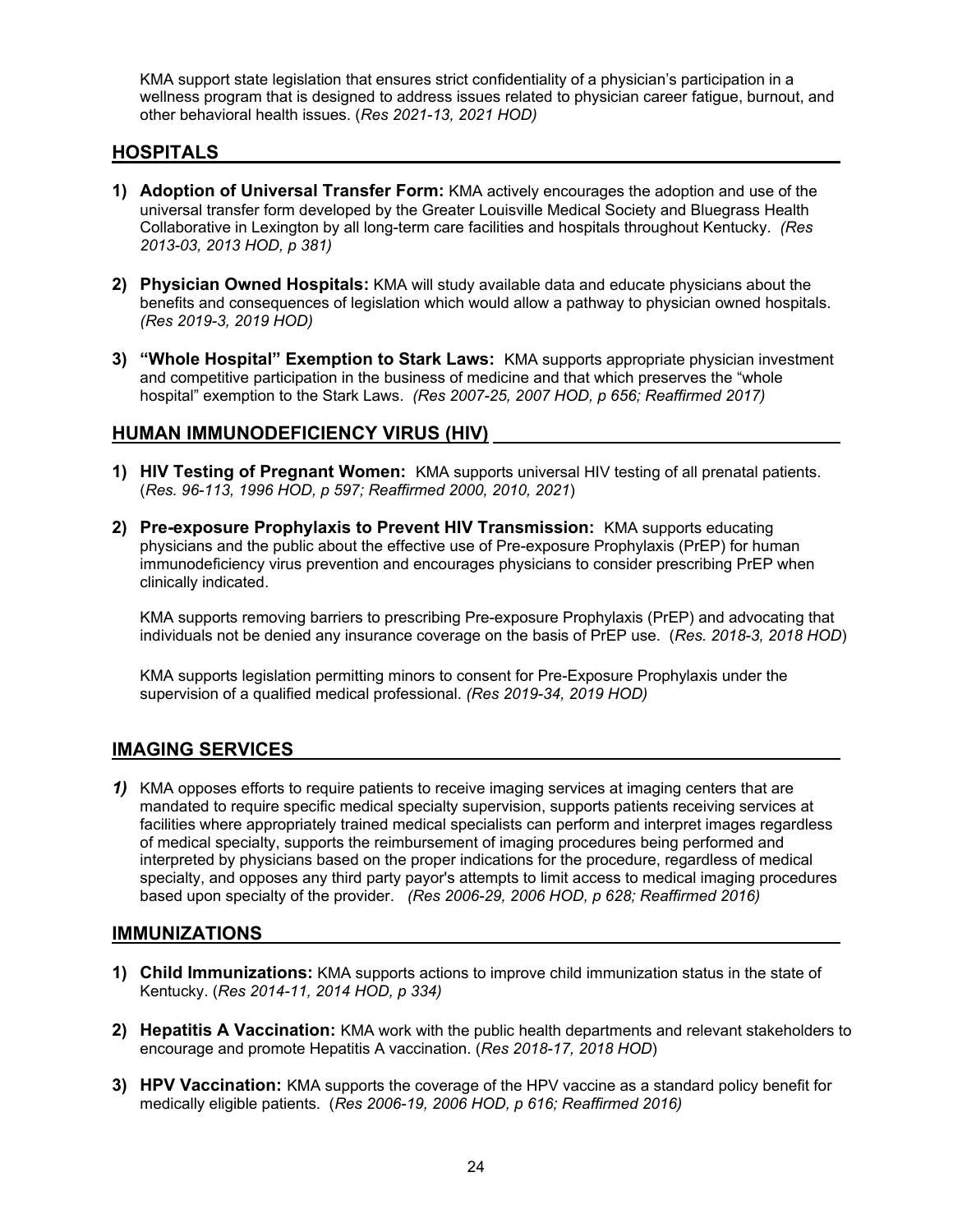KMA support state legislation that ensures strict confidentiality of a physician's participation in a wellness program that is designed to address issues related to physician career fatigue, burnout, and other behavioral health issues. (*Res 2021-13, 2021 HOD)*

## HOSPITALS

1) **Adoption of Universal Transfer Form:** KMA actively encourages the adoption and use of the universal transfer form developed by the Greater Louisville Medical Society and Bluegrass Health Collaborative in Lexington by all long-term care facilities and hospitals throughout Kentucky. *(Res 2013-03, 2013 HOD, p 381)*

2) **Physician Owned Hospitals:** KMA will study available data and educate physicians about the benefits and consequences of legislation which would allow a pathway to physician owned hospitals. *(Res 2019-3, 2019 HOD)*

3) **"Whole Hospital" Exemption to Stark Laws:** KMA supports appropriate physician investment and competitive participation in the business of medicine and that which preserves the "whole hospital" exemption to the Stark Laws. *(Res 2007-25, 2007 HOD, p 656; Reaffirmed 2017)*

## HUMAN IMMUNODEFICIENCY VIRUS (HIV)

1) **HIV Testing of Pregnant Women:** KMA supports universal HIV testing of all prenatal patients. (*Res. 96-113, 1996 HOD, p 597; Reaffirmed 2000, 2010, 2021*)

2) **Pre-exposure Prophylaxis to Prevent HIV Transmission:** KMA supports educating physicians and the public about the effective use of Pre-exposure Prophylaxis (PrEP) for human immunodeficiency virus prevention and encourages physicians to consider prescribing PrEP when clinically indicated.

   KMA supports removing barriers to prescribing Pre-exposure Prophylaxis (PrEP) and advocating that individuals not be denied any insurance coverage on the basis of PrEP use. (*Res. 2018-3, 2018 HOD*)

   KMA supports legislation permitting minors to consent for Pre-Exposure Prophylaxis under the supervision of a qualified medical professional. *(Res 2019-34, 2019 HOD)*

## IMAGING SERVICES

***1)*** KMA opposes efforts to require patients to receive imaging services at imaging centers that are mandated to require specific medical specialty supervision, supports patients receiving services at facilities where appropriately trained medical specialists can perform and interpret images regardless of medical specialty, supports the reimbursement of imaging procedures being performed and interpreted by physicians based on the proper indications for the procedure, regardless of medical specialty, and opposes any third party payor's attempts to limit access to medical imaging procedures based upon specialty of the provider. *(Res 2006-29, 2006 HOD, p 628; Reaffirmed 2016)*

## IMMUNIZATIONS

1) **Child Immunizations:** KMA supports actions to improve child immunization status in the state of Kentucky. (*Res 2014-11, 2014 HOD, p 334)*

2) **Hepatitis A Vaccination:** KMA work with the public health departments and relevant stakeholders to encourage and promote Hepatitis A vaccination. (*Res 2018-17, 2018 HOD*)

3) **HPV Vaccination:** KMA supports the coverage of the HPV vaccine as a standard policy benefit for medically eligible patients. (*Res 2006-19, 2006 HOD, p 616; Reaffirmed 2016)*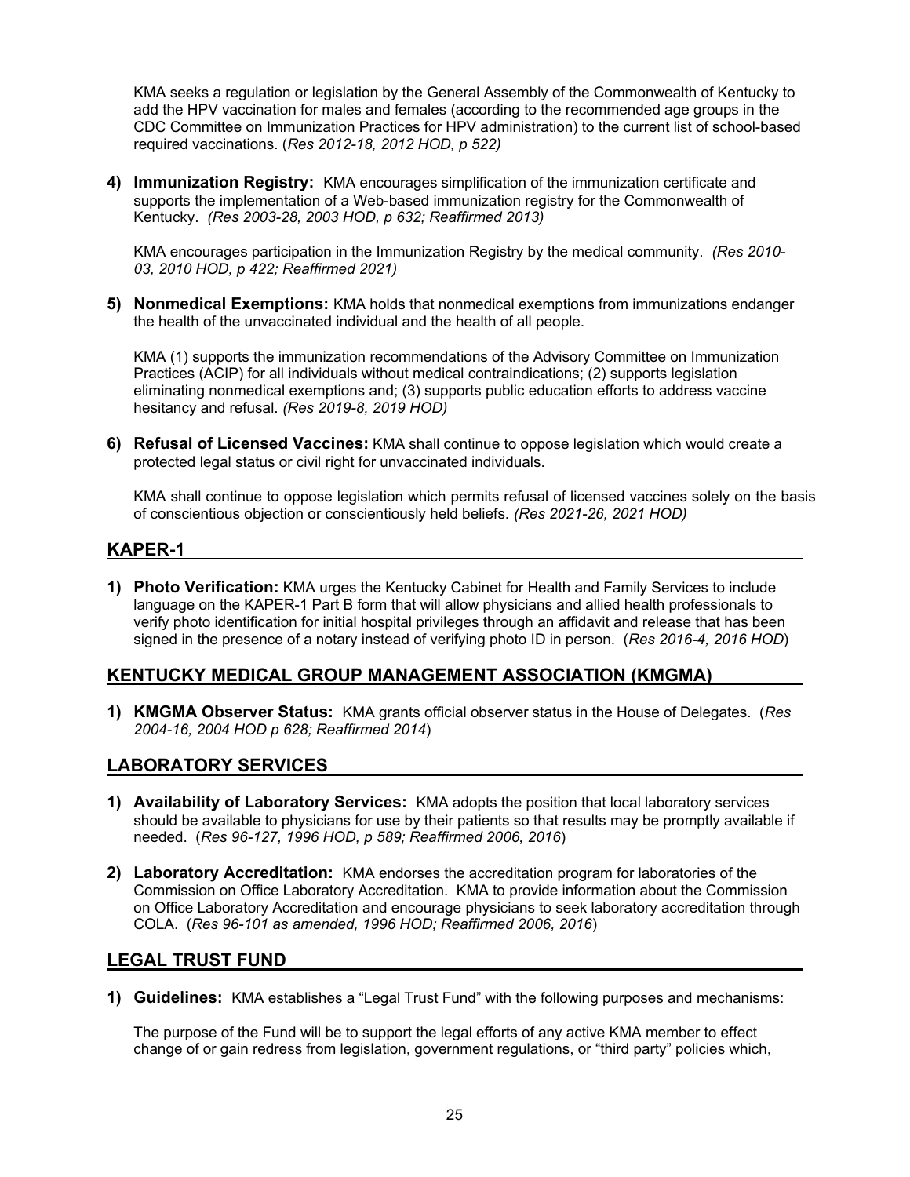KMA seeks a regulation or legislation by the General Assembly of the Commonwealth of Kentucky to add the HPV vaccination for males and females (according to the recommended age groups in the CDC Committee on Immunization Practices for HPV administration) to the current list of school-based required vaccinations. (*Res 2012-18, 2012 HOD, p 522)*

4) **Immunization Registry:** KMA encourages simplification of the immunization certificate and supports the implementation of a Web-based immunization registry for the Commonwealth of Kentucky. *(Res 2003-28, 2003 HOD, p 632; Reaffirmed 2013)*

   KMA encourages participation in the Immunization Registry by the medical community. *(Res 2010-03, 2010 HOD, p 422; Reaffirmed 2021)*

5) **Nonmedical Exemptions:** KMA holds that nonmedical exemptions from immunizations endanger the health of the unvaccinated individual and the health of all people.

   KMA (1) supports the immunization recommendations of the Advisory Committee on Immunization Practices (ACIP) for all individuals without medical contraindications; (2) supports legislation eliminating nonmedical exemptions and; (3) supports public education efforts to address vaccine hesitancy and refusal. *(Res 2019-8, 2019 HOD)*

6) **Refusal of Licensed Vaccines:** KMA shall continue to oppose legislation which would create a protected legal status or civil right for unvaccinated individuals.

   KMA shall continue to oppose legislation which permits refusal of licensed vaccines solely on the basis of conscientious objection or conscientiously held beliefs. *(Res 2021-26, 2021 HOD)*

## KAPER-1

1) **Photo Verification:** KMA urges the Kentucky Cabinet for Health and Family Services to include language on the KAPER-1 Part B form that will allow physicians and allied health professionals to verify photo identification for initial hospital privileges through an affidavit and release that has been signed in the presence of a notary instead of verifying photo ID in person. (*Res 2016-4, 2016 HOD*)

## KENTUCKY MEDICAL GROUP MANAGEMENT ASSOCIATION (KMGMA)

1) **KMGMA Observer Status:** KMA grants official observer status in the House of Delegates. (*Res 2004-16, 2004 HOD p 628; Reaffirmed 2014*)

## LABORATORY SERVICES

1) **Availability of Laboratory Services:** KMA adopts the position that local laboratory services should be available to physicians for use by their patients so that results may be promptly available if needed. (*Res 96-127, 1996 HOD, p 589; Reaffirmed 2006, 2016*)

2) **Laboratory Accreditation:** KMA endorses the accreditation program for laboratories of the Commission on Office Laboratory Accreditation. KMA to provide information about the Commission on Office Laboratory Accreditation and encourage physicians to seek laboratory accreditation through COLA. (*Res 96-101 as amended, 1996 HOD; Reaffirmed 2006, 2016*)

## LEGAL TRUST FUND

1) **Guidelines:** KMA establishes a "Legal Trust Fund" with the following purposes and mechanisms:

   The purpose of the Fund will be to support the legal efforts of any active KMA member to effect change of or gain redress from legislation, government regulations, or "third party" policies which,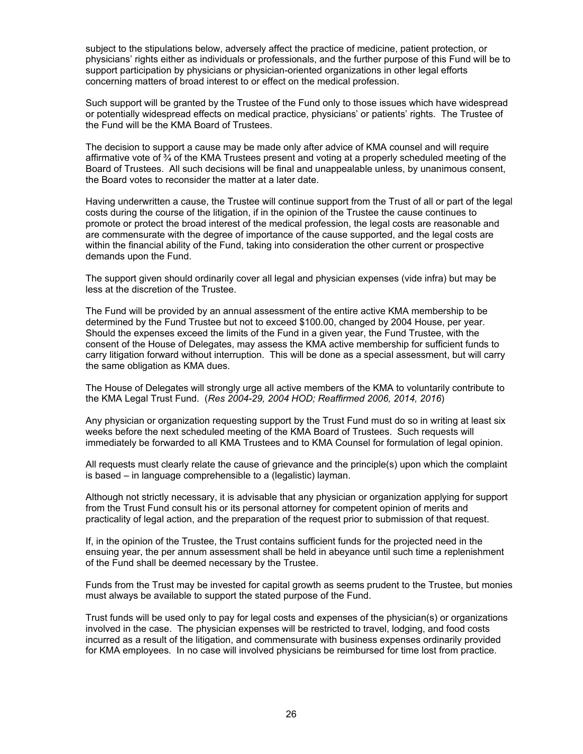subject to the stipulations below, adversely affect the practice of medicine, patient protection, or physicians' rights either as individuals or professionals, and the further purpose of this Fund will be to support participation by physicians or physician-oriented organizations in other legal efforts concerning matters of broad interest to or effect on the medical profession.

Such support will be granted by the Trustee of the Fund only to those issues which have widespread or potentially widespread effects on medical practice, physicians' or patients' rights. The Trustee of the Fund will be the KMA Board of Trustees.

The decision to support a cause may be made only after advice of KMA counsel and will require affirmative vote of ¾ of the KMA Trustees present and voting at a properly scheduled meeting of the Board of Trustees. All such decisions will be final and unappealable unless, by unanimous consent, the Board votes to reconsider the matter at a later date.

Having underwritten a cause, the Trustee will continue support from the Trust of all or part of the legal costs during the course of the litigation, if in the opinion of the Trustee the cause continues to promote or protect the broad interest of the medical profession, the legal costs are reasonable and are commensurate with the degree of importance of the cause supported, and the legal costs are within the financial ability of the Fund, taking into consideration the other current or prospective demands upon the Fund.

The support given should ordinarily cover all legal and physician expenses (vide infra) but may be less at the discretion of the Trustee.

The Fund will be provided by an annual assessment of the entire active KMA membership to be determined by the Fund Trustee but not to exceed $100.00, changed by 2004 House, per year. Should the expenses exceed the limits of the Fund in a given year, the Fund Trustee, with the consent of the House of Delegates, may assess the KMA active membership for sufficient funds to carry litigation forward without interruption. This will be done as a special assessment, but will carry the same obligation as KMA dues.

The House of Delegates will strongly urge all active members of the KMA to voluntarily contribute to the KMA Legal Trust Fund. (*Res 2004-29, 2004 HOD; Reaffirmed 2006, 2014, 2016*)

Any physician or organization requesting support by the Trust Fund must do so in writing at least six weeks before the next scheduled meeting of the KMA Board of Trustees. Such requests will immediately be forwarded to all KMA Trustees and to KMA Counsel for formulation of legal opinion.

All requests must clearly relate the cause of grievance and the principle(s) upon which the complaint is based – in language comprehensible to a (legalistic) layman.

Although not strictly necessary, it is advisable that any physician or organization applying for support from the Trust Fund consult his or its personal attorney for competent opinion of merits and practicality of legal action, and the preparation of the request prior to submission of that request.

If, in the opinion of the Trustee, the Trust contains sufficient funds for the projected need in the ensuing year, the per annum assessment shall be held in abeyance until such time a replenishment of the Fund shall be deemed necessary by the Trustee.

Funds from the Trust may be invested for capital growth as seems prudent to the Trustee, but monies must always be available to support the stated purpose of the Fund.

Trust funds will be used only to pay for legal costs and expenses of the physician(s) or organizations involved in the case. The physician expenses will be restricted to travel, lodging, and food costs incurred as a result of the litigation, and commensurate with business expenses ordinarily provided for KMA employees. In no case will involved physicians be reimbursed for time lost from practice.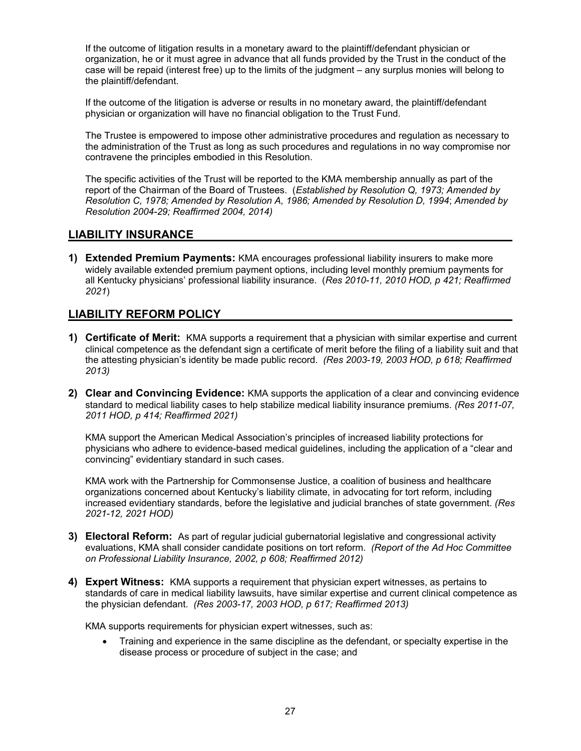If the outcome of litigation results in a monetary award to the plaintiff/defendant physician or organization, he or it must agree in advance that all funds provided by the Trust in the conduct of the case will be repaid (interest free) up to the limits of the judgment – any surplus monies will belong to the plaintiff/defendant.

If the outcome of the litigation is adverse or results in no monetary award, the plaintiff/defendant physician or organization will have no financial obligation to the Trust Fund.

The Trustee is empowered to impose other administrative procedures and regulation as necessary to the administration of the Trust as long as such procedures and regulations in no way compromise nor contravene the principles embodied in this Resolution.

The specific activities of the Trust will be reported to the KMA membership annually as part of the report of the Chairman of the Board of Trustees. (*Established by Resolution Q, 1973; Amended by Resolution C, 1978; Amended by Resolution A, 1986; Amended by Resolution D, 1994*; *Amended by Resolution 2004-29; Reaffirmed 2004, 2014)*

## LIABILITY INSURANCE

1) **Extended Premium Payments:** KMA encourages professional liability insurers to make more widely available extended premium payment options, including level monthly premium payments for all Kentucky physicians' professional liability insurance. (*Res 2010-11, 2010 HOD, p 421; Reaffirmed 2021*)

## LIABILITY REFORM POLICY

1) **Certificate of Merit:** KMA supports a requirement that a physician with similar expertise and current clinical competence as the defendant sign a certificate of merit before the filing of a liability suit and that the attesting physician's identity be made public record. *(Res 2003-19, 2003 HOD, p 618; Reaffirmed 2013)*

2) **Clear and Convincing Evidence:** KMA supports the application of a clear and convincing evidence standard to medical liability cases to help stabilize medical liability insurance premiums. *(Res 2011-07, 2011 HOD, p 414; Reaffirmed 2021)*

   KMA support the American Medical Association's principles of increased liability protections for physicians who adhere to evidence-based medical guidelines, including the application of a "clear and convincing" evidentiary standard in such cases.

   KMA work with the Partnership for Commonsense Justice, a coalition of business and healthcare organizations concerned about Kentucky's liability climate, in advocating for tort reform, including increased evidentiary standards, before the legislative and judicial branches of state government. *(Res 2021-12, 2021 HOD)*

3) **Electoral Reform:** As part of regular judicial gubernatorial legislative and congressional activity evaluations, KMA shall consider candidate positions on tort reform. *(Report of the Ad Hoc Committee on Professional Liability Insurance, 2002, p 608; Reaffirmed 2012)*

4) **Expert Witness:** KMA supports a requirement that physician expert witnesses, as pertains to standards of care in medical liability lawsuits, have similar expertise and current clinical competence as the physician defendant. *(Res 2003-17, 2003 HOD, p 617; Reaffirmed 2013)*

   KMA supports requirements for physician expert witnesses, such as:

   - Training and experience in the same discipline as the defendant, or specialty expertise in the disease process or procedure of subject in the case; and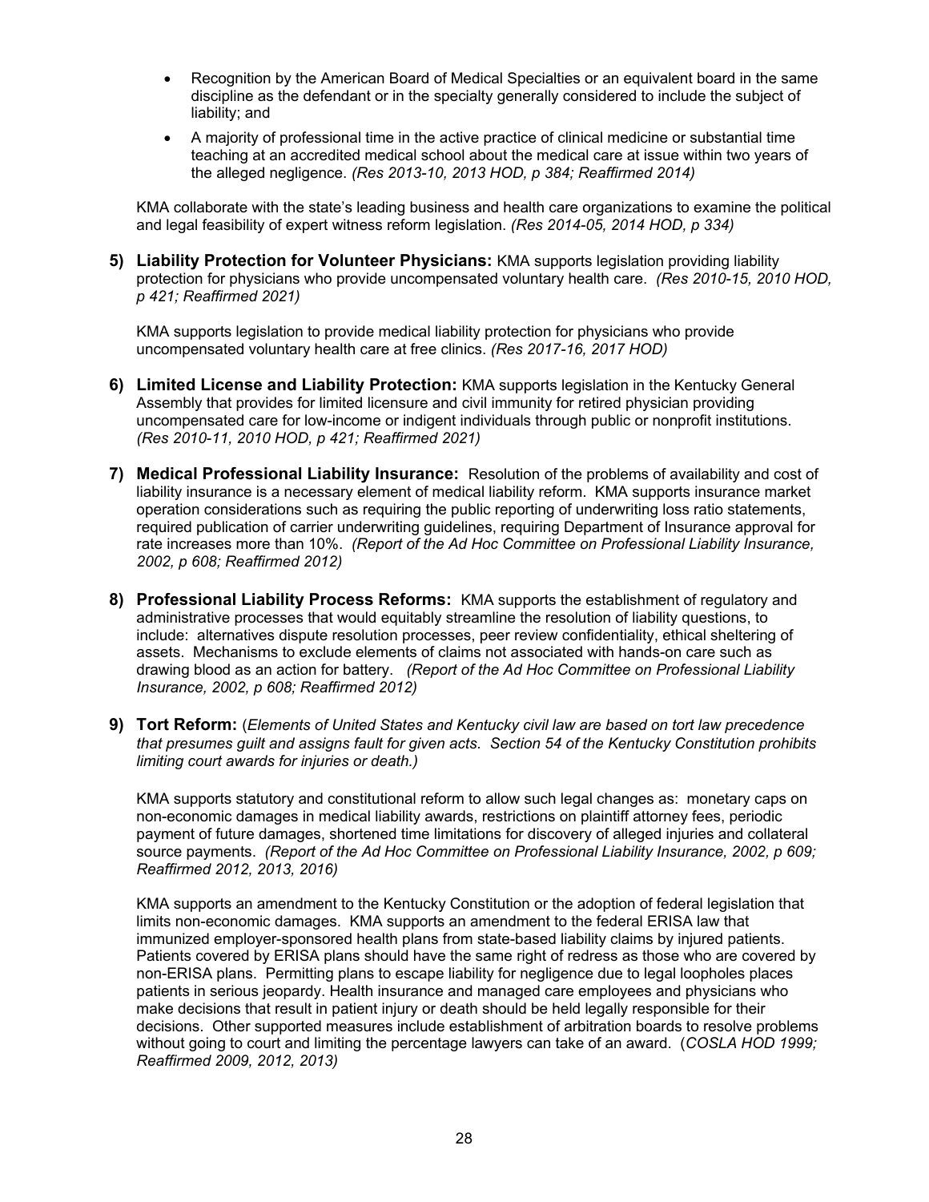- Recognition by the American Board of Medical Specialties or an equivalent board in the same discipline as the defendant or in the specialty generally considered to include the subject of liability; and
- A majority of professional time in the active practice of clinical medicine or substantial time teaching at an accredited medical school about the medical care at issue within two years of the alleged negligence. *(Res 2013-10, 2013 HOD, p 384; Reaffirmed 2014)*

KMA collaborate with the state's leading business and health care organizations to examine the political and legal feasibility of expert witness reform legislation. *(Res 2014-05, 2014 HOD, p 334)*

**5) Liability Protection for Volunteer Physicians:** KMA supports legislation providing liability protection for physicians who provide uncompensated voluntary health care. *(Res 2010-15, 2010 HOD, p 421; Reaffirmed 2021)*

KMA supports legislation to provide medical liability protection for physicians who provide uncompensated voluntary health care at free clinics. *(Res 2017-16, 2017 HOD)*

**6) Limited License and Liability Protection:** KMA supports legislation in the Kentucky General Assembly that provides for limited licensure and civil immunity for retired physician providing uncompensated care for low-income or indigent individuals through public or nonprofit institutions. *(Res 2010-11, 2010 HOD, p 421; Reaffirmed 2021)*

**7) Medical Professional Liability Insurance:** Resolution of the problems of availability and cost of liability insurance is a necessary element of medical liability reform. KMA supports insurance market operation considerations such as requiring the public reporting of underwriting loss ratio statements, required publication of carrier underwriting guidelines, requiring Department of Insurance approval for rate increases more than 10%. *(Report of the Ad Hoc Committee on Professional Liability Insurance, 2002, p 608; Reaffirmed 2012)*

**8) Professional Liability Process Reforms:** KMA supports the establishment of regulatory and administrative processes that would equitably streamline the resolution of liability questions, to include: alternatives dispute resolution processes, peer review confidentiality, ethical sheltering of assets. Mechanisms to exclude elements of claims not associated with hands-on care such as drawing blood as an action for battery. *(Report of the Ad Hoc Committee on Professional Liability Insurance, 2002, p 608; Reaffirmed 2012)*

**9) Tort Reform:** (*Elements of United States and Kentucky civil law are based on tort law precedence that presumes guilt and assigns fault for given acts. Section 54 of the Kentucky Constitution prohibits limiting court awards for injuries or death.)*

KMA supports statutory and constitutional reform to allow such legal changes as: monetary caps on non-economic damages in medical liability awards, restrictions on plaintiff attorney fees, periodic payment of future damages, shortened time limitations for discovery of alleged injuries and collateral source payments. *(Report of the Ad Hoc Committee on Professional Liability Insurance, 2002, p 609; Reaffirmed 2012, 2013, 2016)*

KMA supports an amendment to the Kentucky Constitution or the adoption of federal legislation that limits non-economic damages. KMA supports an amendment to the federal ERISA law that immunized employer-sponsored health plans from state-based liability claims by injured patients. Patients covered by ERISA plans should have the same right of redress as those who are covered by non-ERISA plans. Permitting plans to escape liability for negligence due to legal loopholes places patients in serious jeopardy. Health insurance and managed care employees and physicians who make decisions that result in patient injury or death should be held legally responsible for their decisions. Other supported measures include establishment of arbitration boards to resolve problems without going to court and limiting the percentage lawyers can take of an award. (*COSLA HOD 1999; Reaffirmed 2009, 2012, 2013)*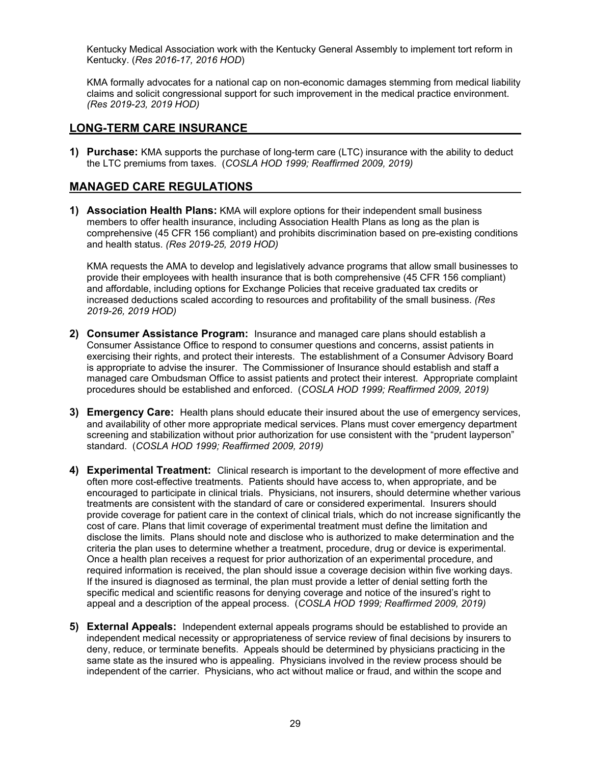Kentucky Medical Association work with the Kentucky General Assembly to implement tort reform in Kentucky. (*Res 2016-17, 2016 HOD*)

KMA formally advocates for a national cap on non-economic damages stemming from medical liability claims and solicit congressional support for such improvement in the medical practice environment. *(Res 2019-23, 2019 HOD)*

## LONG-TERM CARE INSURANCE

1) **Purchase:** KMA supports the purchase of long-term care (LTC) insurance with the ability to deduct the LTC premiums from taxes. (*COSLA HOD 1999; Reaffirmed 2009, 2019)*

## MANAGED CARE REGULATIONS

1) **Association Health Plans:** KMA will explore options for their independent small business members to offer health insurance, including Association Health Plans as long as the plan is comprehensive (45 CFR 156 compliant) and prohibits discrimination based on pre-existing conditions and health status. *(Res 2019-25, 2019 HOD)*

   KMA requests the AMA to develop and legislatively advance programs that allow small businesses to provide their employees with health insurance that is both comprehensive (45 CFR 156 compliant) and affordable, including options for Exchange Policies that receive graduated tax credits or increased deductions scaled according to resources and profitability of the small business. *(Res 2019-26, 2019 HOD)*

2) **Consumer Assistance Program:** Insurance and managed care plans should establish a Consumer Assistance Office to respond to consumer questions and concerns, assist patients in exercising their rights, and protect their interests. The establishment of a Consumer Advisory Board is appropriate to advise the insurer. The Commissioner of Insurance should establish and staff a managed care Ombudsman Office to assist patients and protect their interest. Appropriate complaint procedures should be established and enforced. (*COSLA HOD 1999; Reaffirmed 2009, 2019)*

3) **Emergency Care:** Health plans should educate their insured about the use of emergency services, and availability of other more appropriate medical services. Plans must cover emergency department screening and stabilization without prior authorization for use consistent with the "prudent layperson" standard. (*COSLA HOD 1999; Reaffirmed 2009, 2019)*

4) **Experimental Treatment:** Clinical research is important to the development of more effective and often more cost-effective treatments. Patients should have access to, when appropriate, and be encouraged to participate in clinical trials. Physicians, not insurers, should determine whether various treatments are consistent with the standard of care or considered experimental. Insurers should provide coverage for patient care in the context of clinical trials, which do not increase significantly the cost of care. Plans that limit coverage of experimental treatment must define the limitation and disclose the limits. Plans should note and disclose who is authorized to make determination and the criteria the plan uses to determine whether a treatment, procedure, drug or device is experimental. Once a health plan receives a request for prior authorization of an experimental procedure, and required information is received, the plan should issue a coverage decision within five working days. If the insured is diagnosed as terminal, the plan must provide a letter of denial setting forth the specific medical and scientific reasons for denying coverage and notice of the insured's right to appeal and a description of the appeal process. (*COSLA HOD 1999; Reaffirmed 2009, 2019)*

5) **External Appeals:** Independent external appeals programs should be established to provide an independent medical necessity or appropriateness of service review of final decisions by insurers to deny, reduce, or terminate benefits. Appeals should be determined by physicians practicing in the same state as the insured who is appealing. Physicians involved in the review process should be independent of the carrier. Physicians, who act without malice or fraud, and within the scope and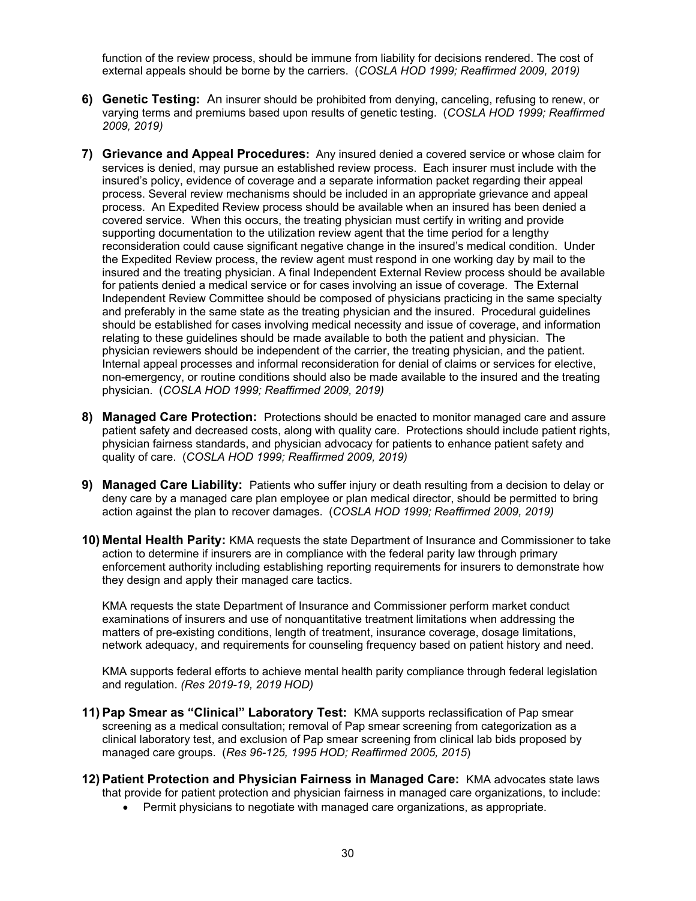function of the review process, should be immune from liability for decisions rendered. The cost of external appeals should be borne by the carriers. (*COSLA HOD 1999; Reaffirmed 2009, 2019)*

6) **Genetic Testing:** An insurer should be prohibited from denying, canceling, refusing to renew, or varying terms and premiums based upon results of genetic testing. (*COSLA HOD 1999; Reaffirmed 2009, 2019)*

7) **Grievance and Appeal Procedures:** Any insured denied a covered service or whose claim for services is denied, may pursue an established review process. Each insurer must include with the insured's policy, evidence of coverage and a separate information packet regarding their appeal process. Several review mechanisms should be included in an appropriate grievance and appeal process. An Expedited Review process should be available when an insured has been denied a covered service. When this occurs, the treating physician must certify in writing and provide supporting documentation to the utilization review agent that the time period for a lengthy reconsideration could cause significant negative change in the insured's medical condition. Under the Expedited Review process, the review agent must respond in one working day by mail to the insured and the treating physician. A final Independent External Review process should be available for patients denied a medical service or for cases involving an issue of coverage. The External Independent Review Committee should be composed of physicians practicing in the same specialty and preferably in the same state as the treating physician and the insured. Procedural guidelines should be established for cases involving medical necessity and issue of coverage, and information relating to these guidelines should be made available to both the patient and physician. The physician reviewers should be independent of the carrier, the treating physician, and the patient. Internal appeal processes and informal reconsideration for denial of claims or services for elective, non-emergency, or routine conditions should also be made available to the insured and the treating physician. (*COSLA HOD 1999; Reaffirmed 2009, 2019)*

8) **Managed Care Protection:** Protections should be enacted to monitor managed care and assure patient safety and decreased costs, along with quality care. Protections should include patient rights, physician fairness standards, and physician advocacy for patients to enhance patient safety and quality of care. (*COSLA HOD 1999; Reaffirmed 2009, 2019)*

9) **Managed Care Liability:** Patients who suffer injury or death resulting from a decision to delay or deny care by a managed care plan employee or plan medical director, should be permitted to bring action against the plan to recover damages. (*COSLA HOD 1999; Reaffirmed 2009, 2019)*

10) **Mental Health Parity:** KMA requests the state Department of Insurance and Commissioner to take action to determine if insurers are in compliance with the federal parity law through primary enforcement authority including establishing reporting requirements for insurers to demonstrate how they design and apply their managed care tactics.

    KMA requests the state Department of Insurance and Commissioner perform market conduct examinations of insurers and use of nonquantitative treatment limitations when addressing the matters of pre-existing conditions, length of treatment, insurance coverage, dosage limitations, network adequacy, and requirements for counseling frequency based on patient history and need.

    KMA supports federal efforts to achieve mental health parity compliance through federal legislation and regulation. *(Res 2019-19, 2019 HOD)*

11) **Pap Smear as "Clinical" Laboratory Test:** KMA supports reclassification of Pap smear screening as a medical consultation; removal of Pap smear screening from categorization as a clinical laboratory test, and exclusion of Pap smear screening from clinical lab bids proposed by managed care groups. (*Res 96-125, 1995 HOD; Reaffirmed 2005, 2015*)

12) **Patient Protection and Physician Fairness in Managed Care:** KMA advocates state laws that provide for patient protection and physician fairness in managed care organizations, to include:
    - Permit physicians to negotiate with managed care organizations, as appropriate.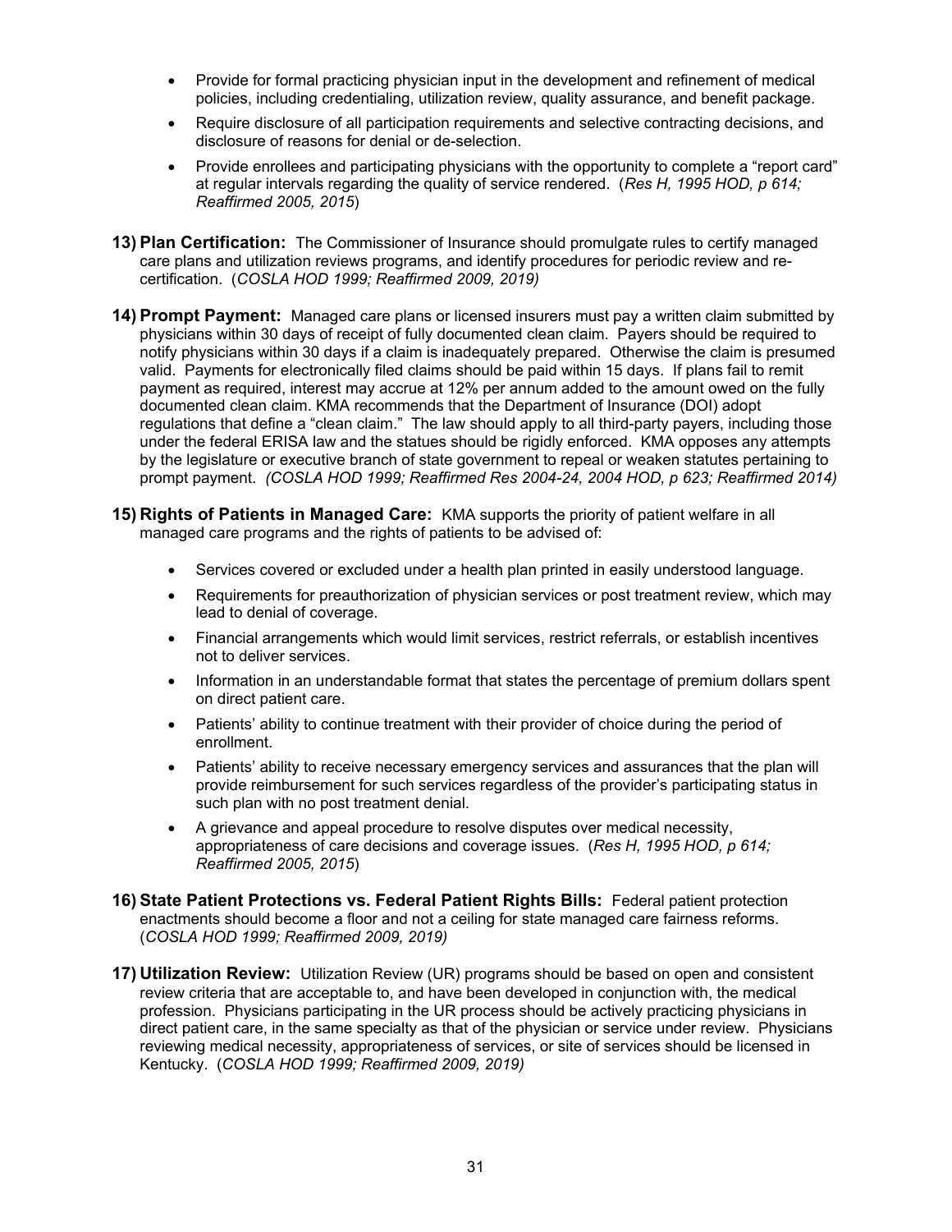- Provide for formal practicing physician input in the development and refinement of medical policies, including credentialing, utilization review, quality assurance, and benefit package.
- Require disclosure of all participation requirements and selective contracting decisions, and disclosure of reasons for denial or de-selection.
- Provide enrollees and participating physicians with the opportunity to complete a "report card" at regular intervals regarding the quality of service rendered. (*Res H, 1995 HOD, p 614; Reaffirmed 2005, 2015*)

**13) Plan Certification:** The Commissioner of Insurance should promulgate rules to certify managed care plans and utilization reviews programs, and identify procedures for periodic review and re-certification. (*COSLA HOD 1999; Reaffirmed 2009, 2019)*

**14) Prompt Payment:** Managed care plans or licensed insurers must pay a written claim submitted by physicians within 30 days of receipt of fully documented clean claim. Payers should be required to notify physicians within 30 days if a claim is inadequately prepared. Otherwise the claim is presumed valid. Payments for electronically filed claims should be paid within 15 days. If plans fail to remit payment as required, interest may accrue at 12% per annum added to the amount owed on the fully documented clean claim. KMA recommends that the Department of Insurance (DOI) adopt regulations that define a "clean claim." The law should apply to all third-party payers, including those under the federal ERISA law and the statues should be rigidly enforced. KMA opposes any attempts by the legislature or executive branch of state government to repeal or weaken statutes pertaining to prompt payment. *(COSLA HOD 1999; Reaffirmed Res 2004-24, 2004 HOD, p 623; Reaffirmed 2014)*

**15) Rights of Patients in Managed Care:** KMA supports the priority of patient welfare in all managed care programs and the rights of patients to be advised of:

- Services covered or excluded under a health plan printed in easily understood language.
- Requirements for preauthorization of physician services or post treatment review, which may lead to denial of coverage.
- Financial arrangements which would limit services, restrict referrals, or establish incentives not to deliver services.
- Information in an understandable format that states the percentage of premium dollars spent on direct patient care.
- Patients' ability to continue treatment with their provider of choice during the period of enrollment.
- Patients' ability to receive necessary emergency services and assurances that the plan will provide reimbursement for such services regardless of the provider's participating status in such plan with no post treatment denial.
- A grievance and appeal procedure to resolve disputes over medical necessity, appropriateness of care decisions and coverage issues. (*Res H, 1995 HOD, p 614; Reaffirmed 2005, 2015*)

**16) State Patient Protections vs. Federal Patient Rights Bills:** Federal patient protection enactments should become a floor and not a ceiling for state managed care fairness reforms. (*COSLA HOD 1999; Reaffirmed 2009, 2019)*

**17) Utilization Review:** Utilization Review (UR) programs should be based on open and consistent review criteria that are acceptable to, and have been developed in conjunction with, the medical profession. Physicians participating in the UR process should be actively practicing physicians in direct patient care, in the same specialty as that of the physician or service under review. Physicians reviewing medical necessity, appropriateness of services, or site of services should be licensed in Kentucky. (*COSLA HOD 1999; Reaffirmed 2009, 2019)*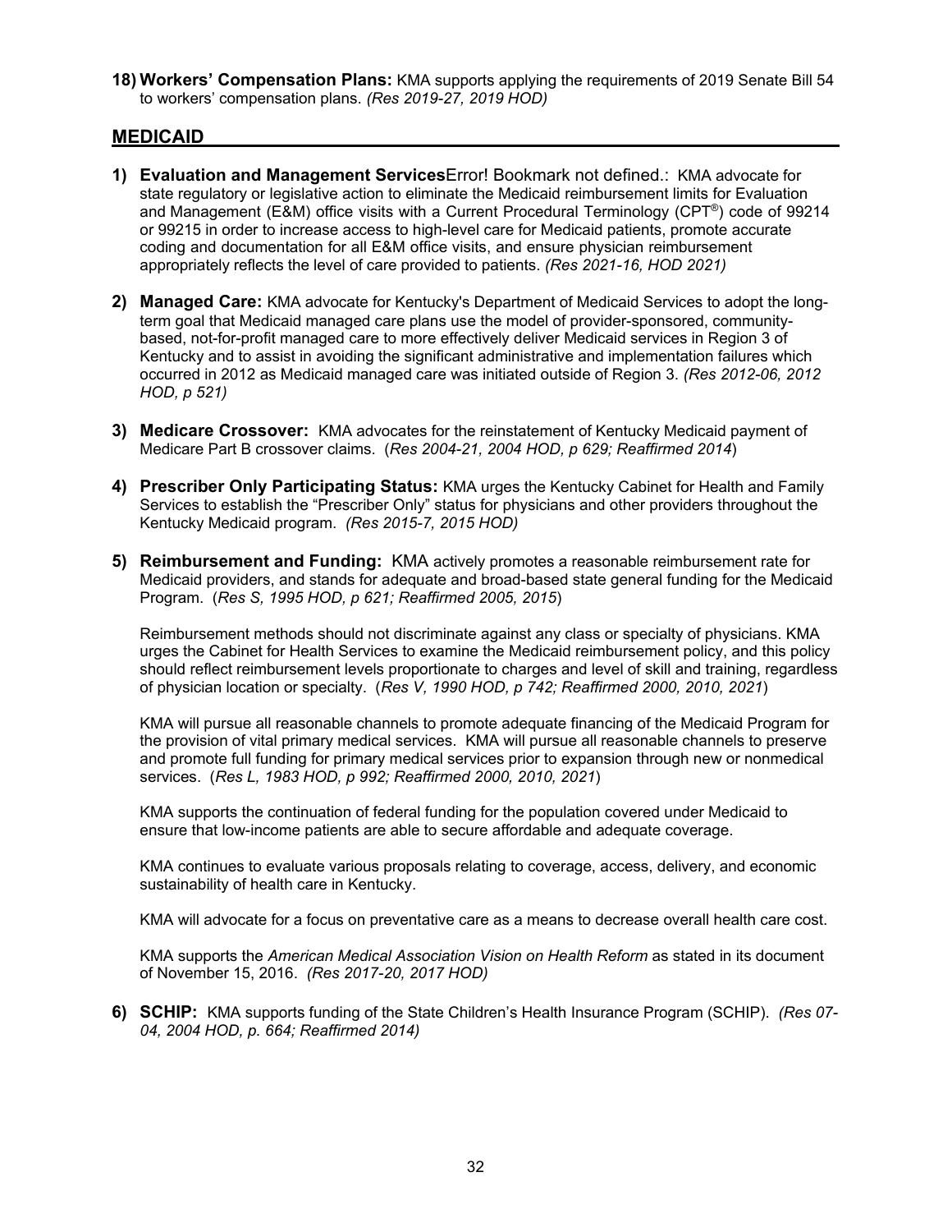**18) Workers' Compensation Plans:** KMA supports applying the requirements of 2019 Senate Bill 54 to workers' compensation plans. *(Res 2019-27, 2019 HOD)*

## MEDICAID

**1) Evaluation and Management Services**Error! Bookmark not defined.: KMA advocate for state regulatory or legislative action to eliminate the Medicaid reimbursement limits for Evaluation and Management (E&M) office visits with a Current Procedural Terminology (CPT®) code of 99214 or 99215 in order to increase access to high-level care for Medicaid patients, promote accurate coding and documentation for all E&M office visits, and ensure physician reimbursement appropriately reflects the level of care provided to patients. *(Res 2021-16, HOD 2021)*

**2) Managed Care:** KMA advocate for Kentucky's Department of Medicaid Services to adopt the long-term goal that Medicaid managed care plans use the model of provider-sponsored, community-based, not-for-profit managed care to more effectively deliver Medicaid services in Region 3 of Kentucky and to assist in avoiding the significant administrative and implementation failures which occurred in 2012 as Medicaid managed care was initiated outside of Region 3. *(Res 2012-06, 2012 HOD, p 521)*

**3) Medicare Crossover:** KMA advocates for the reinstatement of Kentucky Medicaid payment of Medicare Part B crossover claims. (*Res 2004-21, 2004 HOD, p 629; Reaffirmed 2014*)

**4) Prescriber Only Participating Status:** KMA urges the Kentucky Cabinet for Health and Family Services to establish the "Prescriber Only" status for physicians and other providers throughout the Kentucky Medicaid program. *(Res 2015-7, 2015 HOD)*

**5) Reimbursement and Funding:** KMA actively promotes a reasonable reimbursement rate for Medicaid providers, and stands for adequate and broad-based state general funding for the Medicaid Program. (*Res S, 1995 HOD, p 621; Reaffirmed 2005, 2015*)

Reimbursement methods should not discriminate against any class or specialty of physicians. KMA urges the Cabinet for Health Services to examine the Medicaid reimbursement policy, and this policy should reflect reimbursement levels proportionate to charges and level of skill and training, regardless of physician location or specialty. (*Res V, 1990 HOD, p 742; Reaffirmed 2000, 2010, 2021*)

KMA will pursue all reasonable channels to promote adequate financing of the Medicaid Program for the provision of vital primary medical services. KMA will pursue all reasonable channels to preserve and promote full funding for primary medical services prior to expansion through new or nonmedical services. (*Res L, 1983 HOD, p 992; Reaffirmed 2000, 2010, 2021*)

KMA supports the continuation of federal funding for the population covered under Medicaid to ensure that low-income patients are able to secure affordable and adequate coverage.

KMA continues to evaluate various proposals relating to coverage, access, delivery, and economic sustainability of health care in Kentucky.

KMA will advocate for a focus on preventative care as a means to decrease overall health care cost.

KMA supports the *American Medical Association Vision on Health Reform* as stated in its document of November 15, 2016. *(Res 2017-20, 2017 HOD)*

**6) SCHIP:** KMA supports funding of the State Children's Health Insurance Program (SCHIP). *(Res 07-04, 2004 HOD, p. 664; Reaffirmed 2014)*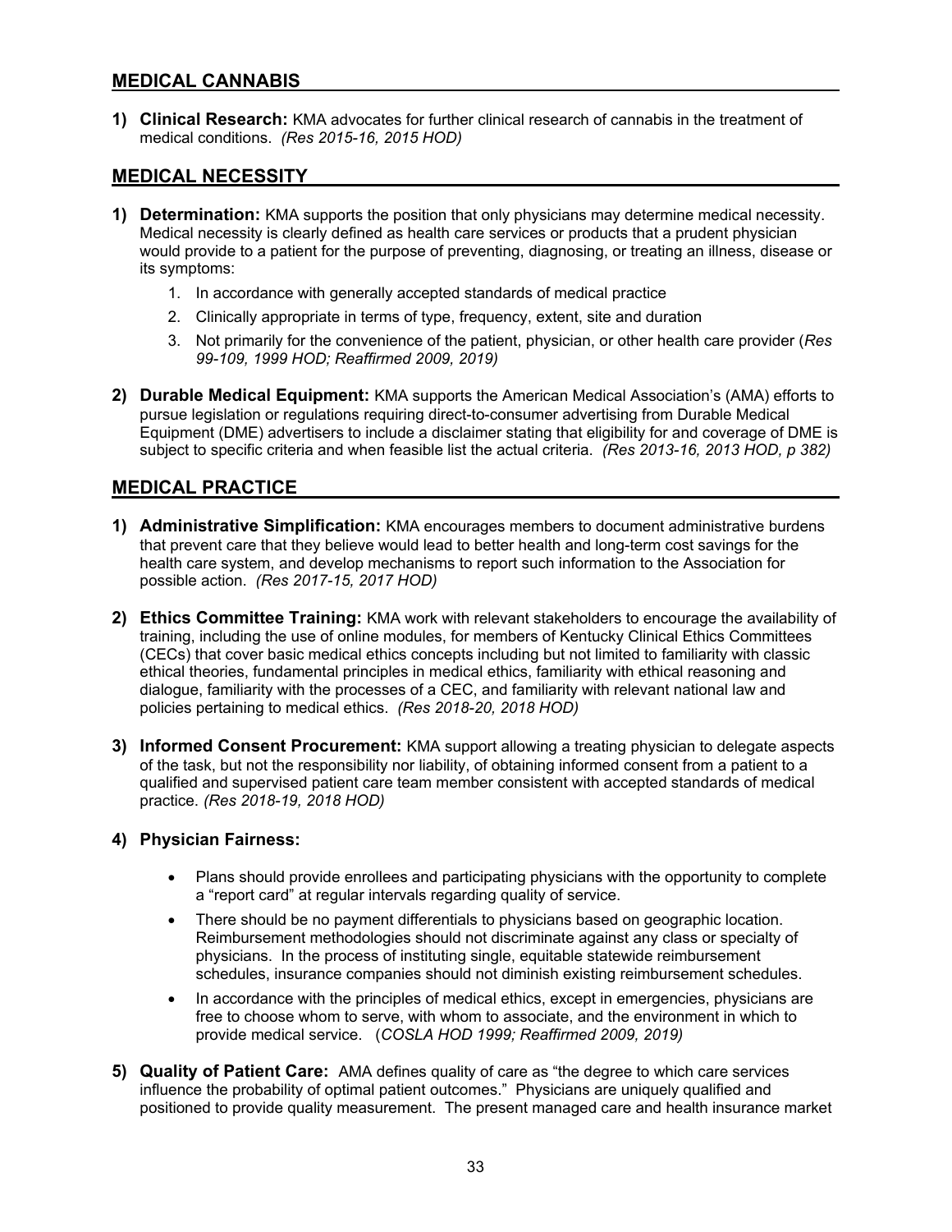## MEDICAL CANNABIS

1) **Clinical Research:** KMA advocates for further clinical research of cannabis in the treatment of medical conditions. *(Res 2015-16, 2015 HOD)*

## MEDICAL NECESSITY

1) **Determination:** KMA supports the position that only physicians may determine medical necessity. Medical necessity is clearly defined as health care services or products that a prudent physician would provide to a patient for the purpose of preventing, diagnosing, or treating an illness, disease or its symptoms:

   1. In accordance with generally accepted standards of medical practice
   2. Clinically appropriate in terms of type, frequency, extent, site and duration
   3. Not primarily for the convenience of the patient, physician, or other health care provider (*Res 99-109, 1999 HOD; Reaffirmed 2009, 2019)*

2) **Durable Medical Equipment:** KMA supports the American Medical Association's (AMA) efforts to pursue legislation or regulations requiring direct-to-consumer advertising from Durable Medical Equipment (DME) advertisers to include a disclaimer stating that eligibility for and coverage of DME is subject to specific criteria and when feasible list the actual criteria. *(Res 2013-16, 2013 HOD, p 382)*

## MEDICAL PRACTICE

1) **Administrative Simplification:** KMA encourages members to document administrative burdens that prevent care that they believe would lead to better health and long-term cost savings for the health care system, and develop mechanisms to report such information to the Association for possible action. *(Res 2017-15, 2017 HOD)*

2) **Ethics Committee Training:** KMA work with relevant stakeholders to encourage the availability of training, including the use of online modules, for members of Kentucky Clinical Ethics Committees (CECs) that cover basic medical ethics concepts including but not limited to familiarity with classic ethical theories, fundamental principles in medical ethics, familiarity with ethical reasoning and dialogue, familiarity with the processes of a CEC, and familiarity with relevant national law and policies pertaining to medical ethics. *(Res 2018-20, 2018 HOD)*

3) **Informed Consent Procurement:** KMA support allowing a treating physician to delegate aspects of the task, but not the responsibility nor liability, of obtaining informed consent from a patient to a qualified and supervised patient care team member consistent with accepted standards of medical practice. *(Res 2018-19, 2018 HOD)*

4) **Physician Fairness:**

   - Plans should provide enrollees and participating physicians with the opportunity to complete a "report card" at regular intervals regarding quality of service.
   - There should be no payment differentials to physicians based on geographic location. Reimbursement methodologies should not discriminate against any class or specialty of physicians. In the process of instituting single, equitable statewide reimbursement schedules, insurance companies should not diminish existing reimbursement schedules.
   - In accordance with the principles of medical ethics, except in emergencies, physicians are free to choose whom to serve, with whom to associate, and the environment in which to provide medical service. (*COSLA HOD 1999; Reaffirmed 2009, 2019)*

5) **Quality of Patient Care:** AMA defines quality of care as "the degree to which care services influence the probability of optimal patient outcomes." Physicians are uniquely qualified and positioned to provide quality measurement. The present managed care and health insurance market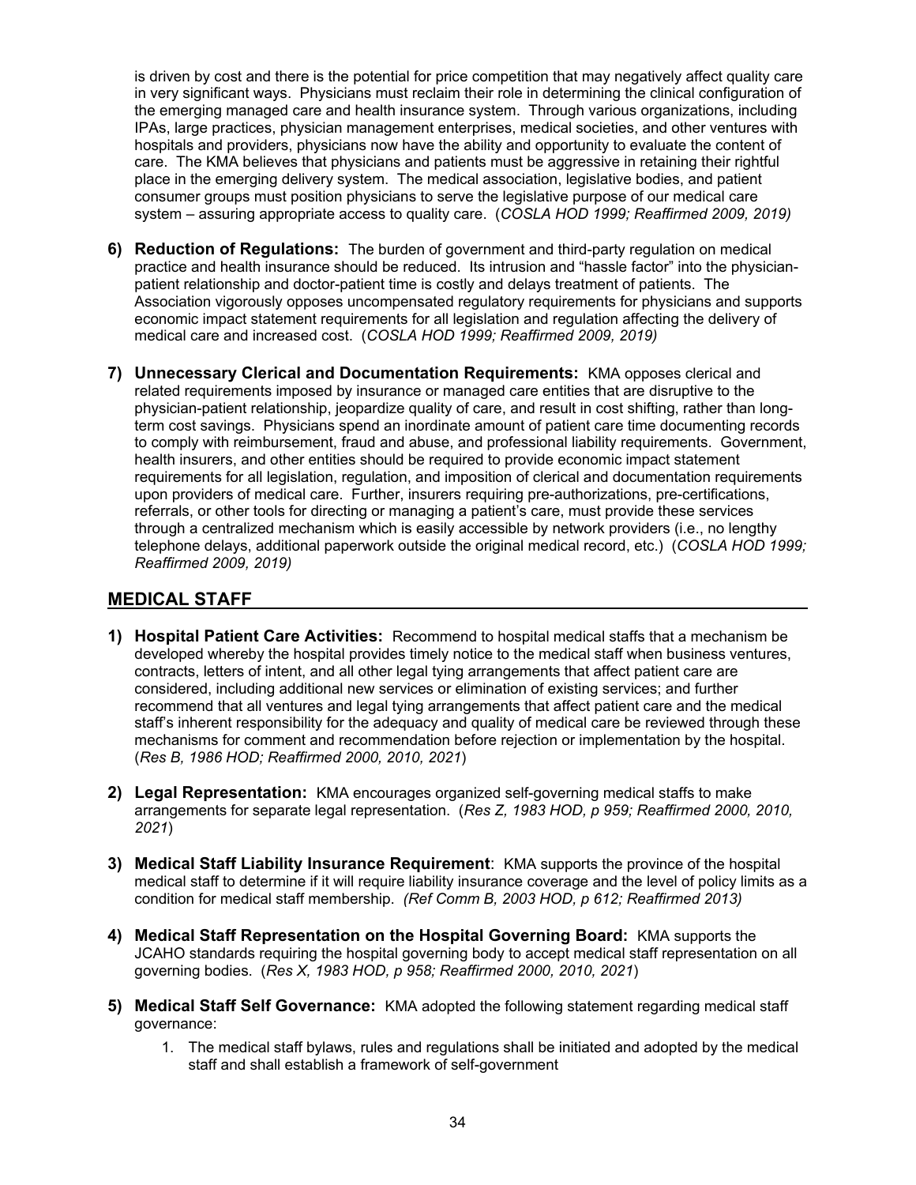is driven by cost and there is the potential for price competition that may negatively affect quality care in very significant ways. Physicians must reclaim their role in determining the clinical configuration of the emerging managed care and health insurance system. Through various organizations, including IPAs, large practices, physician management enterprises, medical societies, and other ventures with hospitals and providers, physicians now have the ability and opportunity to evaluate the content of care. The KMA believes that physicians and patients must be aggressive in retaining their rightful place in the emerging delivery system. The medical association, legislative bodies, and patient consumer groups must position physicians to serve the legislative purpose of our medical care system – assuring appropriate access to quality care. (*COSLA HOD 1999; Reaffirmed 2009, 2019)*

**6) Reduction of Regulations:** The burden of government and third-party regulation on medical practice and health insurance should be reduced. Its intrusion and "hassle factor" into the physician-patient relationship and doctor-patient time is costly and delays treatment of patients. The Association vigorously opposes uncompensated regulatory requirements for physicians and supports economic impact statement requirements for all legislation and regulation affecting the delivery of medical care and increased cost. (*COSLA HOD 1999; Reaffirmed 2009, 2019)*

**7) Unnecessary Clerical and Documentation Requirements:** KMA opposes clerical and related requirements imposed by insurance or managed care entities that are disruptive to the physician-patient relationship, jeopardize quality of care, and result in cost shifting, rather than long-term cost savings. Physicians spend an inordinate amount of patient care time documenting records to comply with reimbursement, fraud and abuse, and professional liability requirements. Government, health insurers, and other entities should be required to provide economic impact statement requirements for all legislation, regulation, and imposition of clerical and documentation requirements upon providers of medical care. Further, insurers requiring pre-authorizations, pre-certifications, referrals, or other tools for directing or managing a patient's care, must provide these services through a centralized mechanism which is easily accessible by network providers (i.e., no lengthy telephone delays, additional paperwork outside the original medical record, etc.) (*COSLA HOD 1999; Reaffirmed 2009, 2019)*

## MEDICAL STAFF

**1) Hospital Patient Care Activities:** Recommend to hospital medical staffs that a mechanism be developed whereby the hospital provides timely notice to the medical staff when business ventures, contracts, letters of intent, and all other legal tying arrangements that affect patient care are considered, including additional new services or elimination of existing services; and further recommend that all ventures and legal tying arrangements that affect patient care and the medical staff's inherent responsibility for the adequacy and quality of medical care be reviewed through these mechanisms for comment and recommendation before rejection or implementation by the hospital. (*Res B, 1986 HOD; Reaffirmed 2000, 2010, 2021*)

**2) Legal Representation:** KMA encourages organized self-governing medical staffs to make arrangements for separate legal representation. (*Res Z, 1983 HOD, p 959; Reaffirmed 2000, 2010, 2021*)

**3) Medical Staff Liability Insurance Requirement**: KMA supports the province of the hospital medical staff to determine if it will require liability insurance coverage and the level of policy limits as a condition for medical staff membership. *(Ref Comm B, 2003 HOD, p 612; Reaffirmed 2013)*

**4) Medical Staff Representation on the Hospital Governing Board:** KMA supports the JCAHO standards requiring the hospital governing body to accept medical staff representation on all governing bodies. (*Res X, 1983 HOD, p 958; Reaffirmed 2000, 2010, 2021*)

**5) Medical Staff Self Governance:** KMA adopted the following statement regarding medical staff governance:

1. The medical staff bylaws, rules and regulations shall be initiated and adopted by the medical staff and shall establish a framework of self-government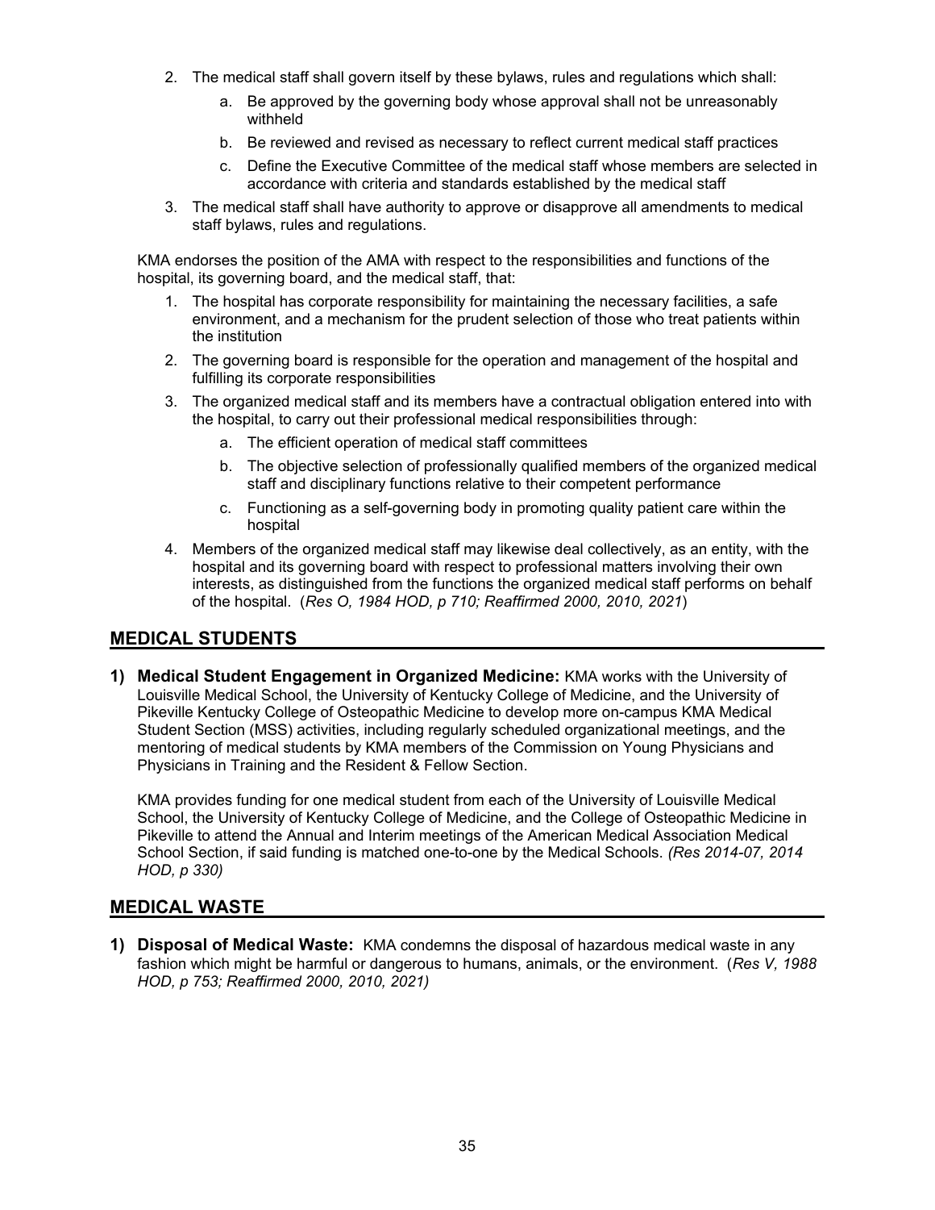2. The medical staff shall govern itself by these bylaws, rules and regulations which shall:
    a. Be approved by the governing body whose approval shall not be unreasonably withheld
    b. Be reviewed and revised as necessary to reflect current medical staff practices
    c. Define the Executive Committee of the medical staff whose members are selected in accordance with criteria and standards established by the medical staff
3. The medical staff shall have authority to approve or disapprove all amendments to medical staff bylaws, rules and regulations.

KMA endorses the position of the AMA with respect to the responsibilities and functions of the hospital, its governing board, and the medical staff, that:

1. The hospital has corporate responsibility for maintaining the necessary facilities, a safe environment, and a mechanism for the prudent selection of those who treat patients within the institution
2. The governing board is responsible for the operation and management of the hospital and fulfilling its corporate responsibilities
3. The organized medical staff and its members have a contractual obligation entered into with the hospital, to carry out their professional medical responsibilities through:
    a. The efficient operation of medical staff committees
    b. The objective selection of professionally qualified members of the organized medical staff and disciplinary functions relative to their competent performance
    c. Functioning as a self-governing body in promoting quality patient care within the hospital
4. Members of the organized medical staff may likewise deal collectively, as an entity, with the hospital and its governing board with respect to professional matters involving their own interests, as distinguished from the functions the organized medical staff performs on behalf of the hospital. (*Res O, 1984 HOD, p 710; Reaffirmed 2000, 2010, 2021*)

## MEDICAL STUDENTS

**1) Medical Student Engagement in Organized Medicine:** KMA works with the University of Louisville Medical School, the University of Kentucky College of Medicine, and the University of Pikeville Kentucky College of Osteopathic Medicine to develop more on-campus KMA Medical Student Section (MSS) activities, including regularly scheduled organizational meetings, and the mentoring of medical students by KMA members of the Commission on Young Physicians and Physicians in Training and the Resident & Fellow Section.

KMA provides funding for one medical student from each of the University of Louisville Medical School, the University of Kentucky College of Medicine, and the College of Osteopathic Medicine in Pikeville to attend the Annual and Interim meetings of the American Medical Association Medical School Section, if said funding is matched one-to-one by the Medical Schools. *(Res 2014-07, 2014 HOD, p 330)*

## MEDICAL WASTE

**1) Disposal of Medical Waste:** KMA condemns the disposal of hazardous medical waste in any fashion which might be harmful or dangerous to humans, animals, or the environment. (*Res V, 1988 HOD, p 753; Reaffirmed 2000, 2010, 2021)*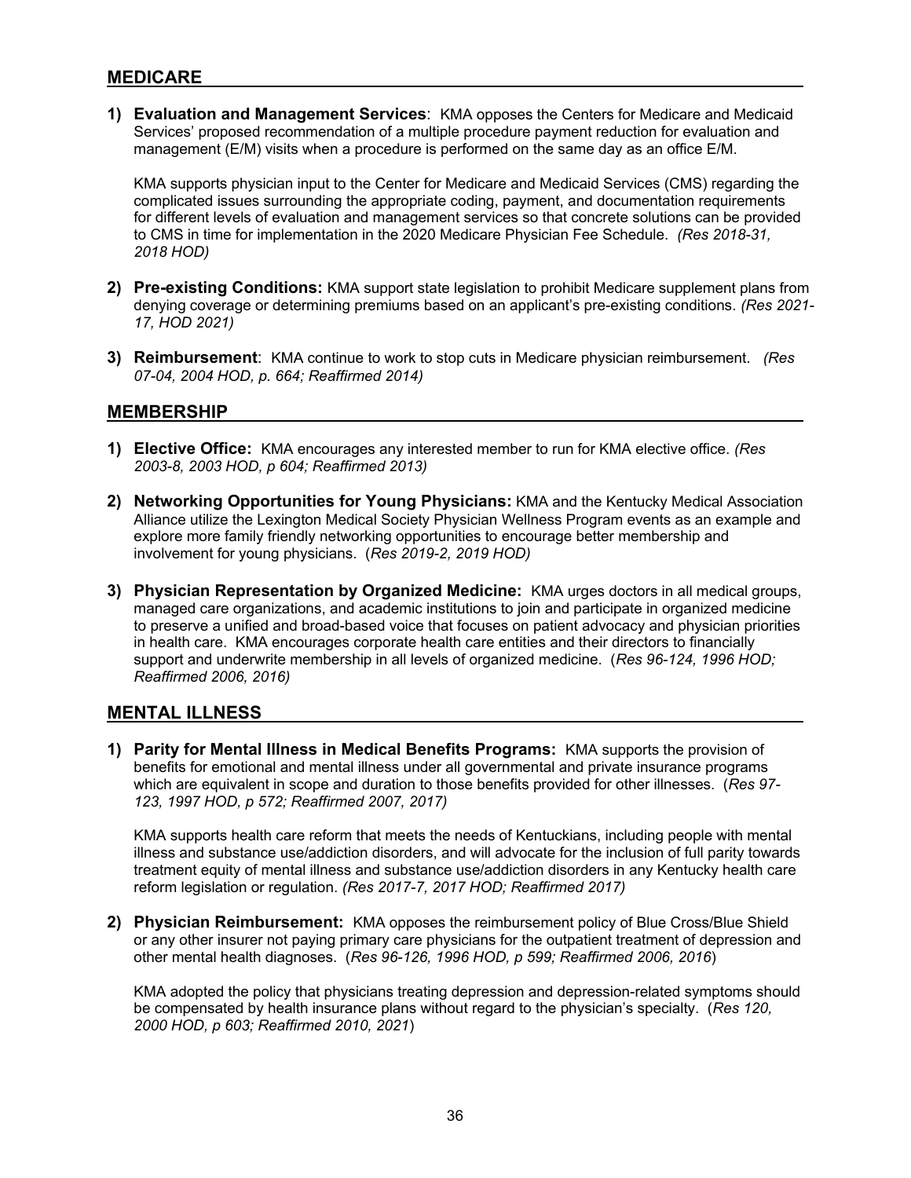## MEDICARE

1) **Evaluation and Management Services**: KMA opposes the Centers for Medicare and Medicaid Services' proposed recommendation of a multiple procedure payment reduction for evaluation and management (E/M) visits when a procedure is performed on the same day as an office E/M.

   KMA supports physician input to the Center for Medicare and Medicaid Services (CMS) regarding the complicated issues surrounding the appropriate coding, payment, and documentation requirements for different levels of evaluation and management services so that concrete solutions can be provided to CMS in time for implementation in the 2020 Medicare Physician Fee Schedule. *(Res 2018-31, 2018 HOD)*

2) **Pre-existing Conditions:** KMA support state legislation to prohibit Medicare supplement plans from denying coverage or determining premiums based on an applicant's pre-existing conditions. *(Res 2021-17, HOD 2021)*

3) **Reimbursement**: KMA continue to work to stop cuts in Medicare physician reimbursement. *(Res 07-04, 2004 HOD, p. 664; Reaffirmed 2014)*

## MEMBERSHIP

1) **Elective Office:** KMA encourages any interested member to run for KMA elective office. *(Res 2003-8, 2003 HOD, p 604; Reaffirmed 2013)*

2) **Networking Opportunities for Young Physicians:** KMA and the Kentucky Medical Association Alliance utilize the Lexington Medical Society Physician Wellness Program events as an example and explore more family friendly networking opportunities to encourage better membership and involvement for young physicians. (*Res 2019-2, 2019 HOD)*

3) **Physician Representation by Organized Medicine:** KMA urges doctors in all medical groups, managed care organizations, and academic institutions to join and participate in organized medicine to preserve a unified and broad-based voice that focuses on patient advocacy and physician priorities in health care. KMA encourages corporate health care entities and their directors to financially support and underwrite membership in all levels of organized medicine. (*Res 96-124, 1996 HOD; Reaffirmed 2006, 2016)*

## MENTAL ILLNESS

1) **Parity for Mental Illness in Medical Benefits Programs:** KMA supports the provision of benefits for emotional and mental illness under all governmental and private insurance programs which are equivalent in scope and duration to those benefits provided for other illnesses. (*Res 97-123, 1997 HOD, p 572; Reaffirmed 2007, 2017)*

   KMA supports health care reform that meets the needs of Kentuckians, including people with mental illness and substance use/addiction disorders, and will advocate for the inclusion of full parity towards treatment equity of mental illness and substance use/addiction disorders in any Kentucky health care reform legislation or regulation. *(Res 2017-7, 2017 HOD; Reaffirmed 2017)*

2) **Physician Reimbursement:** KMA opposes the reimbursement policy of Blue Cross/Blue Shield or any other insurer not paying primary care physicians for the outpatient treatment of depression and other mental health diagnoses. (*Res 96-126, 1996 HOD, p 599; Reaffirmed 2006, 2016*)

   KMA adopted the policy that physicians treating depression and depression-related symptoms should be compensated by health insurance plans without regard to the physician's specialty. (*Res 120, 2000 HOD, p 603; Reaffirmed 2010, 2021*)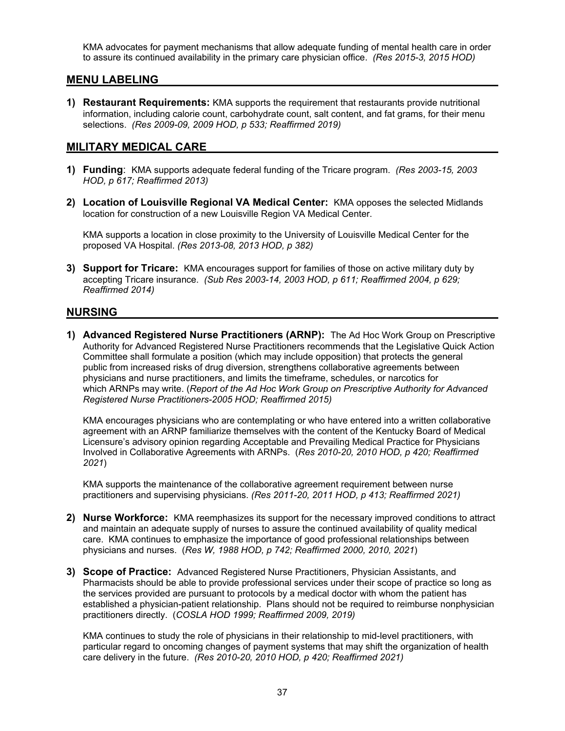KMA advocates for payment mechanisms that allow adequate funding of mental health care in order to assure its continued availability in the primary care physician office. *(Res 2015-3, 2015 HOD)*

## MENU LABELING

1) **Restaurant Requirements:** KMA supports the requirement that restaurants provide nutritional information, including calorie count, carbohydrate count, salt content, and fat grams, for their menu selections. *(Res 2009-09, 2009 HOD, p 533; Reaffirmed 2019)*

## MILITARY MEDICAL CARE

1) **Funding**: KMA supports adequate federal funding of the Tricare program. *(Res 2003-15, 2003 HOD, p 617; Reaffirmed 2013)*

2) **Location of Louisville Regional VA Medical Center:** KMA opposes the selected Midlands location for construction of a new Louisville Region VA Medical Center.

   KMA supports a location in close proximity to the University of Louisville Medical Center for the proposed VA Hospital. *(Res 2013-08, 2013 HOD, p 382)*

3) **Support for Tricare:** KMA encourages support for families of those on active military duty by accepting Tricare insurance. *(Sub Res 2003-14, 2003 HOD, p 611; Reaffirmed 2004, p 629; Reaffirmed 2014)*

## NURSING

1) **Advanced Registered Nurse Practitioners (ARNP):** The Ad Hoc Work Group on Prescriptive Authority for Advanced Registered Nurse Practitioners recommends that the Legislative Quick Action Committee shall formulate a position (which may include opposition) that protects the general public from increased risks of drug diversion, strengthens collaborative agreements between physicians and nurse practitioners, and limits the timeframe, schedules, or narcotics for which ARNPs may write. (*Report of the Ad Hoc Work Group on Prescriptive Authority for Advanced Registered Nurse Practitioners-2005 HOD; Reaffirmed 2015)*

   KMA encourages physicians who are contemplating or who have entered into a written collaborative agreement with an ARNP familiarize themselves with the content of the Kentucky Board of Medical Licensure's advisory opinion regarding Acceptable and Prevailing Medical Practice for Physicians Involved in Collaborative Agreements with ARNPs. (*Res 2010-20, 2010 HOD, p 420; Reaffirmed 2021*)

   KMA supports the maintenance of the collaborative agreement requirement between nurse practitioners and supervising physicians. *(Res 2011-20, 2011 HOD, p 413; Reaffirmed 2021)*

2) **Nurse Workforce:** KMA reemphasizes its support for the necessary improved conditions to attract and maintain an adequate supply of nurses to assure the continued availability of quality medical care. KMA continues to emphasize the importance of good professional relationships between physicians and nurses. (*Res W, 1988 HOD, p 742; Reaffirmed 2000, 2010, 2021*)

3) **Scope of Practice:** Advanced Registered Nurse Practitioners, Physician Assistants, and Pharmacists should be able to provide professional services under their scope of practice so long as the services provided are pursuant to protocols by a medical doctor with whom the patient has established a physician-patient relationship. Plans should not be required to reimburse nonphysician practitioners directly. (*COSLA HOD 1999; Reaffirmed 2009, 2019)*

   KMA continues to study the role of physicians in their relationship to mid-level practitioners, with particular regard to oncoming changes of payment systems that may shift the organization of health care delivery in the future. *(Res 2010-20, 2010 HOD, p 420; Reaffirmed 2021)*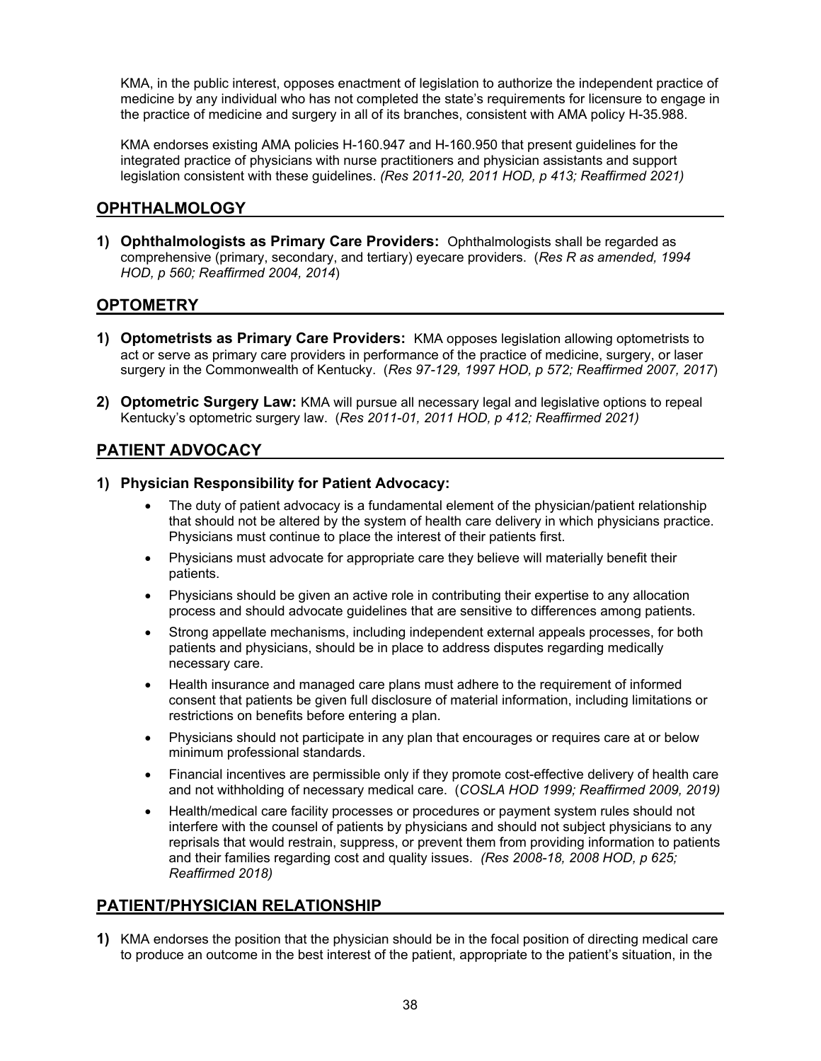KMA, in the public interest, opposes enactment of legislation to authorize the independent practice of medicine by any individual who has not completed the state's requirements for licensure to engage in the practice of medicine and surgery in all of its branches, consistent with AMA policy H-35.988.

KMA endorses existing AMA policies H-160.947 and H-160.950 that present guidelines for the integrated practice of physicians with nurse practitioners and physician assistants and support legislation consistent with these guidelines. *(Res 2011-20, 2011 HOD, p 413; Reaffirmed 2021)*

## OPHTHALMOLOGY

**1) Ophthalmologists as Primary Care Providers:** Ophthalmologists shall be regarded as comprehensive (primary, secondary, and tertiary) eyecare providers. (*Res R as amended, 1994 HOD, p 560; Reaffirmed 2004, 2014*)

## OPTOMETRY

**1) Optometrists as Primary Care Providers:** KMA opposes legislation allowing optometrists to act or serve as primary care providers in performance of the practice of medicine, surgery, or laser surgery in the Commonwealth of Kentucky. (*Res 97-129, 1997 HOD, p 572; Reaffirmed 2007, 2017*)

**2) Optometric Surgery Law:** KMA will pursue all necessary legal and legislative options to repeal Kentucky's optometric surgery law. (*Res 2011-01, 2011 HOD, p 412; Reaffirmed 2021)*

## PATIENT ADVOCACY

**1) Physician Responsibility for Patient Advocacy:**

- The duty of patient advocacy is a fundamental element of the physician/patient relationship that should not be altered by the system of health care delivery in which physicians practice. Physicians must continue to place the interest of their patients first.
- Physicians must advocate for appropriate care they believe will materially benefit their patients.
- Physicians should be given an active role in contributing their expertise to any allocation process and should advocate guidelines that are sensitive to differences among patients.
- Strong appellate mechanisms, including independent external appeals processes, for both patients and physicians, should be in place to address disputes regarding medically necessary care.
- Health insurance and managed care plans must adhere to the requirement of informed consent that patients be given full disclosure of material information, including limitations or restrictions on benefits before entering a plan.
- Physicians should not participate in any plan that encourages or requires care at or below minimum professional standards.
- Financial incentives are permissible only if they promote cost-effective delivery of health care and not withholding of necessary medical care. (*COSLA HOD 1999; Reaffirmed 2009, 2019)*
- Health/medical care facility processes or procedures or payment system rules should not interfere with the counsel of patients by physicians and should not subject physicians to any reprisals that would restrain, suppress, or prevent them from providing information to patients and their families regarding cost and quality issues. *(Res 2008-18, 2008 HOD, p 625; Reaffirmed 2018)*

## PATIENT/PHYSICIAN RELATIONSHIP

**1)** KMA endorses the position that the physician should be in the focal position of directing medical care to produce an outcome in the best interest of the patient, appropriate to the patient's situation, in the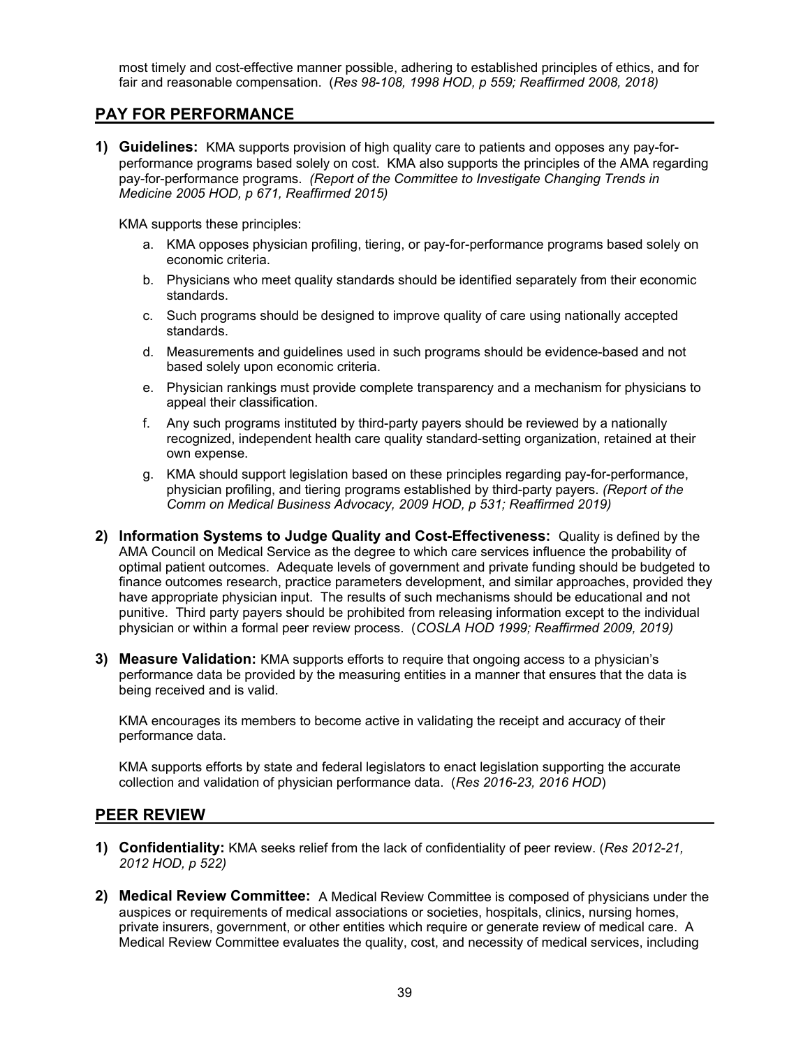most timely and cost-effective manner possible, adhering to established principles of ethics, and for fair and reasonable compensation. (*Res 98-108, 1998 HOD, p 559; Reaffirmed 2008, 2018)*

## PAY FOR PERFORMANCE

**1) Guidelines:** KMA supports provision of high quality care to patients and opposes any pay-for-performance programs based solely on cost. KMA also supports the principles of the AMA regarding pay-for-performance programs. *(Report of the Committee to Investigate Changing Trends in Medicine 2005 HOD, p 671, Reaffirmed 2015)*

KMA supports these principles:

a. KMA opposes physician profiling, tiering, or pay-for-performance programs based solely on economic criteria.

b. Physicians who meet quality standards should be identified separately from their economic standards.

c. Such programs should be designed to improve quality of care using nationally accepted standards.

d. Measurements and guidelines used in such programs should be evidence-based and not based solely upon economic criteria.

e. Physician rankings must provide complete transparency and a mechanism for physicians to appeal their classification.

f. Any such programs instituted by third-party payers should be reviewed by a nationally recognized, independent health care quality standard-setting organization, retained at their own expense.

g. KMA should support legislation based on these principles regarding pay-for-performance, physician profiling, and tiering programs established by third-party payers. *(Report of the Comm on Medical Business Advocacy, 2009 HOD, p 531; Reaffirmed 2019)*

**2) Information Systems to Judge Quality and Cost-Effectiveness:** Quality is defined by the AMA Council on Medical Service as the degree to which care services influence the probability of optimal patient outcomes. Adequate levels of government and private funding should be budgeted to finance outcomes research, practice parameters development, and similar approaches, provided they have appropriate physician input. The results of such mechanisms should be educational and not punitive. Third party payers should be prohibited from releasing information except to the individual physician or within a formal peer review process. (*COSLA HOD 1999; Reaffirmed 2009, 2019)*

**3) Measure Validation:** KMA supports efforts to require that ongoing access to a physician's performance data be provided by the measuring entities in a manner that ensures that the data is being received and is valid.

KMA encourages its members to become active in validating the receipt and accuracy of their performance data.

KMA supports efforts by state and federal legislators to enact legislation supporting the accurate collection and validation of physician performance data. (*Res 2016-23, 2016 HOD*)

## PEER REVIEW

**1) Confidentiality:** KMA seeks relief from the lack of confidentiality of peer review. (*Res 2012-21, 2012 HOD, p 522)*

**2) Medical Review Committee:** A Medical Review Committee is composed of physicians under the auspices or requirements of medical associations or societies, hospitals, clinics, nursing homes, private insurers, government, or other entities which require or generate review of medical care. A Medical Review Committee evaluates the quality, cost, and necessity of medical services, including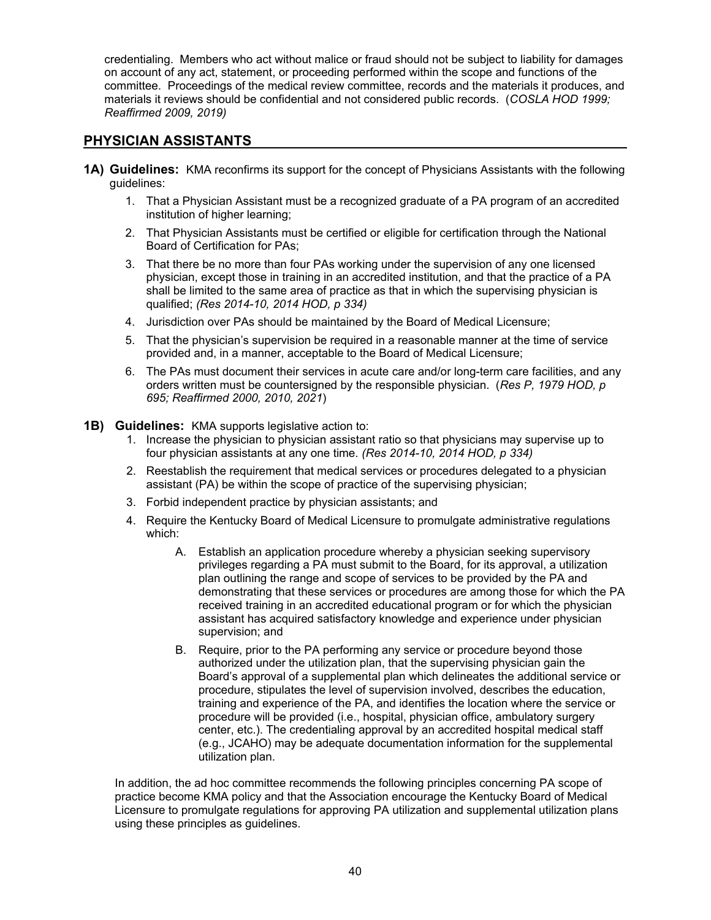credentialing. Members who act without malice or fraud should not be subject to liability for damages on account of any act, statement, or proceeding performed within the scope and functions of the committee. Proceedings of the medical review committee, records and the materials it produces, and materials it reviews should be confidential and not considered public records. (*COSLA HOD 1999; Reaffirmed 2009, 2019)*

## PHYSICIAN ASSISTANTS

**1A) Guidelines:** KMA reconfirms its support for the concept of Physicians Assistants with the following guidelines:

1. That a Physician Assistant must be a recognized graduate of a PA program of an accredited institution of higher learning;
2. That Physician Assistants must be certified or eligible for certification through the National Board of Certification for PAs;
3. That there be no more than four PAs working under the supervision of any one licensed physician, except those in training in an accredited institution, and that the practice of a PA shall be limited to the same area of practice as that in which the supervising physician is qualified; *(Res 2014-10, 2014 HOD, p 334)*
4. Jurisdiction over PAs should be maintained by the Board of Medical Licensure;
5. That the physician's supervision be required in a reasonable manner at the time of service provided and, in a manner, acceptable to the Board of Medical Licensure;
6. The PAs must document their services in acute care and/or long-term care facilities, and any orders written must be countersigned by the responsible physician. (*Res P, 1979 HOD, p 695; Reaffirmed 2000, 2010, 2021*)

**1B) Guidelines:** KMA supports legislative action to:

1. Increase the physician to physician assistant ratio so that physicians may supervise up to four physician assistants at any one time. *(Res 2014-10, 2014 HOD, p 334)*
2. Reestablish the requirement that medical services or procedures delegated to a physician assistant (PA) be within the scope of practice of the supervising physician;
3. Forbid independent practice by physician assistants; and
4. Require the Kentucky Board of Medical Licensure to promulgate administrative regulations which:
   - A. Establish an application procedure whereby a physician seeking supervisory privileges regarding a PA must submit to the Board, for its approval, a utilization plan outlining the range and scope of services to be provided by the PA and demonstrating that these services or procedures are among those for which the PA received training in an accredited educational program or for which the physician assistant has acquired satisfactory knowledge and experience under physician supervision; and
   - B. Require, prior to the PA performing any service or procedure beyond those authorized under the utilization plan, that the supervising physician gain the Board's approval of a supplemental plan which delineates the additional service or procedure, stipulates the level of supervision involved, describes the education, training and experience of the PA, and identifies the location where the service or procedure will be provided (i.e., hospital, physician office, ambulatory surgery center, etc.). The credentialing approval by an accredited hospital medical staff (e.g., JCAHO) may be adequate documentation information for the supplemental utilization plan.

In addition, the ad hoc committee recommends the following principles concerning PA scope of practice become KMA policy and that the Association encourage the Kentucky Board of Medical Licensure to promulgate regulations for approving PA utilization and supplemental utilization plans using these principles as guidelines.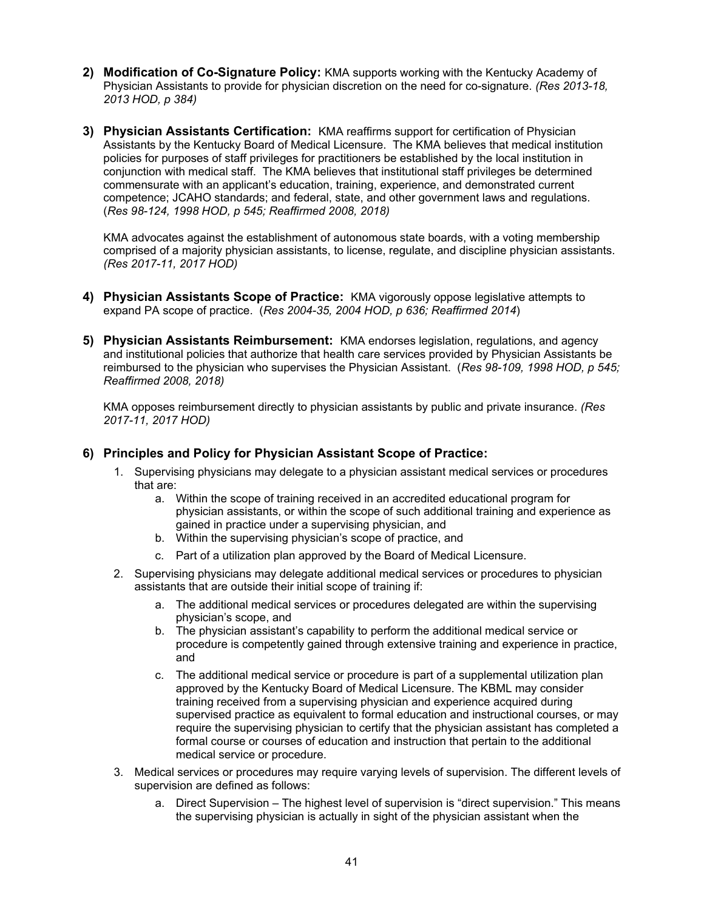2) **Modification of Co-Signature Policy:** KMA supports working with the Kentucky Academy of Physician Assistants to provide for physician discretion on the need for co-signature. *(Res 2013-18, 2013 HOD, p 384)*

3) **Physician Assistants Certification:** KMA reaffirms support for certification of Physician Assistants by the Kentucky Board of Medical Licensure. The KMA believes that medical institution policies for purposes of staff privileges for practitioners be established by the local institution in conjunction with medical staff. The KMA believes that institutional staff privileges be determined commensurate with an applicant's education, training, experience, and demonstrated current competence; JCAHO standards; and federal, state, and other government laws and regulations. (*Res 98-124, 1998 HOD, p 545; Reaffirmed 2008, 2018)*

   KMA advocates against the establishment of autonomous state boards, with a voting membership comprised of a majority physician assistants, to license, regulate, and discipline physician assistants. *(Res 2017-11, 2017 HOD)*

4) **Physician Assistants Scope of Practice:** KMA vigorously oppose legislative attempts to expand PA scope of practice. (*Res 2004-35, 2004 HOD, p 636; Reaffirmed 2014*)

5) **Physician Assistants Reimbursement:** KMA endorses legislation, regulations, and agency and institutional policies that authorize that health care services provided by Physician Assistants be reimbursed to the physician who supervises the Physician Assistant. (*Res 98-109, 1998 HOD, p 545; Reaffirmed 2008, 2018)*

   KMA opposes reimbursement directly to physician assistants by public and private insurance. *(Res 2017-11, 2017 HOD)*

6) **Principles and Policy for Physician Assistant Scope of Practice:**
   1. Supervising physicians may delegate to a physician assistant medical services or procedures that are:
      a. Within the scope of training received in an accredited educational program for physician assistants, or within the scope of such additional training and experience as gained in practice under a supervising physician, and
      b. Within the supervising physician's scope of practice, and
      c. Part of a utilization plan approved by the Board of Medical Licensure.
   2. Supervising physicians may delegate additional medical services or procedures to physician assistants that are outside their initial scope of training if:
      a. The additional medical services or procedures delegated are within the supervising physician's scope, and
      b. The physician assistant's capability to perform the additional medical service or procedure is competently gained through extensive training and experience in practice, and
      c. The additional medical service or procedure is part of a supplemental utilization plan approved by the Kentucky Board of Medical Licensure. The KBML may consider training received from a supervising physician and experience acquired during supervised practice as equivalent to formal education and instructional courses, or may require the supervising physician to certify that the physician assistant has completed a formal course or courses of education and instruction that pertain to the additional medical service or procedure.
   3. Medical services or procedures may require varying levels of supervision. The different levels of supervision are defined as follows:
      a. Direct Supervision – The highest level of supervision is "direct supervision." This means the supervising physician is actually in sight of the physician assistant when the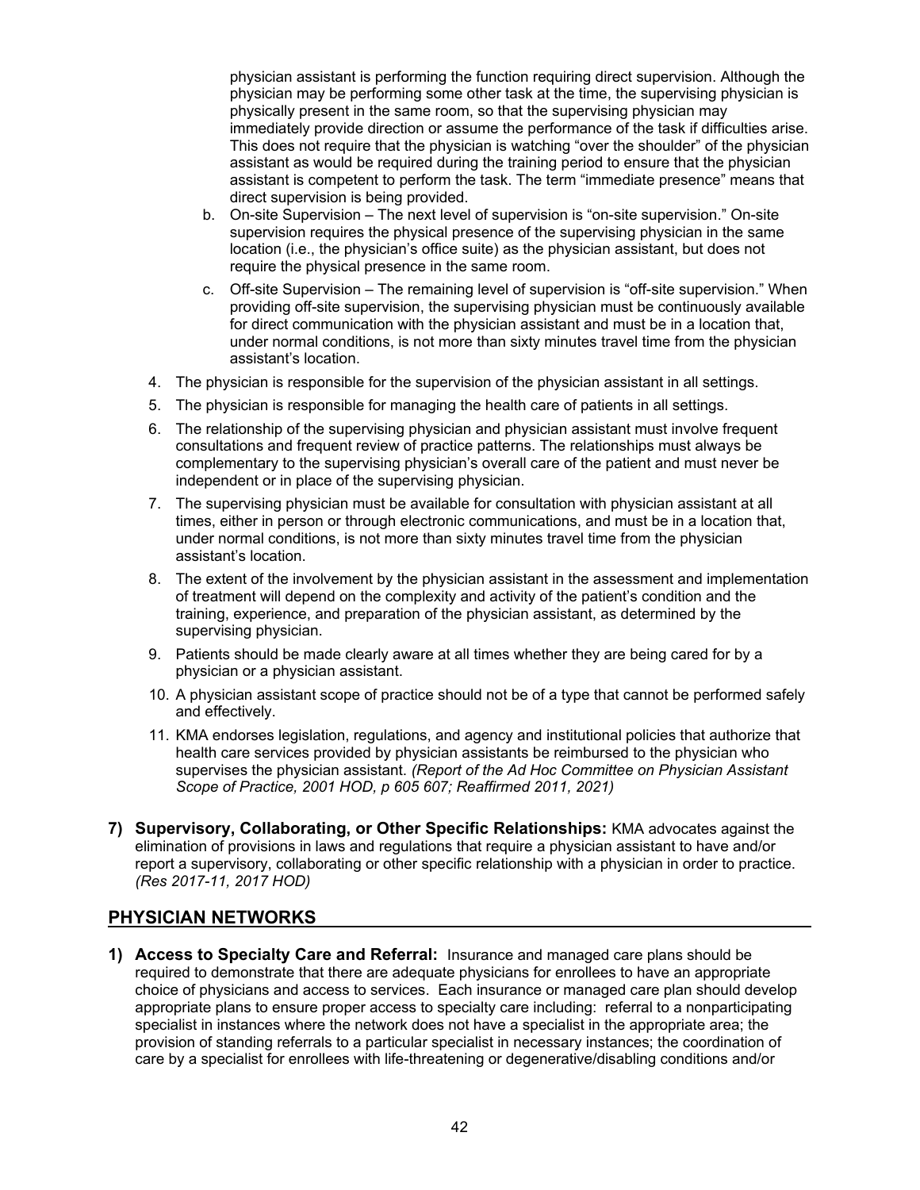physician assistant is performing the function requiring direct supervision. Although the physician may be performing some other task at the time, the supervising physician is physically present in the same room, so that the supervising physician may immediately provide direction or assume the performance of the task if difficulties arise. This does not require that the physician is watching "over the shoulder" of the physician assistant as would be required during the training period to ensure that the physician assistant is competent to perform the task. The term "immediate presence" means that direct supervision is being provided.

   b. On-site Supervision – The next level of supervision is "on-site supervision." On-site supervision requires the physical presence of the supervising physician in the same location (i.e., the physician's office suite) as the physician assistant, but does not require the physical presence in the same room.

   c. Off-site Supervision – The remaining level of supervision is "off-site supervision." When providing off-site supervision, the supervising physician must be continuously available for direct communication with the physician assistant and must be in a location that, under normal conditions, is not more than sixty minutes travel time from the physician assistant's location.

4. The physician is responsible for the supervision of the physician assistant in all settings.
5. The physician is responsible for managing the health care of patients in all settings.
6. The relationship of the supervising physician and physician assistant must involve frequent consultations and frequent review of practice patterns. The relationships must always be complementary to the supervising physician's overall care of the patient and must never be independent or in place of the supervising physician.
7. The supervising physician must be available for consultation with physician assistant at all times, either in person or through electronic communications, and must be in a location that, under normal conditions, is not more than sixty minutes travel time from the physician assistant's location.
8. The extent of the involvement by the physician assistant in the assessment and implementation of treatment will depend on the complexity and activity of the patient's condition and the training, experience, and preparation of the physician assistant, as determined by the supervising physician.
9. Patients should be made clearly aware at all times whether they are being cared for by a physician or a physician assistant.
10. A physician assistant scope of practice should not be of a type that cannot be performed safely and effectively.
11. KMA endorses legislation, regulations, and agency and institutional policies that authorize that health care services provided by physician assistants be reimbursed to the physician who supervises the physician assistant. *(Report of the Ad Hoc Committee on Physician Assistant Scope of Practice, 2001 HOD, p 605 607; Reaffirmed 2011, 2021)*

**7) Supervisory, Collaborating, or Other Specific Relationships:** KMA advocates against the elimination of provisions in laws and regulations that require a physician assistant to have and/or report a supervisory, collaborating or other specific relationship with a physician in order to practice. *(Res 2017-11, 2017 HOD)*

## PHYSICIAN NETWORKS

**1) Access to Specialty Care and Referral:** Insurance and managed care plans should be required to demonstrate that there are adequate physicians for enrollees to have an appropriate choice of physicians and access to services. Each insurance or managed care plan should develop appropriate plans to ensure proper access to specialty care including: referral to a nonparticipating specialist in instances where the network does not have a specialist in the appropriate area; the provision of standing referrals to a particular specialist in necessary instances; the coordination of care by a specialist for enrollees with life-threatening or degenerative/disabling conditions and/or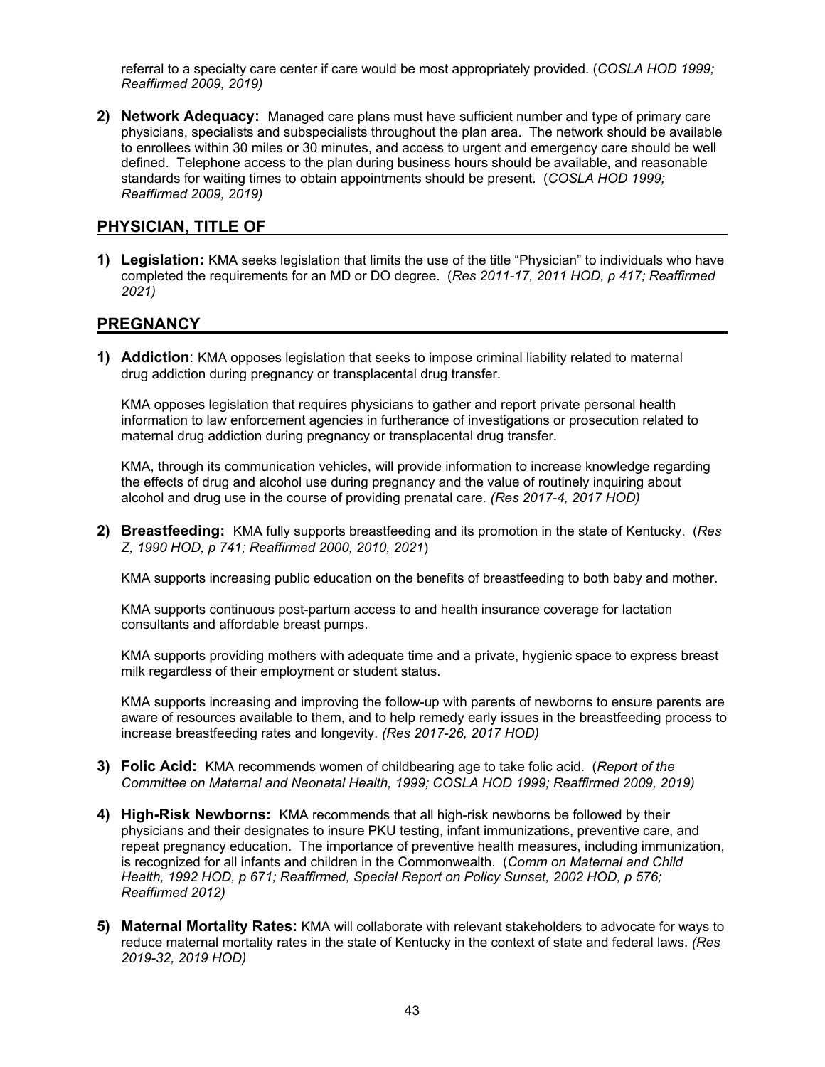referral to a specialty care center if care would be most appropriately provided. (*COSLA HOD 1999; Reaffirmed 2009, 2019)*

2) **Network Adequacy:** Managed care plans must have sufficient number and type of primary care physicians, specialists and subspecialists throughout the plan area. The network should be available to enrollees within 30 miles or 30 minutes, and access to urgent and emergency care should be well defined. Telephone access to the plan during business hours should be available, and reasonable standards for waiting times to obtain appointments should be present. (*COSLA HOD 1999; Reaffirmed 2009, 2019)*

## PHYSICIAN, TITLE OF

1) **Legislation:** KMA seeks legislation that limits the use of the title "Physician" to individuals who have completed the requirements for an MD or DO degree. (*Res 2011-17, 2011 HOD, p 417; Reaffirmed 2021)*

## PREGNANCY

1) **Addiction**: KMA opposes legislation that seeks to impose criminal liability related to maternal drug addiction during pregnancy or transplacental drug transfer.

   KMA opposes legislation that requires physicians to gather and report private personal health information to law enforcement agencies in furtherance of investigations or prosecution related to maternal drug addiction during pregnancy or transplacental drug transfer.

   KMA, through its communication vehicles, will provide information to increase knowledge regarding the effects of drug and alcohol use during pregnancy and the value of routinely inquiring about alcohol and drug use in the course of providing prenatal care. *(Res 2017-4, 2017 HOD)*

2) **Breastfeeding:** KMA fully supports breastfeeding and its promotion in the state of Kentucky. (*Res Z, 1990 HOD, p 741; Reaffirmed 2000, 2010, 2021*)

   KMA supports increasing public education on the benefits of breastfeeding to both baby and mother.

   KMA supports continuous post-partum access to and health insurance coverage for lactation consultants and affordable breast pumps.

   KMA supports providing mothers with adequate time and a private, hygienic space to express breast milk regardless of their employment or student status.

   KMA supports increasing and improving the follow-up with parents of newborns to ensure parents are aware of resources available to them, and to help remedy early issues in the breastfeeding process to increase breastfeeding rates and longevity. *(Res 2017-26, 2017 HOD)*

3) **Folic Acid:** KMA recommends women of childbearing age to take folic acid. (*Report of the Committee on Maternal and Neonatal Health, 1999; COSLA HOD 1999; Reaffirmed 2009, 2019)*

4) **High-Risk Newborns:** KMA recommends that all high-risk newborns be followed by their physicians and their designates to insure PKU testing, infant immunizations, preventive care, and repeat pregnancy education. The importance of preventive health measures, including immunization, is recognized for all infants and children in the Commonwealth. (*Comm on Maternal and Child Health, 1992 HOD, p 671; Reaffirmed, Special Report on Policy Sunset, 2002 HOD, p 576; Reaffirmed 2012)*

5) **Maternal Mortality Rates:** KMA will collaborate with relevant stakeholders to advocate for ways to reduce maternal mortality rates in the state of Kentucky in the context of state and federal laws. *(Res 2019-32, 2019 HOD)*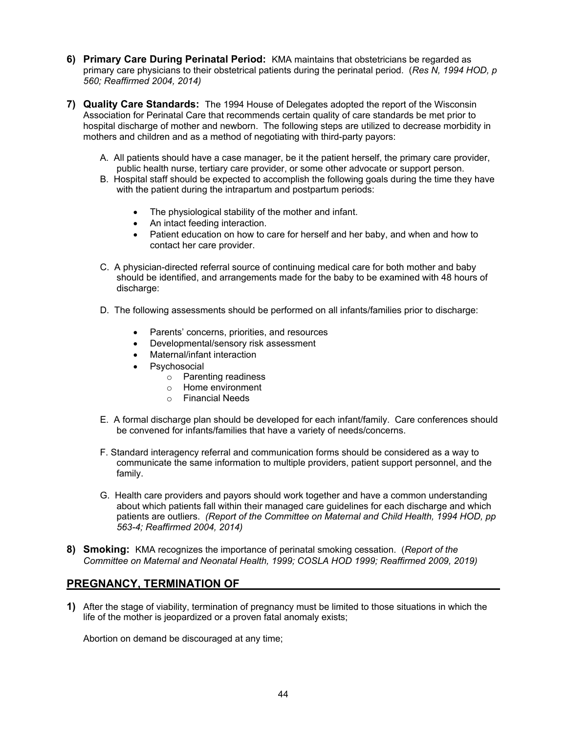**6) Primary Care During Perinatal Period:** KMA maintains that obstetricians be regarded as primary care physicians to their obstetrical patients during the perinatal period. (*Res N, 1994 HOD, p 560; Reaffirmed 2004, 2014)*

**7) Quality Care Standards:** The 1994 House of Delegates adopted the report of the Wisconsin Association for Perinatal Care that recommends certain quality of care standards be met prior to hospital discharge of mother and newborn. The following steps are utilized to decrease morbidity in mothers and children and as a method of negotiating with third-party payors:

A. All patients should have a case manager, be it the patient herself, the primary care provider, public health nurse, tertiary care provider, or some other advocate or support person.

B. Hospital staff should be expected to accomplish the following goals during the time they have with the patient during the intrapartum and postpartum periods:

- The physiological stability of the mother and infant.
- An intact feeding interaction.
- Patient education on how to care for herself and her baby, and when and how to contact her care provider.

C. A physician-directed referral source of continuing medical care for both mother and baby should be identified, and arrangements made for the baby to be examined with 48 hours of discharge:

D. The following assessments should be performed on all infants/families prior to discharge:

- Parents' concerns, priorities, and resources
- Developmental/sensory risk assessment
- Maternal/infant interaction
- Psychosocial
  - Parenting readiness
  - Home environment
  - Financial Needs

E. A formal discharge plan should be developed for each infant/family. Care conferences should be convened for infants/families that have a variety of needs/concerns.

F. Standard interagency referral and communication forms should be considered as a way to communicate the same information to multiple providers, patient support personnel, and the family.

G. Health care providers and payors should work together and have a common understanding about which patients fall within their managed care guidelines for each discharge and which patients are outliers. *(Report of the Committee on Maternal and Child Health, 1994 HOD, pp 563-4; Reaffirmed 2004, 2014)*

**8) Smoking:** KMA recognizes the importance of perinatal smoking cessation. (*Report of the Committee on Maternal and Neonatal Health, 1999; COSLA HOD 1999; Reaffirmed 2009, 2019)*

## PREGNANCY, TERMINATION OF

**1)** After the stage of viability, termination of pregnancy must be limited to those situations in which the life of the mother is jeopardized or a proven fatal anomaly exists;

Abortion on demand be discouraged at any time;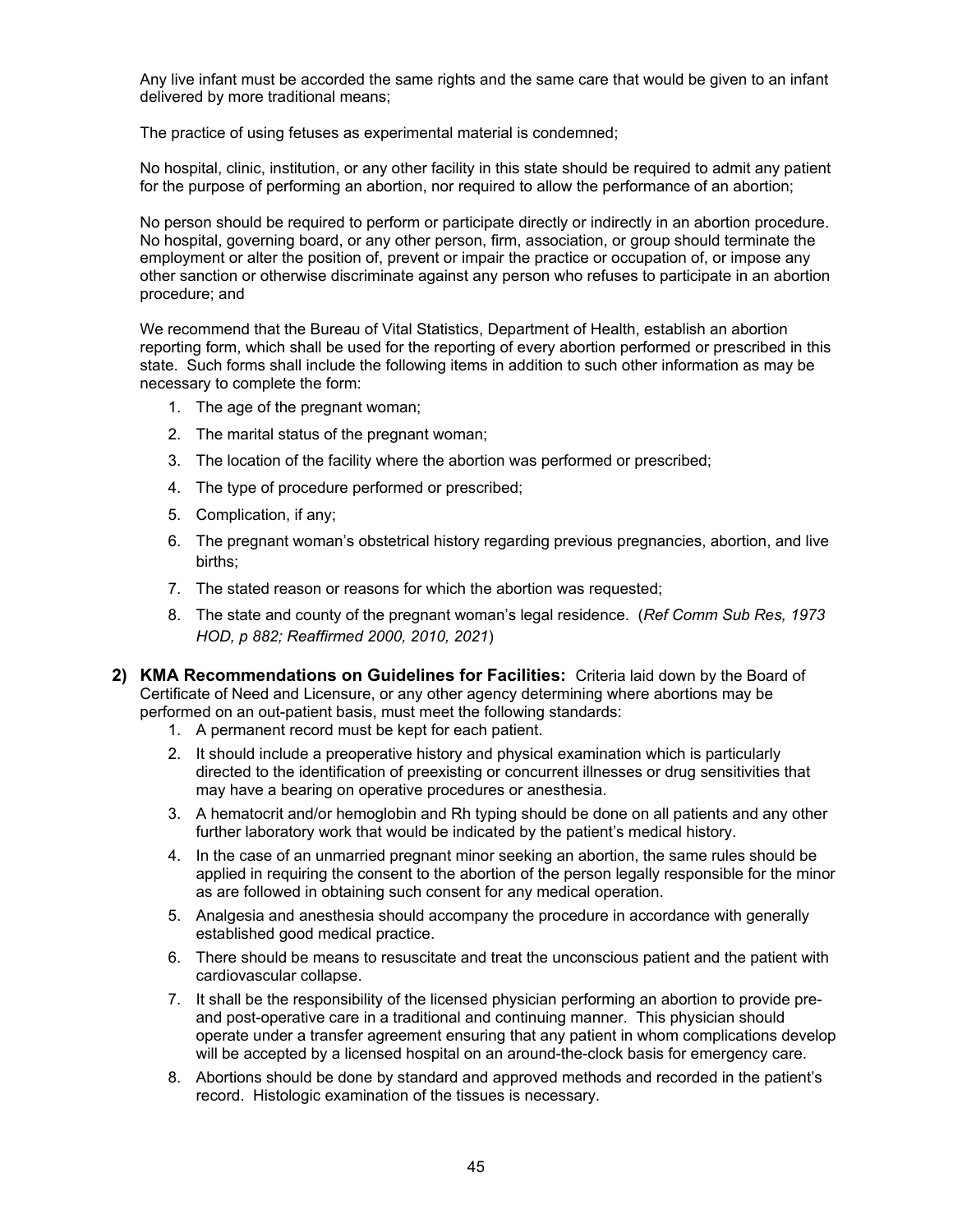Any live infant must be accorded the same rights and the same care that would be given to an infant delivered by more traditional means;

The practice of using fetuses as experimental material is condemned;

No hospital, clinic, institution, or any other facility in this state should be required to admit any patient for the purpose of performing an abortion, nor required to allow the performance of an abortion;

No person should be required to perform or participate directly or indirectly in an abortion procedure. No hospital, governing board, or any other person, firm, association, or group should terminate the employment or alter the position of, prevent or impair the practice or occupation of, or impose any other sanction or otherwise discriminate against any person who refuses to participate in an abortion procedure; and

We recommend that the Bureau of Vital Statistics, Department of Health, establish an abortion reporting form, which shall be used for the reporting of every abortion performed or prescribed in this state. Such forms shall include the following items in addition to such other information as may be necessary to complete the form:

1. The age of the pregnant woman;
2. The marital status of the pregnant woman;
3. The location of the facility where the abortion was performed or prescribed;
4. The type of procedure performed or prescribed;
5. Complication, if any;
6. The pregnant woman's obstetrical history regarding previous pregnancies, abortion, and live births;
7. The stated reason or reasons for which the abortion was requested;
8. The state and county of the pregnant woman's legal residence. (*Ref Comm Sub Res, 1973 HOD, p 882; Reaffirmed 2000, 2010, 2021*)

**2) KMA Recommendations on Guidelines for Facilities:** Criteria laid down by the Board of Certificate of Need and Licensure, or any other agency determining where abortions may be performed on an out-patient basis, must meet the following standards:

1. A permanent record must be kept for each patient.
2. It should include a preoperative history and physical examination which is particularly directed to the identification of preexisting or concurrent illnesses or drug sensitivities that may have a bearing on operative procedures or anesthesia.
3. A hematocrit and/or hemoglobin and Rh typing should be done on all patients and any other further laboratory work that would be indicated by the patient's medical history.
4. In the case of an unmarried pregnant minor seeking an abortion, the same rules should be applied in requiring the consent to the abortion of the person legally responsible for the minor as are followed in obtaining such consent for any medical operation.
5. Analgesia and anesthesia should accompany the procedure in accordance with generally established good medical practice.
6. There should be means to resuscitate and treat the unconscious patient and the patient with cardiovascular collapse.
7. It shall be the responsibility of the licensed physician performing an abortion to provide pre- and post-operative care in a traditional and continuing manner. This physician should operate under a transfer agreement ensuring that any patient in whom complications develop will be accepted by a licensed hospital on an around-the-clock basis for emergency care.
8. Abortions should be done by standard and approved methods and recorded in the patient's record. Histologic examination of the tissues is necessary.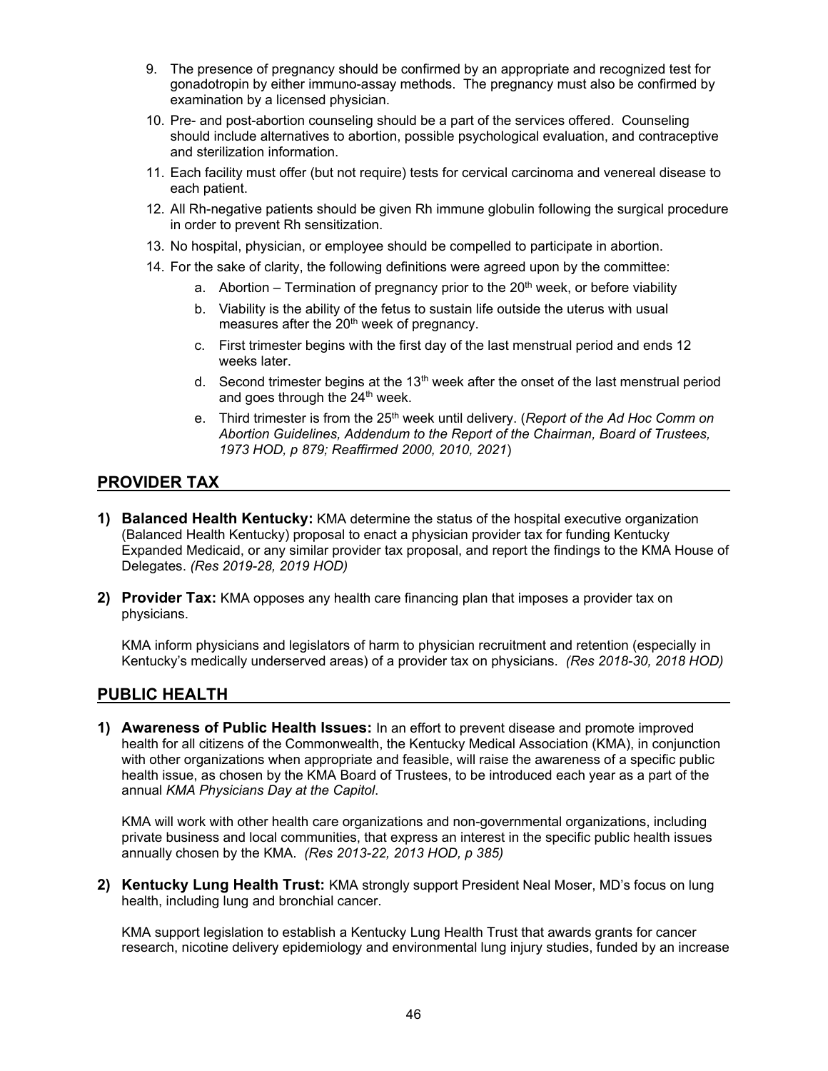9. The presence of pregnancy should be confirmed by an appropriate and recognized test for gonadotropin by either immuno-assay methods. The pregnancy must also be confirmed by examination by a licensed physician.
10. Pre- and post-abortion counseling should be a part of the services offered. Counseling should include alternatives to abortion, possible psychological evaluation, and contraceptive and sterilization information.
11. Each facility must offer (but not require) tests for cervical carcinoma and venereal disease to each patient.
12. All Rh-negative patients should be given Rh immune globulin following the surgical procedure in order to prevent Rh sensitization.
13. No hospital, physician, or employee should be compelled to participate in abortion.
14. For the sake of clarity, the following definitions were agreed upon by the committee:
    a. Abortion – Termination of pregnancy prior to the 20th week, or before viability
    b. Viability is the ability of the fetus to sustain life outside the uterus with usual measures after the 20th week of pregnancy.
    c. First trimester begins with the first day of the last menstrual period and ends 12 weeks later.
    d. Second trimester begins at the 13th week after the onset of the last menstrual period and goes through the 24th week.
    e. Third trimester is from the 25th week until delivery. (*Report of the Ad Hoc Comm on Abortion Guidelines, Addendum to the Report of the Chairman, Board of Trustees, 1973 HOD, p 879; Reaffirmed 2000, 2010, 2021*)

## PROVIDER TAX

**1) Balanced Health Kentucky:** KMA determine the status of the hospital executive organization (Balanced Health Kentucky) proposal to enact a physician provider tax for funding Kentucky Expanded Medicaid, or any similar provider tax proposal, and report the findings to the KMA House of Delegates. *(Res 2019-28, 2019 HOD)*

**2) Provider Tax:** KMA opposes any health care financing plan that imposes a provider tax on physicians.

KMA inform physicians and legislators of harm to physician recruitment and retention (especially in Kentucky's medically underserved areas) of a provider tax on physicians. *(Res 2018-30, 2018 HOD)*

## PUBLIC HEALTH

**1) Awareness of Public Health Issues:** In an effort to prevent disease and promote improved health for all citizens of the Commonwealth, the Kentucky Medical Association (KMA), in conjunction with other organizations when appropriate and feasible, will raise the awareness of a specific public health issue, as chosen by the KMA Board of Trustees, to be introduced each year as a part of the annual *KMA Physicians Day at the Capitol*.

KMA will work with other health care organizations and non-governmental organizations, including private business and local communities, that express an interest in the specific public health issues annually chosen by the KMA. *(Res 2013-22, 2013 HOD, p 385)*

**2) Kentucky Lung Health Trust:** KMA strongly support President Neal Moser, MD's focus on lung health, including lung and bronchial cancer.

KMA support legislation to establish a Kentucky Lung Health Trust that awards grants for cancer research, nicotine delivery epidemiology and environmental lung injury studies, funded by an increase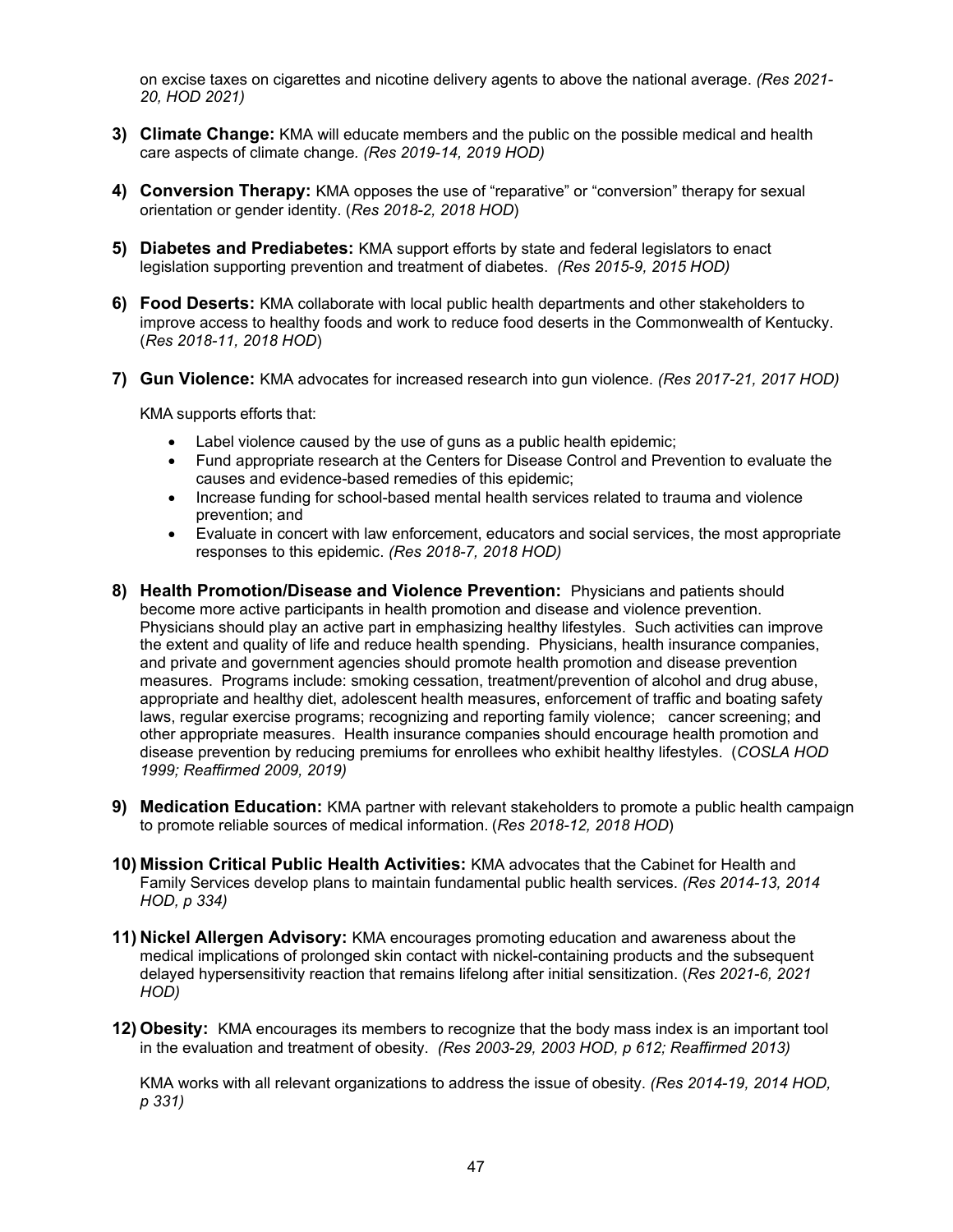on excise taxes on cigarettes and nicotine delivery agents to above the national average. *(Res 2021-20, HOD 2021)*

3) **Climate Change:** KMA will educate members and the public on the possible medical and health care aspects of climate change*. (Res 2019-14, 2019 HOD)*

4) **Conversion Therapy:** KMA opposes the use of "reparative" or "conversion" therapy for sexual orientation or gender identity. (*Res 2018-2, 2018 HOD*)

5) **Diabetes and Prediabetes:** KMA support efforts by state and federal legislators to enact legislation supporting prevention and treatment of diabetes. *(Res 2015-9, 2015 HOD)*

6) **Food Deserts:** KMA collaborate with local public health departments and other stakeholders to improve access to healthy foods and work to reduce food deserts in the Commonwealth of Kentucky. (*Res 2018-11, 2018 HOD*)

7) **Gun Violence:** KMA advocates for increased research into gun violence. *(Res 2017-21, 2017 HOD)*

   KMA supports efforts that:

   - Label violence caused by the use of guns as a public health epidemic;
   - Fund appropriate research at the Centers for Disease Control and Prevention to evaluate the causes and evidence-based remedies of this epidemic;
   - Increase funding for school-based mental health services related to trauma and violence prevention; and
   - Evaluate in concert with law enforcement, educators and social services, the most appropriate responses to this epidemic. *(Res 2018-7, 2018 HOD)*

8) **Health Promotion/Disease and Violence Prevention:** Physicians and patients should become more active participants in health promotion and disease and violence prevention. Physicians should play an active part in emphasizing healthy lifestyles. Such activities can improve the extent and quality of life and reduce health spending. Physicians, health insurance companies, and private and government agencies should promote health promotion and disease prevention measures. Programs include: smoking cessation, treatment/prevention of alcohol and drug abuse, appropriate and healthy diet, adolescent health measures, enforcement of traffic and boating safety laws, regular exercise programs; recognizing and reporting family violence; cancer screening; and other appropriate measures. Health insurance companies should encourage health promotion and disease prevention by reducing premiums for enrollees who exhibit healthy lifestyles. (*COSLA HOD 1999; Reaffirmed 2009, 2019)*

9) **Medication Education:** KMA partner with relevant stakeholders to promote a public health campaign to promote reliable sources of medical information. (*Res 2018-12, 2018 HOD*)

10) **Mission Critical Public Health Activities:** KMA advocates that the Cabinet for Health and Family Services develop plans to maintain fundamental public health services. *(Res 2014-13, 2014 HOD, p 334)*

11) **Nickel Allergen Advisory:** KMA encourages promoting education and awareness about the medical implications of prolonged skin contact with nickel-containing products and the subsequent delayed hypersensitivity reaction that remains lifelong after initial sensitization. (*Res 2021-6, 2021 HOD)*

12) **Obesity:** KMA encourages its members to recognize that the body mass index is an important tool in the evaluation and treatment of obesity. *(Res 2003-29, 2003 HOD, p 612; Reaffirmed 2013)*

    KMA works with all relevant organizations to address the issue of obesity. *(Res 2014-19, 2014 HOD, p 331)*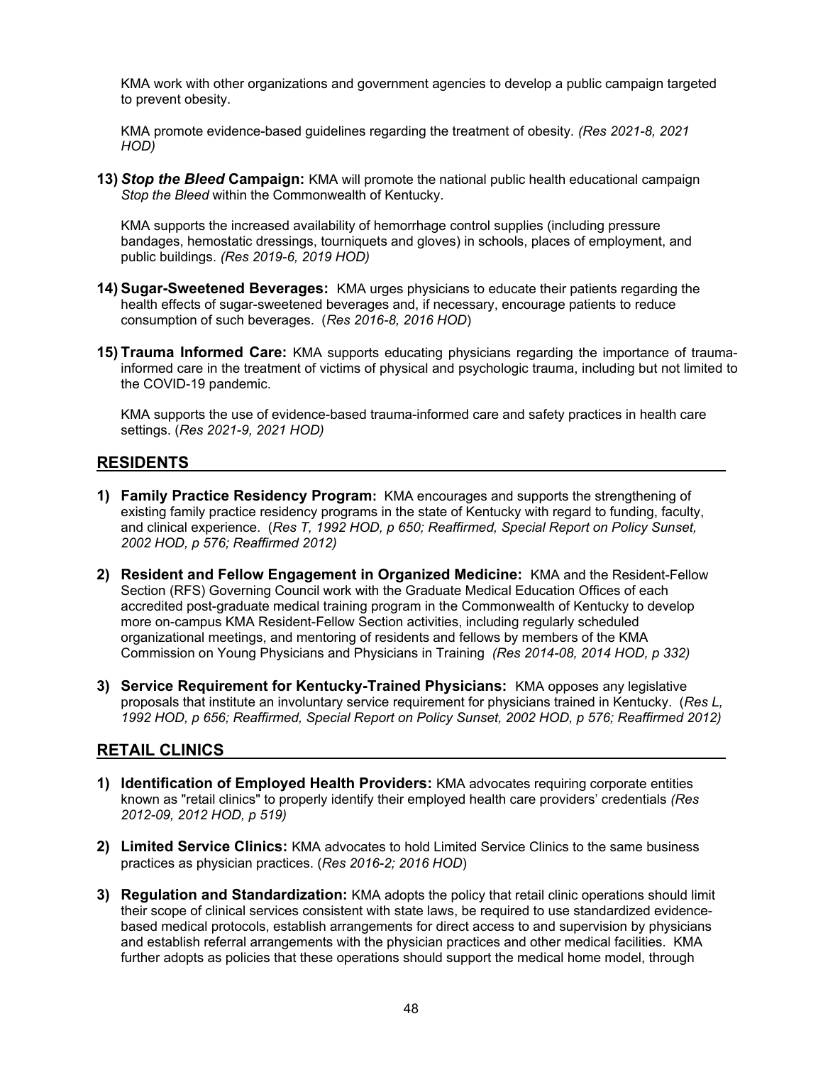KMA work with other organizations and government agencies to develop a public campaign targeted to prevent obesity.

KMA promote evidence-based guidelines regarding the treatment of obesity. *(Res 2021-8, 2021 HOD)*

**13) *Stop the Bleed* Campaign:** KMA will promote the national public health educational campaign *Stop the Bleed* within the Commonwealth of Kentucky.

KMA supports the increased availability of hemorrhage control supplies (including pressure bandages, hemostatic dressings, tourniquets and gloves) in schools, places of employment, and public buildings. *(Res 2019-6, 2019 HOD)*

**14) Sugar-Sweetened Beverages:** KMA urges physicians to educate their patients regarding the health effects of sugar-sweetened beverages and, if necessary, encourage patients to reduce consumption of such beverages. (*Res 2016-8, 2016 HOD*)

**15) Trauma Informed Care:** KMA supports educating physicians regarding the importance of trauma-informed care in the treatment of victims of physical and psychologic trauma, including but not limited to the COVID-19 pandemic.

KMA supports the use of evidence-based trauma-informed care and safety practices in health care settings. (*Res 2021-9, 2021 HOD)*

## RESIDENTS

**1) Family Practice Residency Program:** KMA encourages and supports the strengthening of existing family practice residency programs in the state of Kentucky with regard to funding, faculty, and clinical experience. (*Res T, 1992 HOD, p 650; Reaffirmed, Special Report on Policy Sunset, 2002 HOD, p 576; Reaffirmed 2012)*

**2) Resident and Fellow Engagement in Organized Medicine:** KMA and the Resident-Fellow Section (RFS) Governing Council work with the Graduate Medical Education Offices of each accredited post-graduate medical training program in the Commonwealth of Kentucky to develop more on-campus KMA Resident-Fellow Section activities, including regularly scheduled organizational meetings, and mentoring of residents and fellows by members of the KMA Commission on Young Physicians and Physicians in Training *(Res 2014-08, 2014 HOD, p 332)*

**3) Service Requirement for Kentucky-Trained Physicians:** KMA opposes any legislative proposals that institute an involuntary service requirement for physicians trained in Kentucky. (*Res L, 1992 HOD, p 656; Reaffirmed, Special Report on Policy Sunset, 2002 HOD, p 576; Reaffirmed 2012)*

## RETAIL CLINICS

**1) Identification of Employed Health Providers:** KMA advocates requiring corporate entities known as "retail clinics" to properly identify their employed health care providers' credentials *(Res 2012-09, 2012 HOD, p 519)*

**2) Limited Service Clinics:** KMA advocates to hold Limited Service Clinics to the same business practices as physician practices. (*Res 2016-2; 2016 HOD*)

**3) Regulation and Standardization:** KMA adopts the policy that retail clinic operations should limit their scope of clinical services consistent with state laws, be required to use standardized evidence-based medical protocols, establish arrangements for direct access to and supervision by physicians and establish referral arrangements with the physician practices and other medical facilities. KMA further adopts as policies that these operations should support the medical home model, through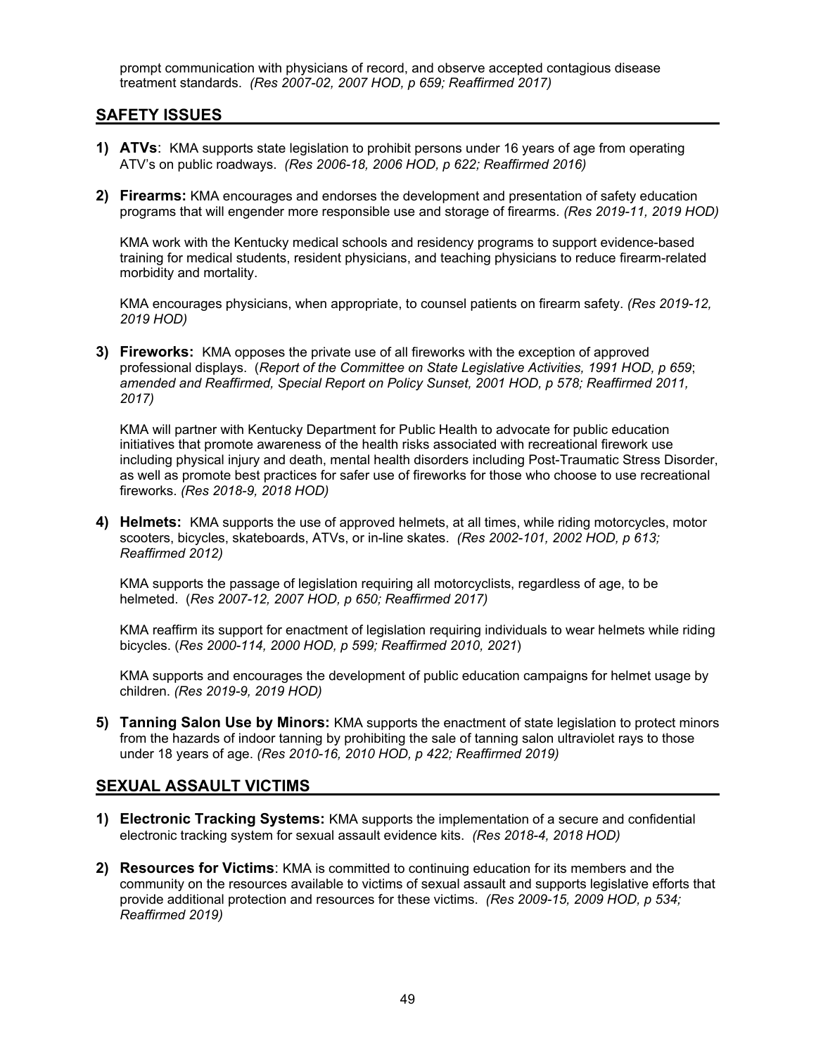prompt communication with physicians of record, and observe accepted contagious disease treatment standards. *(Res 2007-02, 2007 HOD, p 659; Reaffirmed 2017)*

## SAFETY ISSUES

1) **ATVs**: KMA supports state legislation to prohibit persons under 16 years of age from operating ATV's on public roadways. *(Res 2006-18, 2006 HOD, p 622; Reaffirmed 2016)*

2) **Firearms:** KMA encourages and endorses the development and presentation of safety education programs that will engender more responsible use and storage of firearms. *(Res 2019-11, 2019 HOD)*

   KMA work with the Kentucky medical schools and residency programs to support evidence-based training for medical students, resident physicians, and teaching physicians to reduce firearm-related morbidity and mortality.

   KMA encourages physicians, when appropriate, to counsel patients on firearm safety. *(Res 2019-12, 2019 HOD)*

3) **Fireworks:** KMA opposes the private use of all fireworks with the exception of approved professional displays. (*Report of the Committee on State Legislative Activities, 1991 HOD, p 659*; *amended and Reaffirmed, Special Report on Policy Sunset, 2001 HOD, p 578; Reaffirmed 2011, 2017)*

   KMA will partner with Kentucky Department for Public Health to advocate for public education initiatives that promote awareness of the health risks associated with recreational firework use including physical injury and death, mental health disorders including Post-Traumatic Stress Disorder, as well as promote best practices for safer use of fireworks for those who choose to use recreational fireworks. *(Res 2018-9, 2018 HOD)*

4) **Helmets:** KMA supports the use of approved helmets, at all times, while riding motorcycles, motor scooters, bicycles, skateboards, ATVs, or in-line skates. *(Res 2002-101, 2002 HOD, p 613; Reaffirmed 2012)*

   KMA supports the passage of legislation requiring all motorcyclists, regardless of age, to be helmeted. (*Res 2007-12, 2007 HOD, p 650; Reaffirmed 2017)*

   KMA reaffirm its support for enactment of legislation requiring individuals to wear helmets while riding bicycles. (*Res 2000-114, 2000 HOD, p 599; Reaffirmed 2010, 2021*)

   KMA supports and encourages the development of public education campaigns for helmet usage by children. *(Res 2019-9, 2019 HOD)*

5) **Tanning Salon Use by Minors:** KMA supports the enactment of state legislation to protect minors from the hazards of indoor tanning by prohibiting the sale of tanning salon ultraviolet rays to those under 18 years of age. *(Res 2010-16, 2010 HOD, p 422; Reaffirmed 2019)*

## SEXUAL ASSAULT VICTIMS

1) **Electronic Tracking Systems:** KMA supports the implementation of a secure and confidential electronic tracking system for sexual assault evidence kits. *(Res 2018-4, 2018 HOD)*

2) **Resources for Victims**: KMA is committed to continuing education for its members and the community on the resources available to victims of sexual assault and supports legislative efforts that provide additional protection and resources for these victims. *(Res 2009-15, 2009 HOD, p 534; Reaffirmed 2019)*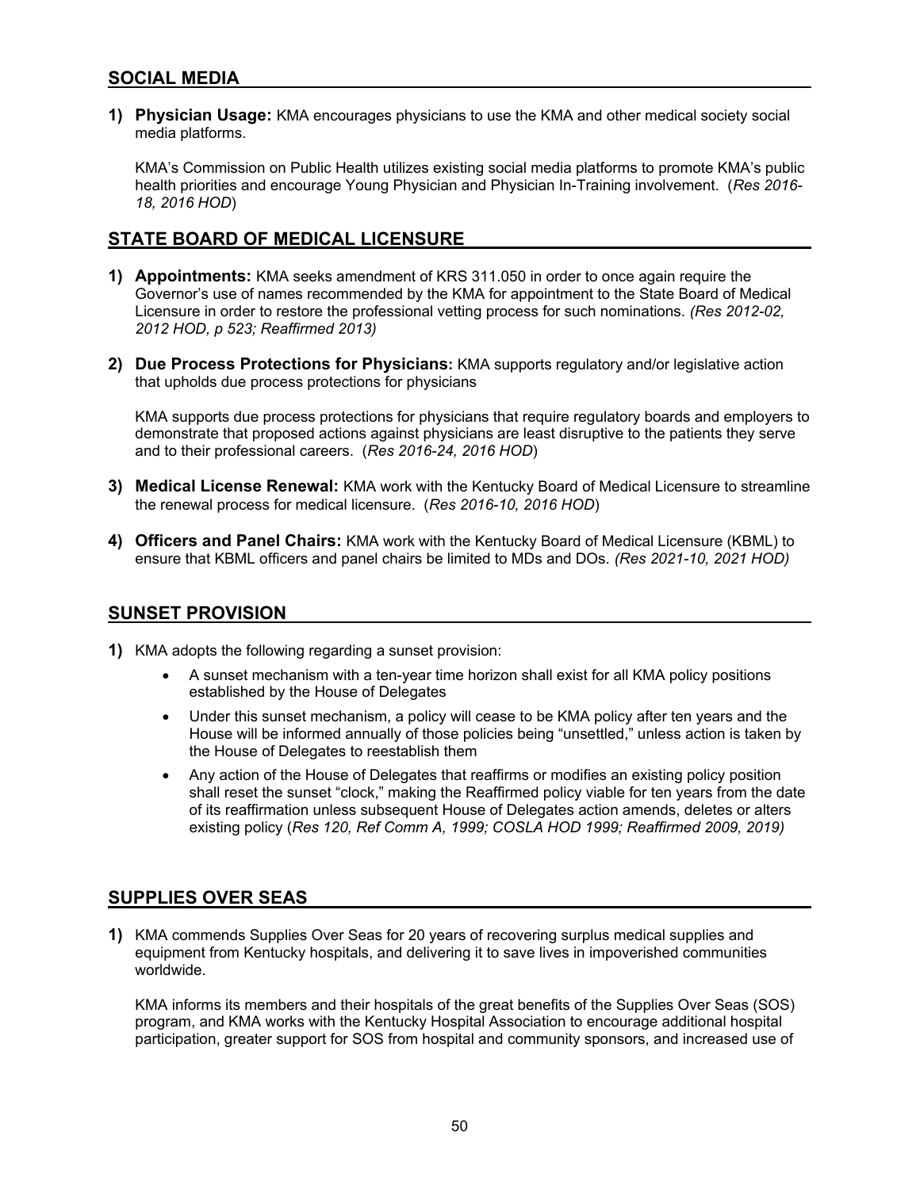## SOCIAL MEDIA

**1) Physician Usage:** KMA encourages physicians to use the KMA and other medical society social media platforms.

KMA's Commission on Public Health utilizes existing social media platforms to promote KMA's public health priorities and encourage Young Physician and Physician In-Training involvement. (*Res 2016-18, 2016 HOD*)

## STATE BOARD OF MEDICAL LICENSURE

**1) Appointments:** KMA seeks amendment of KRS 311.050 in order to once again require the Governor's use of names recommended by the KMA for appointment to the State Board of Medical Licensure in order to restore the professional vetting process for such nominations. *(Res 2012-02, 2012 HOD, p 523; Reaffirmed 2013)*

**2) Due Process Protections for Physicians:** KMA supports regulatory and/or legislative action that upholds due process protections for physicians

KMA supports due process protections for physicians that require regulatory boards and employers to demonstrate that proposed actions against physicians are least disruptive to the patients they serve and to their professional careers. (*Res 2016-24, 2016 HOD*)

**3) Medical License Renewal:** KMA work with the Kentucky Board of Medical Licensure to streamline the renewal process for medical licensure. (*Res 2016-10, 2016 HOD*)

**4) Officers and Panel Chairs:** KMA work with the Kentucky Board of Medical Licensure (KBML) to ensure that KBML officers and panel chairs be limited to MDs and DOs. *(Res 2021-10, 2021 HOD)*

## SUNSET PROVISION

**1)** KMA adopts the following regarding a sunset provision:

- A sunset mechanism with a ten-year time horizon shall exist for all KMA policy positions established by the House of Delegates
- Under this sunset mechanism, a policy will cease to be KMA policy after ten years and the House will be informed annually of those policies being "unsettled," unless action is taken by the House of Delegates to reestablish them
- Any action of the House of Delegates that reaffirms or modifies an existing policy position shall reset the sunset "clock," making the Reaffirmed policy viable for ten years from the date of its reaffirmation unless subsequent House of Delegates action amends, deletes or alters existing policy (*Res 120, Ref Comm A, 1999; COSLA HOD 1999; Reaffirmed 2009, 2019)*

## SUPPLIES OVER SEAS

**1)** KMA commends Supplies Over Seas for 20 years of recovering surplus medical supplies and equipment from Kentucky hospitals, and delivering it to save lives in impoverished communities worldwide.

KMA informs its members and their hospitals of the great benefits of the Supplies Over Seas (SOS) program, and KMA works with the Kentucky Hospital Association to encourage additional hospital participation, greater support for SOS from hospital and community sponsors, and increased use of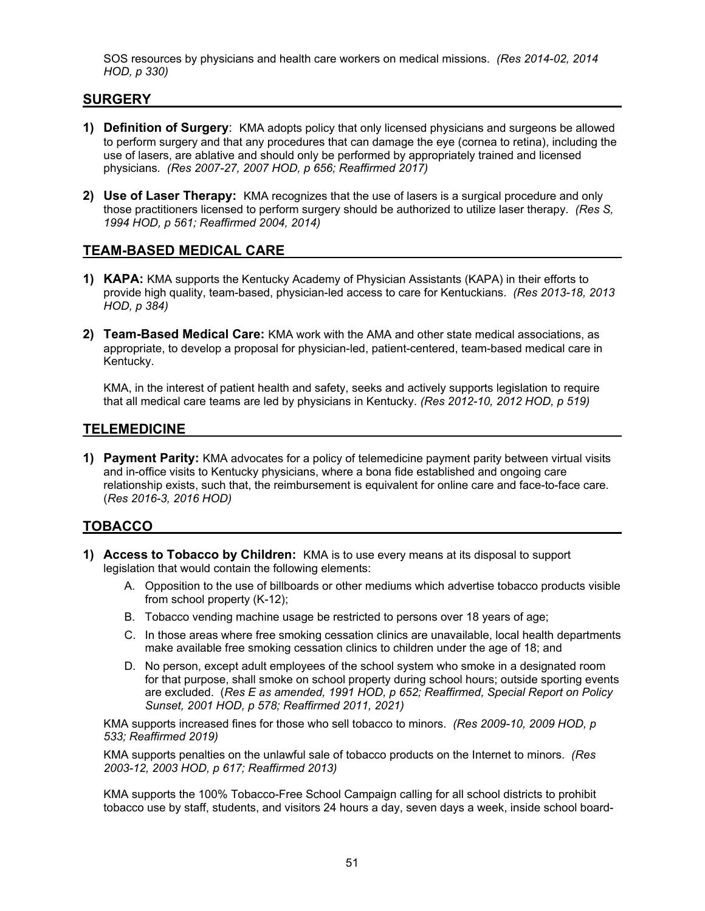SOS resources by physicians and health care workers on medical missions. *(Res 2014-02, 2014 HOD, p 330)*

## SURGERY

1) **Definition of Surgery**: KMA adopts policy that only licensed physicians and surgeons be allowed to perform surgery and that any procedures that can damage the eye (cornea to retina), including the use of lasers, are ablative and should only be performed by appropriately trained and licensed physicians. *(Res 2007-27, 2007 HOD, p 656; Reaffirmed 2017)*

2) **Use of Laser Therapy:** KMA recognizes that the use of lasers is a surgical procedure and only those practitioners licensed to perform surgery should be authorized to utilize laser therapy. *(Res S, 1994 HOD, p 561; Reaffirmed 2004, 2014)*

## TEAM-BASED MEDICAL CARE

1) **KAPA:** KMA supports the Kentucky Academy of Physician Assistants (KAPA) in their efforts to provide high quality, team-based, physician-led access to care for Kentuckians. *(Res 2013-18, 2013 HOD, p 384)*

2) **Team-Based Medical Care:** KMA work with the AMA and other state medical associations, as appropriate, to develop a proposal for physician-led, patient-centered, team-based medical care in Kentucky.

   KMA, in the interest of patient health and safety, seeks and actively supports legislation to require that all medical care teams are led by physicians in Kentucky. *(Res 2012-10, 2012 HOD, p 519)*

## TELEMEDICINE

1) **Payment Parity:** KMA advocates for a policy of telemedicine payment parity between virtual visits and in-office visits to Kentucky physicians, where a bona fide established and ongoing care relationship exists, such that, the reimbursement is equivalent for online care and face-to-face care. (*Res 2016-3, 2016 HOD)*

## TOBACCO

1) **Access to Tobacco by Children:** KMA is to use every means at its disposal to support legislation that would contain the following elements:

   A. Opposition to the use of billboards or other mediums which advertise tobacco products visible from school property (K-12);

   B. Tobacco vending machine usage be restricted to persons over 18 years of age;

   C. In those areas where free smoking cessation clinics are unavailable, local health departments make available free smoking cessation clinics to children under the age of 18; and

   D. No person, except adult employees of the school system who smoke in a designated room for that purpose, shall smoke on school property during school hours; outside sporting events are excluded. (*Res E as amended, 1991 HOD, p 652; Reaffirmed, Special Report on Policy Sunset, 2001 HOD, p 578; Reaffirmed 2011, 2021)*

   KMA supports increased fines for those who sell tobacco to minors. *(Res 2009-10, 2009 HOD, p 533; Reaffirmed 2019)*

   KMA supports penalties on the unlawful sale of tobacco products on the Internet to minors. *(Res 2003-12, 2003 HOD, p 617; Reaffirmed 2013)*

   KMA supports the 100% Tobacco-Free School Campaign calling for all school districts to prohibit tobacco use by staff, students, and visitors 24 hours a day, seven days a week, inside school board-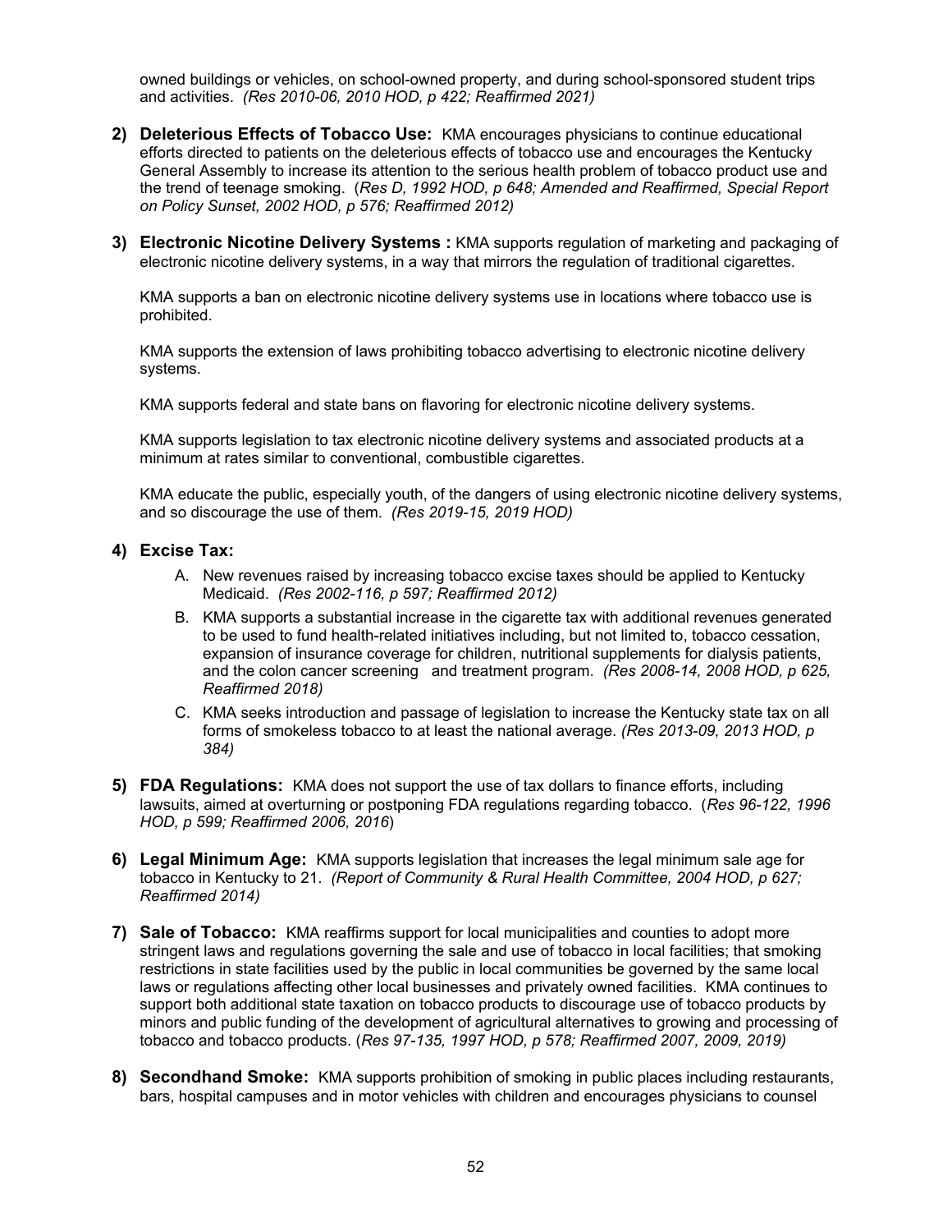owned buildings or vehicles, on school-owned property, and during school-sponsored student trips and activities. *(Res 2010-06, 2010 HOD, p 422; Reaffirmed 2021)*

2) **Deleterious Effects of Tobacco Use:** KMA encourages physicians to continue educational efforts directed to patients on the deleterious effects of tobacco use and encourages the Kentucky General Assembly to increase its attention to the serious health problem of tobacco product use and the trend of teenage smoking. (*Res D, 1992 HOD, p 648; Amended and Reaffirmed, Special Report on Policy Sunset, 2002 HOD, p 576; Reaffirmed 2012)*

3) **Electronic Nicotine Delivery Systems :** KMA supports regulation of marketing and packaging of electronic nicotine delivery systems, in a way that mirrors the regulation of traditional cigarettes.

   KMA supports a ban on electronic nicotine delivery systems use in locations where tobacco use is prohibited.

   KMA supports the extension of laws prohibiting tobacco advertising to electronic nicotine delivery systems.

   KMA supports federal and state bans on flavoring for electronic nicotine delivery systems.

   KMA supports legislation to tax electronic nicotine delivery systems and associated products at a minimum at rates similar to conventional, combustible cigarettes.

   KMA educate the public, especially youth, of the dangers of using electronic nicotine delivery systems, and so discourage the use of them. *(Res 2019-15, 2019 HOD)*

4) **Excise Tax:**
   - A. New revenues raised by increasing tobacco excise taxes should be applied to Kentucky Medicaid. *(Res 2002-116, p 597; Reaffirmed 2012)*
   - B. KMA supports a substantial increase in the cigarette tax with additional revenues generated to be used to fund health-related initiatives including, but not limited to, tobacco cessation, expansion of insurance coverage for children, nutritional supplements for dialysis patients, and the colon cancer screening and treatment program. *(Res 2008-14, 2008 HOD, p 625, Reaffirmed 2018)*
   - C. KMA seeks introduction and passage of legislation to increase the Kentucky state tax on all forms of smokeless tobacco to at least the national average. *(Res 2013-09, 2013 HOD, p 384)*

5) **FDA Regulations:** KMA does not support the use of tax dollars to finance efforts, including lawsuits, aimed at overturning or postponing FDA regulations regarding tobacco. (*Res 96-122, 1996 HOD, p 599; Reaffirmed 2006, 2016*)

6) **Legal Minimum Age:** KMA supports legislation that increases the legal minimum sale age for tobacco in Kentucky to 21. *(Report of Community & Rural Health Committee, 2004 HOD, p 627; Reaffirmed 2014)*

7) **Sale of Tobacco:** KMA reaffirms support for local municipalities and counties to adopt more stringent laws and regulations governing the sale and use of tobacco in local facilities; that smoking restrictions in state facilities used by the public in local communities be governed by the same local laws or regulations affecting other local businesses and privately owned facilities. KMA continues to support both additional state taxation on tobacco products to discourage use of tobacco products by minors and public funding of the development of agricultural alternatives to growing and processing of tobacco and tobacco products. (*Res 97-135, 1997 HOD, p 578; Reaffirmed 2007, 2009, 2019)*

8) **Secondhand Smoke:** KMA supports prohibition of smoking in public places including restaurants, bars, hospital campuses and in motor vehicles with children and encourages physicians to counsel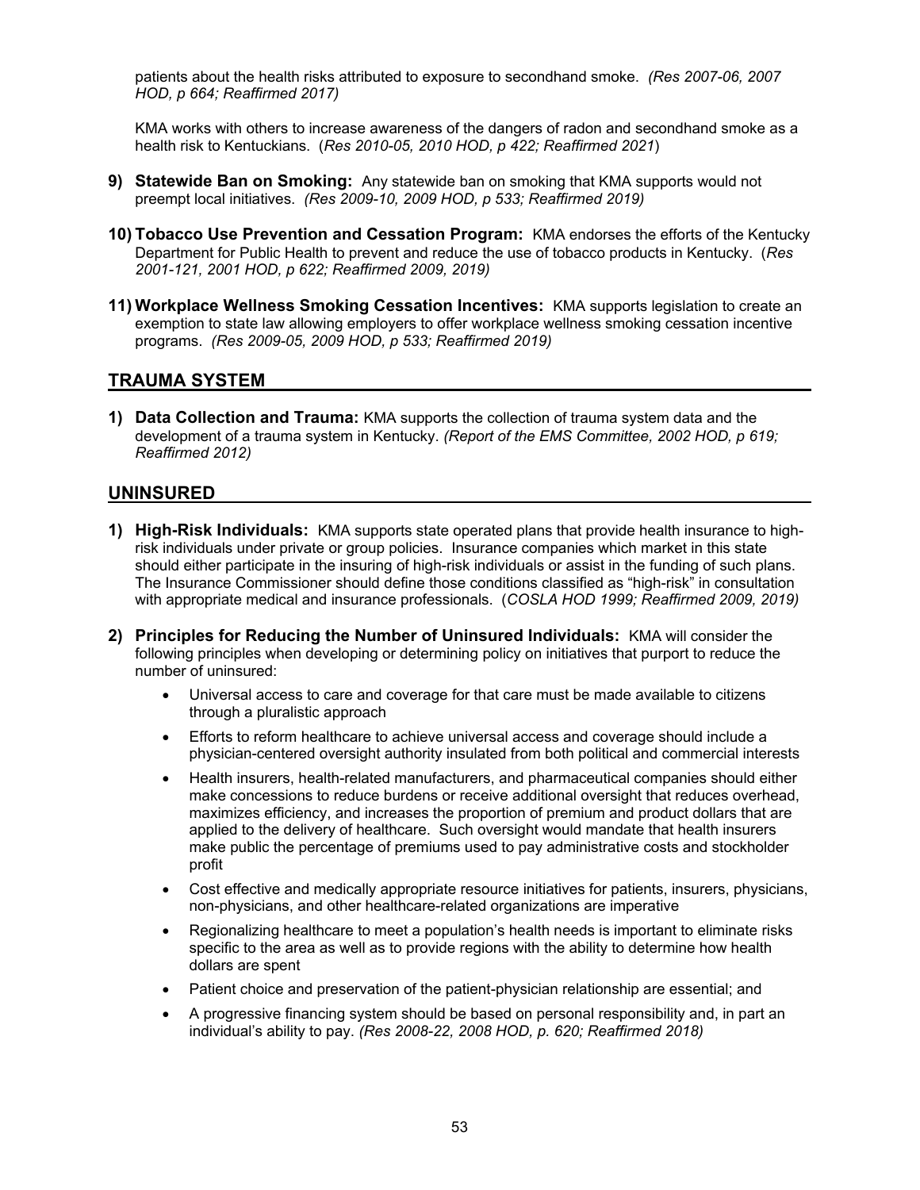patients about the health risks attributed to exposure to secondhand smoke. *(Res 2007-06, 2007 HOD, p 664; Reaffirmed 2017)*

KMA works with others to increase awareness of the dangers of radon and secondhand smoke as a health risk to Kentuckians. (*Res 2010-05, 2010 HOD, p 422; Reaffirmed 2021*)

9) **Statewide Ban on Smoking:** Any statewide ban on smoking that KMA supports would not preempt local initiatives. *(Res 2009-10, 2009 HOD, p 533; Reaffirmed 2019)*

10) **Tobacco Use Prevention and Cessation Program:** KMA endorses the efforts of the Kentucky Department for Public Health to prevent and reduce the use of tobacco products in Kentucky. (*Res 2001-121, 2001 HOD, p 622; Reaffirmed 2009, 2019)*

11) **Workplace Wellness Smoking Cessation Incentives:** KMA supports legislation to create an exemption to state law allowing employers to offer workplace wellness smoking cessation incentive programs. *(Res 2009-05, 2009 HOD, p 533; Reaffirmed 2019)*

## TRAUMA SYSTEM

1) **Data Collection and Trauma:** KMA supports the collection of trauma system data and the development of a trauma system in Kentucky. *(Report of the EMS Committee, 2002 HOD, p 619; Reaffirmed 2012)*

## UNINSURED

1) **High-Risk Individuals:** KMA supports state operated plans that provide health insurance to high-risk individuals under private or group policies. Insurance companies which market in this state should either participate in the insuring of high-risk individuals or assist in the funding of such plans. The Insurance Commissioner should define those conditions classified as "high-risk" in consultation with appropriate medical and insurance professionals. (*COSLA HOD 1999; Reaffirmed 2009, 2019)*

2) **Principles for Reducing the Number of Uninsured Individuals:** KMA will consider the following principles when developing or determining policy on initiatives that purport to reduce the number of uninsured:

   - Universal access to care and coverage for that care must be made available to citizens through a pluralistic approach
   - Efforts to reform healthcare to achieve universal access and coverage should include a physician-centered oversight authority insulated from both political and commercial interests
   - Health insurers, health-related manufacturers, and pharmaceutical companies should either make concessions to reduce burdens or receive additional oversight that reduces overhead, maximizes efficiency, and increases the proportion of premium and product dollars that are applied to the delivery of healthcare. Such oversight would mandate that health insurers make public the percentage of premiums used to pay administrative costs and stockholder profit
   - Cost effective and medically appropriate resource initiatives for patients, insurers, physicians, non-physicians, and other healthcare-related organizations are imperative
   - Regionalizing healthcare to meet a population's health needs is important to eliminate risks specific to the area as well as to provide regions with the ability to determine how health dollars are spent
   - Patient choice and preservation of the patient-physician relationship are essential; and
   - A progressive financing system should be based on personal responsibility and, in part an individual's ability to pay. *(Res 2008-22, 2008 HOD, p. 620; Reaffirmed 2018)*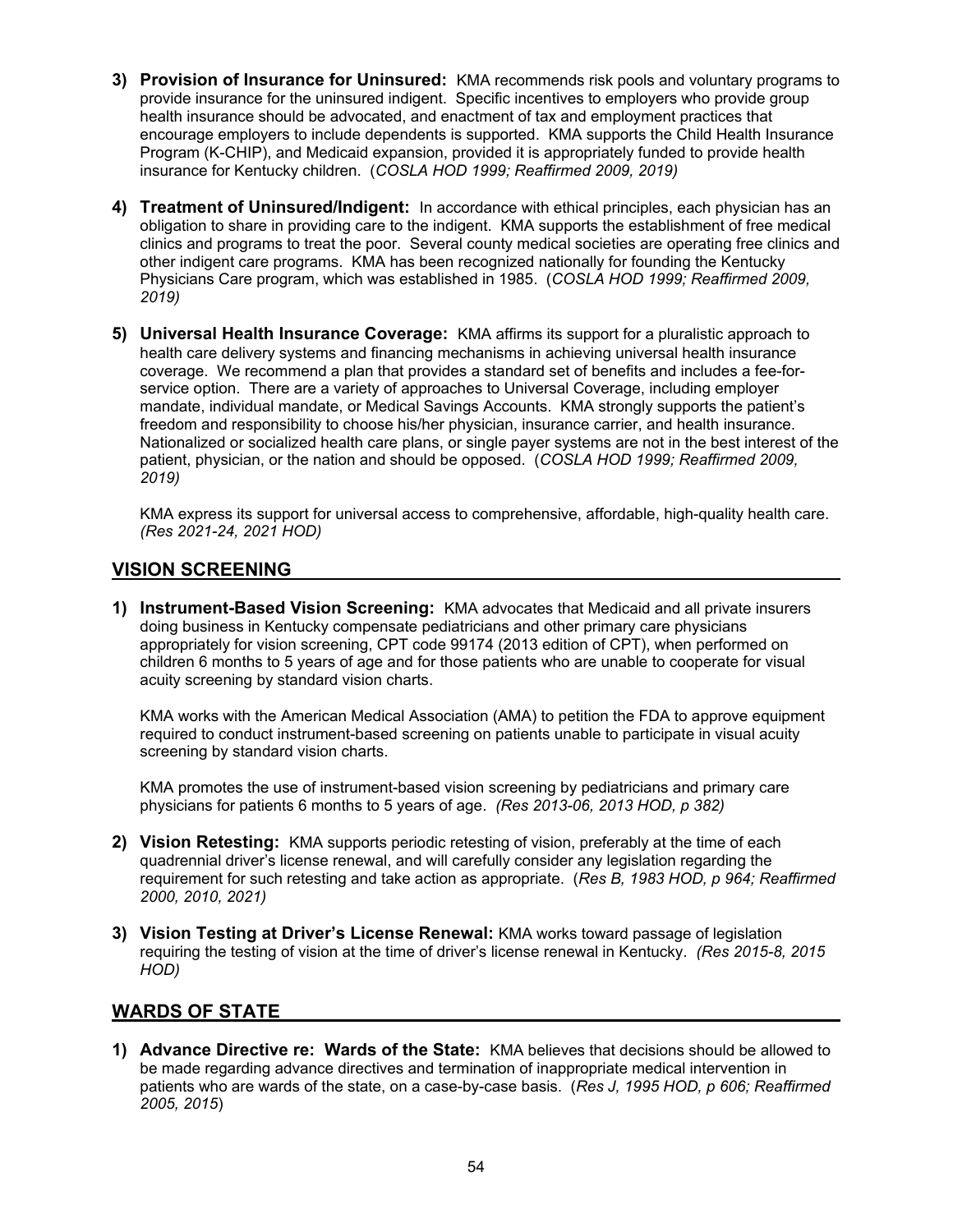3) **Provision of Insurance for Uninsured:** KMA recommends risk pools and voluntary programs to provide insurance for the uninsured indigent. Specific incentives to employers who provide group health insurance should be advocated, and enactment of tax and employment practices that encourage employers to include dependents is supported. KMA supports the Child Health Insurance Program (K-CHIP), and Medicaid expansion, provided it is appropriately funded to provide health insurance for Kentucky children. (*COSLA HOD 1999; Reaffirmed 2009, 2019)*

4) **Treatment of Uninsured/Indigent:** In accordance with ethical principles, each physician has an obligation to share in providing care to the indigent. KMA supports the establishment of free medical clinics and programs to treat the poor. Several county medical societies are operating free clinics and other indigent care programs. KMA has been recognized nationally for founding the Kentucky Physicians Care program, which was established in 1985. (*COSLA HOD 1999; Reaffirmed 2009, 2019)*

5) **Universal Health Insurance Coverage:** KMA affirms its support for a pluralistic approach to health care delivery systems and financing mechanisms in achieving universal health insurance coverage. We recommend a plan that provides a standard set of benefits and includes a fee-for-service option. There are a variety of approaches to Universal Coverage, including employer mandate, individual mandate, or Medical Savings Accounts. KMA strongly supports the patient's freedom and responsibility to choose his/her physician, insurance carrier, and health insurance. Nationalized or socialized health care plans, or single payer systems are not in the best interest of the patient, physician, or the nation and should be opposed. (*COSLA HOD 1999; Reaffirmed 2009, 2019)*

   KMA express its support for universal access to comprehensive, affordable, high-quality health care. *(Res 2021-24, 2021 HOD)*

## VISION SCREENING

1) **Instrument-Based Vision Screening:** KMA advocates that Medicaid and all private insurers doing business in Kentucky compensate pediatricians and other primary care physicians appropriately for vision screening, CPT code 99174 (2013 edition of CPT), when performed on children 6 months to 5 years of age and for those patients who are unable to cooperate for visual acuity screening by standard vision charts.

   KMA works with the American Medical Association (AMA) to petition the FDA to approve equipment required to conduct instrument-based screening on patients unable to participate in visual acuity screening by standard vision charts.

   KMA promotes the use of instrument-based vision screening by pediatricians and primary care physicians for patients 6 months to 5 years of age. *(Res 2013-06, 2013 HOD, p 382)*

2) **Vision Retesting:** KMA supports periodic retesting of vision, preferably at the time of each quadrennial driver's license renewal, and will carefully consider any legislation regarding the requirement for such retesting and take action as appropriate. (*Res B, 1983 HOD, p 964; Reaffirmed 2000, 2010, 2021)*

3) **Vision Testing at Driver's License Renewal:** KMA works toward passage of legislation requiring the testing of vision at the time of driver's license renewal in Kentucky. *(Res 2015-8, 2015 HOD)*

## WARDS OF STATE

1) **Advance Directive re: Wards of the State:** KMA believes that decisions should be allowed to be made regarding advance directives and termination of inappropriate medical intervention in patients who are wards of the state, on a case-by-case basis. (*Res J, 1995 HOD, p 606; Reaffirmed 2005, 2015*)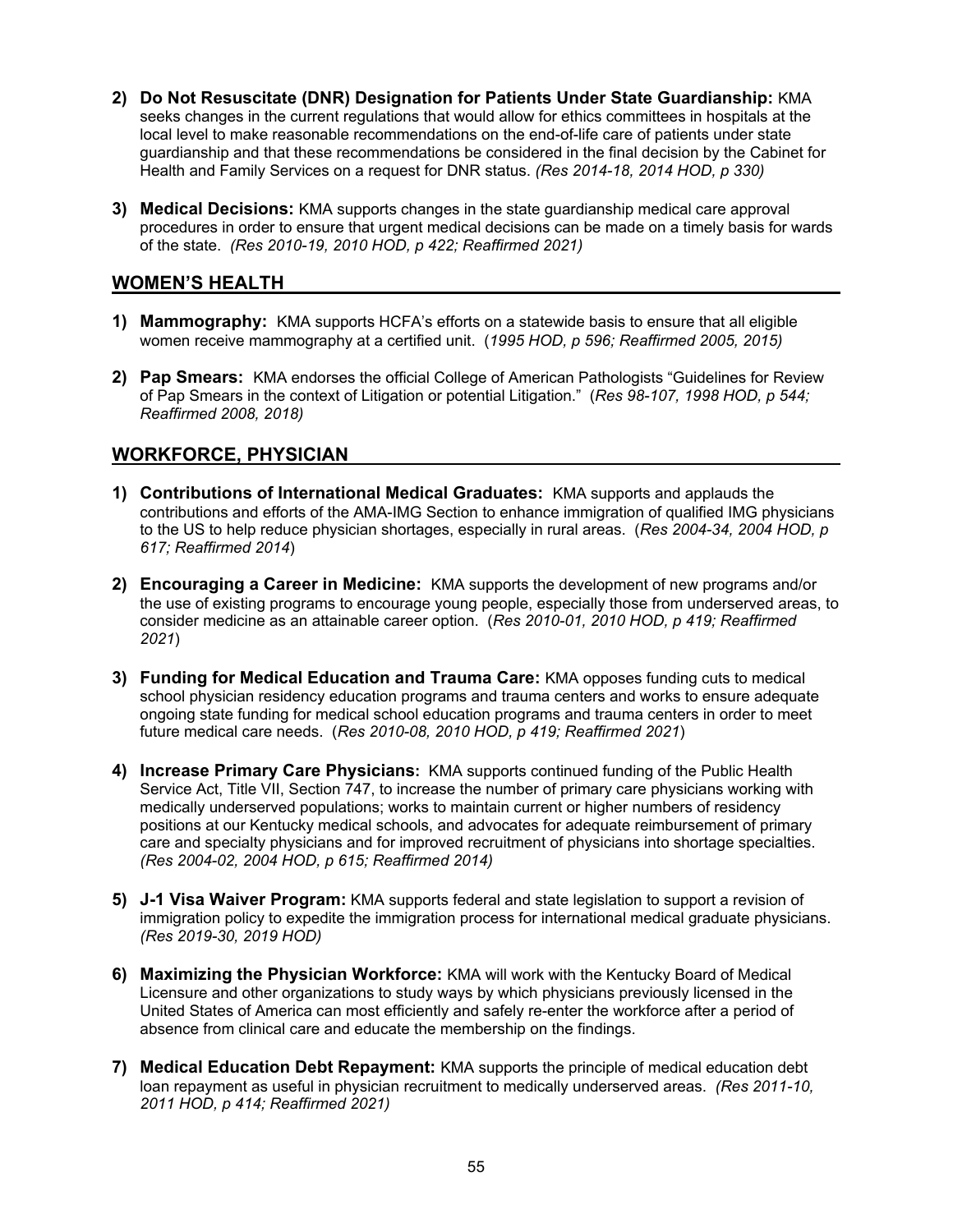2) **Do Not Resuscitate (DNR) Designation for Patients Under State Guardianship:** KMA seeks changes in the current regulations that would allow for ethics committees in hospitals at the local level to make reasonable recommendations on the end-of-life care of patients under state guardianship and that these recommendations be considered in the final decision by the Cabinet for Health and Family Services on a request for DNR status. *(Res 2014-18, 2014 HOD, p 330)*

3) **Medical Decisions:** KMA supports changes in the state guardianship medical care approval procedures in order to ensure that urgent medical decisions can be made on a timely basis for wards of the state. *(Res 2010-19, 2010 HOD, p 422; Reaffirmed 2021)*

## WOMEN'S HEALTH

1) **Mammography:** KMA supports HCFA's efforts on a statewide basis to ensure that all eligible women receive mammography at a certified unit. (*1995 HOD, p 596; Reaffirmed 2005, 2015)*

2) **Pap Smears:** KMA endorses the official College of American Pathologists "Guidelines for Review of Pap Smears in the context of Litigation or potential Litigation." (*Res 98-107, 1998 HOD, p 544; Reaffirmed 2008, 2018)*

## WORKFORCE, PHYSICIAN

1) **Contributions of International Medical Graduates:** KMA supports and applauds the contributions and efforts of the AMA-IMG Section to enhance immigration of qualified IMG physicians to the US to help reduce physician shortages, especially in rural areas. (*Res 2004-34, 2004 HOD, p 617; Reaffirmed 2014*)

2) **Encouraging a Career in Medicine:** KMA supports the development of new programs and/or the use of existing programs to encourage young people, especially those from underserved areas, to consider medicine as an attainable career option. (*Res 2010-01, 2010 HOD, p 419; Reaffirmed 2021*)

3) **Funding for Medical Education and Trauma Care:** KMA opposes funding cuts to medical school physician residency education programs and trauma centers and works to ensure adequate ongoing state funding for medical school education programs and trauma centers in order to meet future medical care needs. (*Res 2010-08, 2010 HOD, p 419; Reaffirmed 2021*)

4) **Increase Primary Care Physicians:** KMA supports continued funding of the Public Health Service Act, Title VII, Section 747, to increase the number of primary care physicians working with medically underserved populations; works to maintain current or higher numbers of residency positions at our Kentucky medical schools, and advocates for adequate reimbursement of primary care and specialty physicians and for improved recruitment of physicians into shortage specialties. *(Res 2004-02, 2004 HOD, p 615; Reaffirmed 2014)*

5) **J-1 Visa Waiver Program:** KMA supports federal and state legislation to support a revision of immigration policy to expedite the immigration process for international medical graduate physicians. *(Res 2019-30, 2019 HOD)*

6) **Maximizing the Physician Workforce:** KMA will work with the Kentucky Board of Medical Licensure and other organizations to study ways by which physicians previously licensed in the United States of America can most efficiently and safely re-enter the workforce after a period of absence from clinical care and educate the membership on the findings.

7) **Medical Education Debt Repayment:** KMA supports the principle of medical education debt loan repayment as useful in physician recruitment to medically underserved areas. *(Res 2011-10, 2011 HOD, p 414; Reaffirmed 2021)*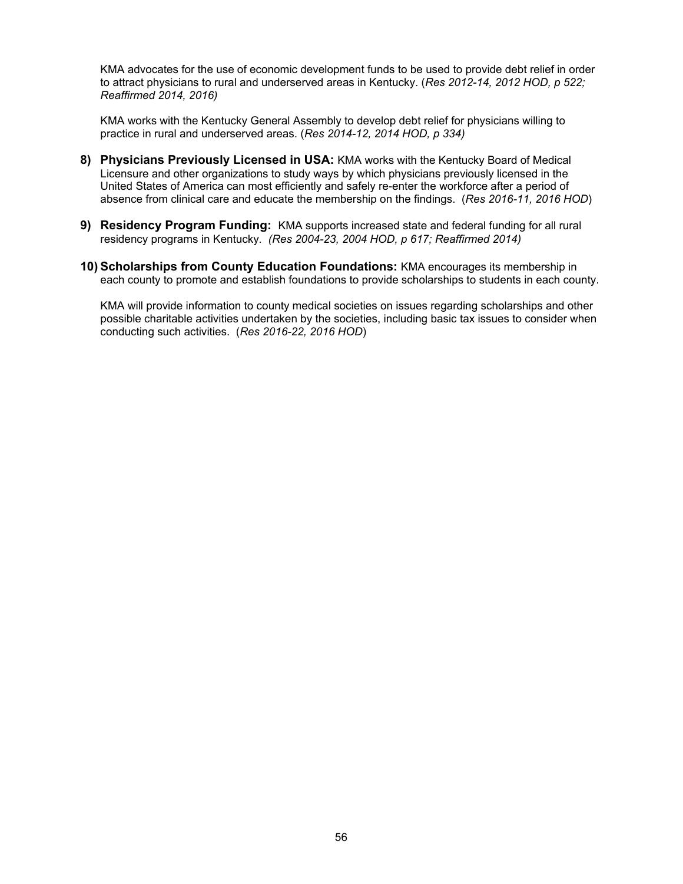KMA advocates for the use of economic development funds to be used to provide debt relief in order to attract physicians to rural and underserved areas in Kentucky. (*Res 2012-14, 2012 HOD, p 522; Reaffirmed 2014, 2016)*

KMA works with the Kentucky General Assembly to develop debt relief for physicians willing to practice in rural and underserved areas. (*Res 2014-12, 2014 HOD, p 334)*

8) **Physicians Previously Licensed in USA:** KMA works with the Kentucky Board of Medical Licensure and other organizations to study ways by which physicians previously licensed in the United States of America can most efficiently and safely re-enter the workforce after a period of absence from clinical care and educate the membership on the findings. (*Res 2016-11, 2016 HOD*)

9) **Residency Program Funding:** KMA supports increased state and federal funding for all rural residency programs in Kentucky. *(Res 2004-23, 2004 HOD, p 617; Reaffirmed 2014)*

10) **Scholarships from County Education Foundations:** KMA encourages its membership in each county to promote and establish foundations to provide scholarships to students in each county.

    KMA will provide information to county medical societies on issues regarding scholarships and other possible charitable activities undertaken by the societies, including basic tax issues to consider when conducting such activities. (*Res 2016-22, 2016 HOD*)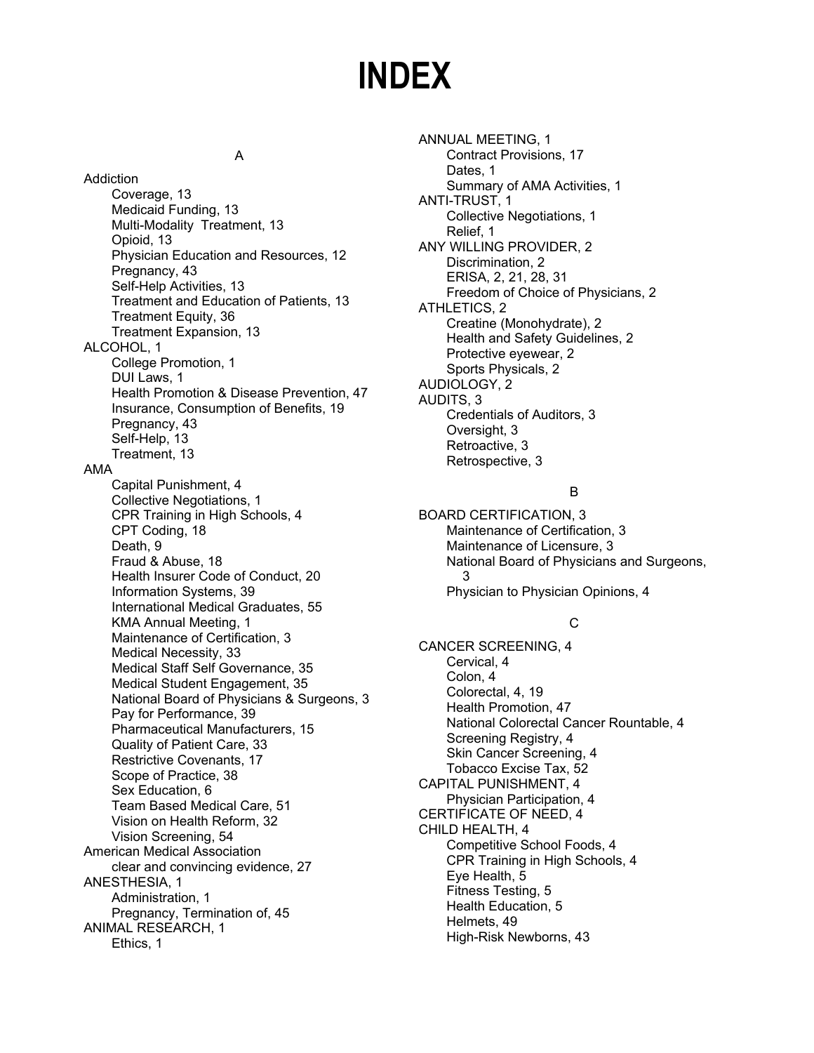# INDEX

## A

Addiction
- Coverage, 13
- Medicaid Funding, 13
- Multi-Modality Treatment, 13
- Opioid, 13
- Physician Education and Resources, 12
- Pregnancy, 43
- Self-Help Activities, 13
- Treatment and Education of Patients, 13
- Treatment Equity, 36
- Treatment Expansion, 13

ALCOHOL, 1
- College Promotion, 1
- DUI Laws, 1
- Health Promotion & Disease Prevention, 47
- Insurance, Consumption of Benefits, 19
- Pregnancy, 43
- Self-Help, 13
- Treatment, 13

AMA
- Capital Punishment, 4
- Collective Negotiations, 1
- CPR Training in High Schools, 4
- CPT Coding, 18
- Death, 9
- Fraud & Abuse, 18
- Health Insurer Code of Conduct, 20
- Information Systems, 39
- International Medical Graduates, 55
- KMA Annual Meeting, 1
- Maintenance of Certification, 3
- Medical Necessity, 33
- Medical Staff Self Governance, 35
- Medical Student Engagement, 35
- National Board of Physicians & Surgeons, 3
- Pay for Performance, 39
- Pharmaceutical Manufacturers, 15
- Quality of Patient Care, 33
- Restrictive Covenants, 17
- Scope of Practice, 38
- Sex Education, 6
- Team Based Medical Care, 51
- Vision on Health Reform, 32
- Vision Screening, 54

American Medical Association
- clear and convincing evidence, 27

ANESTHESIA, 1
- Administration, 1
- Pregnancy, Termination of, 45

ANIMAL RESEARCH, 1
- Ethics, 1

ANNUAL MEETING, 1
- Contract Provisions, 17
- Dates, 1
- Summary of AMA Activities, 1

ANTI-TRUST, 1
- Collective Negotiations, 1
- Relief, 1

ANY WILLING PROVIDER, 2
- Discrimination, 2
- ERISA, 2, 21, 28, 31
- Freedom of Choice of Physicians, 2

ATHLETICS, 2
- Creatine (Monohydrate), 2
- Health and Safety Guidelines, 2
- Protective eyewear, 2
- Sports Physicals, 2

AUDIOLOGY, 2

AUDITS, 3
- Credentials of Auditors, 3
- Oversight, 3
- Retroactive, 3
- Retrospective, 3

## B

BOARD CERTIFICATION, 3
- Maintenance of Certification, 3
- Maintenance of Licensure, 3
- National Board of Physicians and Surgeons, 3
- Physician to Physician Opinions, 4

## C

CANCER SCREENING, 4
- Cervical, 4
- Colon, 4
- Colorectal, 4, 19
- Health Promotion, 47
- National Colorectal Cancer Rountable, 4
- Screening Registry, 4
- Skin Cancer Screening, 4
- Tobacco Excise Tax, 52

CAPITAL PUNISHMENT, 4
- Physician Participation, 4

CERTIFICATE OF NEED, 4

CHILD HEALTH, 4
- Competitive School Foods, 4
- CPR Training in High Schools, 4
- Eye Health, 5
- Fitness Testing, 5
- Health Education, 5
- Helmets, 49
- High-Risk Newborns, 43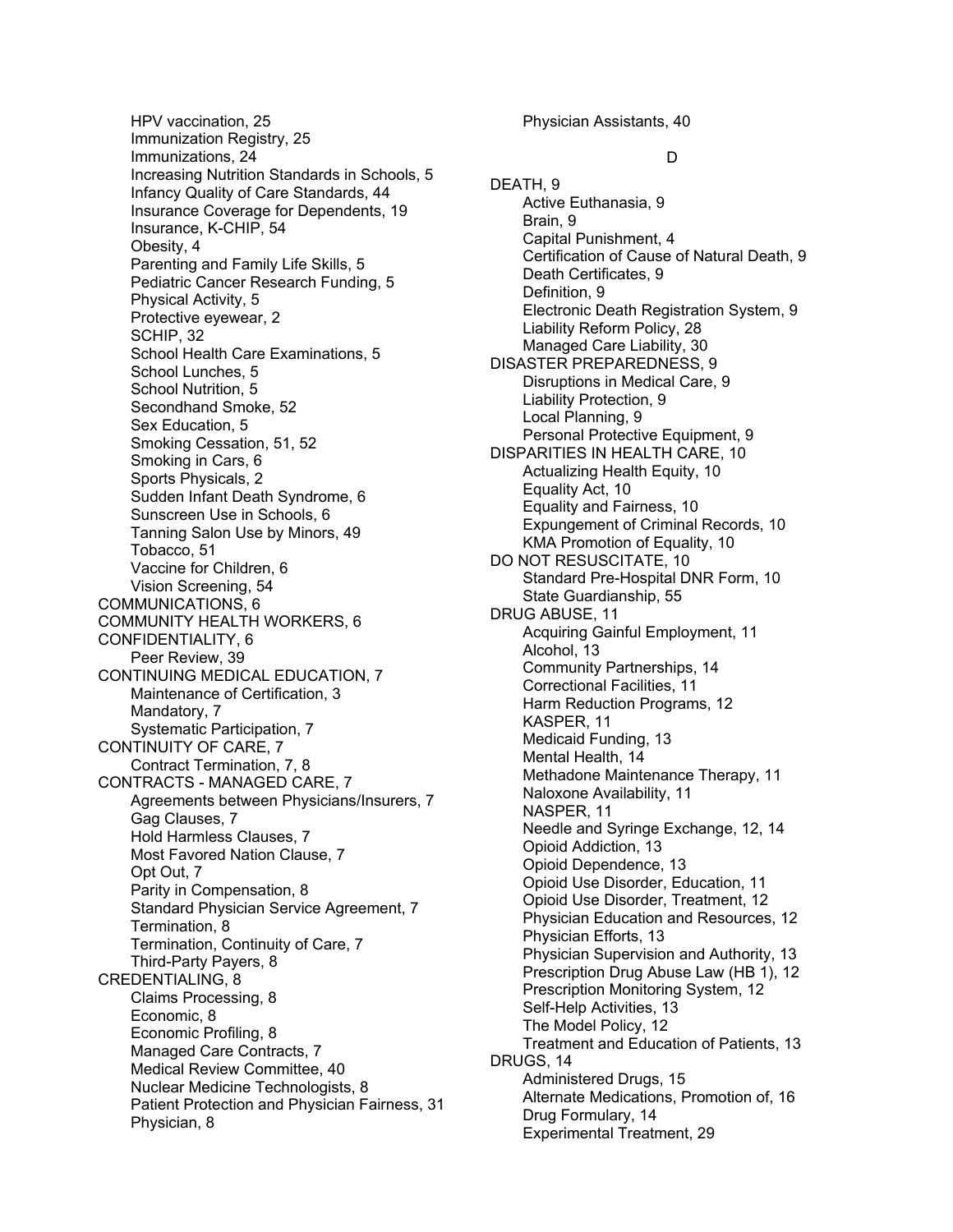HPV vaccination, 25
Immunization Registry, 25
Immunizations, 24
Increasing Nutrition Standards in Schools, 5
Infancy Quality of Care Standards, 44
Insurance Coverage for Dependents, 19
Insurance, K-CHIP, 54
Obesity, 4
Parenting and Family Life Skills, 5
Pediatric Cancer Research Funding, 5
Physical Activity, 5
Protective eyewear, 2
SCHIP, 32
School Health Care Examinations, 5
School Lunches, 5
School Nutrition, 5
Secondhand Smoke, 52
Sex Education, 5
Smoking Cessation, 51, 52
Smoking in Cars, 6
Sports Physicals, 2
Sudden Infant Death Syndrome, 6
Sunscreen Use in Schools, 6
Tanning Salon Use by Minors, 49
Tobacco, 51
Vaccine for Children, 6
Vision Screening, 54

COMMUNICATIONS, 6

COMMUNITY HEALTH WORKERS, 6

CONFIDENTIALITY, 6
Peer Review, 39

CONTINUING MEDICAL EDUCATION, 7
Maintenance of Certification, 3
Mandatory, 7
Systematic Participation, 7

CONTINUITY OF CARE, 7
Contract Termination, 7, 8

CONTRACTS - MANAGED CARE, 7
Agreements between Physicians/Insurers, 7
Gag Clauses, 7
Hold Harmless Clauses, 7
Most Favored Nation Clause, 7
Opt Out, 7
Parity in Compensation, 8
Standard Physician Service Agreement, 7
Termination, 8
Termination, Continuity of Care, 7
Third-Party Payers, 8

CREDENTIALING, 8
Claims Processing, 8
Economic, 8
Economic Profiling, 8
Managed Care Contracts, 7
Medical Review Committee, 40
Nuclear Medicine Technologists, 8
Patient Protection and Physician Fairness, 31
Physician, 8
Physician Assistants, 40

D

DEATH, 9
Active Euthanasia, 9
Brain, 9
Capital Punishment, 4
Certification of Cause of Natural Death, 9
Death Certificates, 9
Definition, 9
Electronic Death Registration System, 9
Liability Reform Policy, 28
Managed Care Liability, 30

DISASTER PREPAREDNESS, 9
Disruptions in Medical Care, 9
Liability Protection, 9
Local Planning, 9
Personal Protective Equipment, 9

DISPARITIES IN HEALTH CARE, 10
Actualizing Health Equity, 10
Equality Act, 10
Equality and Fairness, 10
Expungement of Criminal Records, 10
KMA Promotion of Equality, 10

DO NOT RESUSCITATE, 10
Standard Pre-Hospital DNR Form, 10
State Guardianship, 55

DRUG ABUSE, 11
Acquiring Gainful Employment, 11
Alcohol, 13
Community Partnerships, 14
Correctional Facilities, 11
Harm Reduction Programs, 12
KASPER, 11
Medicaid Funding, 13
Mental Health, 14
Methadone Maintenance Therapy, 11
Naloxone Availability, 11
NASPER, 11
Needle and Syringe Exchange, 12, 14
Opioid Addiction, 13
Opioid Dependence, 13
Opioid Use Disorder, Education, 11
Opioid Use Disorder, Treatment, 12
Physician Education and Resources, 12
Physician Efforts, 13
Physician Supervision and Authority, 13
Prescription Drug Abuse Law (HB 1), 12
Prescription Monitoring System, 12
Self-Help Activities, 13
The Model Policy, 12
Treatment and Education of Patients, 13

DRUGS, 14
Administered Drugs, 15
Alternate Medications, Promotion of, 16
Drug Formulary, 14
Experimental Treatment, 29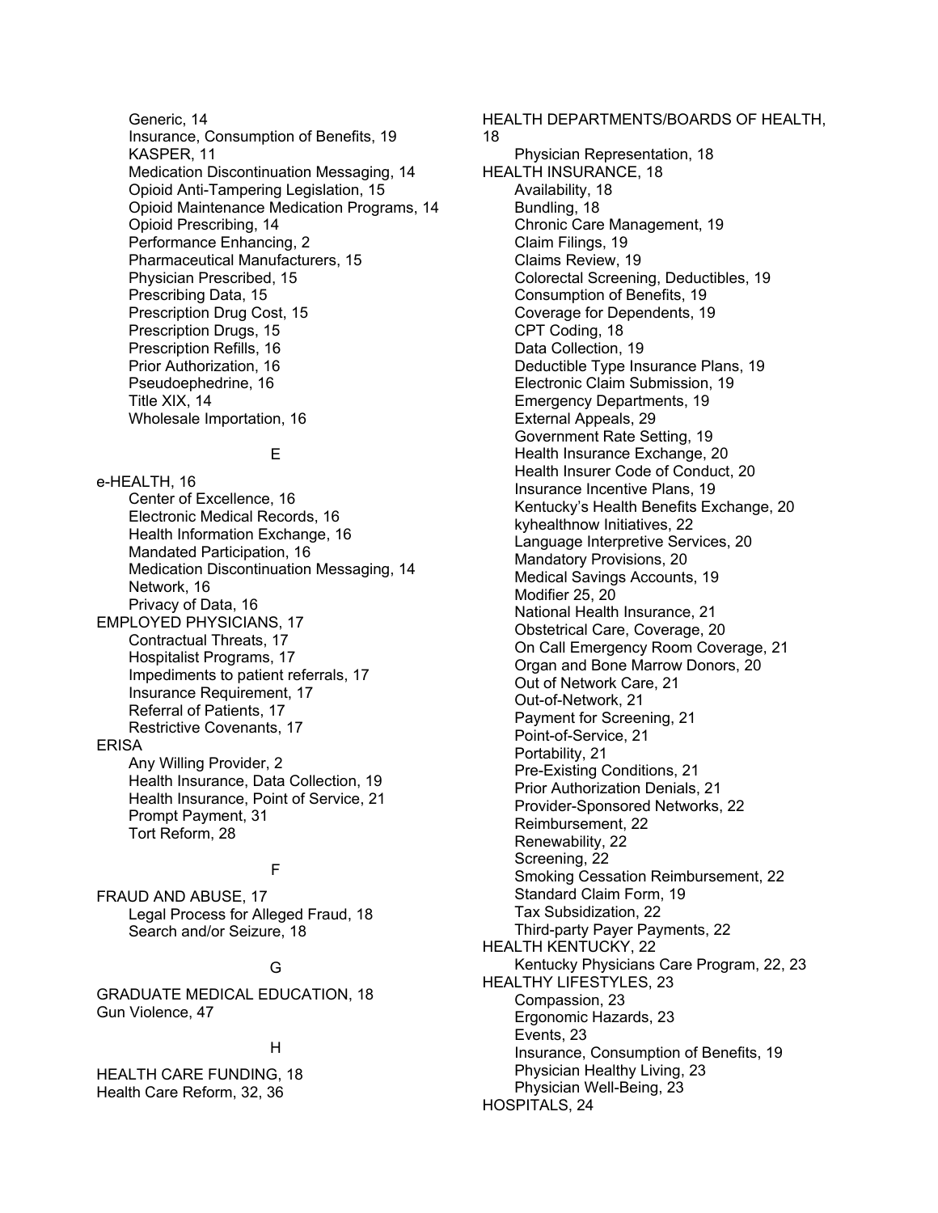Generic, 14
Insurance, Consumption of Benefits, 19
KASPER, 11
Medication Discontinuation Messaging, 14
Opioid Anti-Tampering Legislation, 15
Opioid Maintenance Medication Programs, 14
Opioid Prescribing, 14
Performance Enhancing, 2
Pharmaceutical Manufacturers, 15
Physician Prescribed, 15
Prescribing Data, 15
Prescription Drug Cost, 15
Prescription Drugs, 15
Prescription Refills, 16
Prior Authorization, 16
Pseudoephedrine, 16
Title XIX, 14
Wholesale Importation, 16

E

e-HEALTH, 16
Center of Excellence, 16
Electronic Medical Records, 16
Health Information Exchange, 16
Mandated Participation, 16
Medication Discontinuation Messaging, 14
Network, 16
Privacy of Data, 16
EMPLOYED PHYSICIANS, 17
Contractual Threats, 17
Hospitalist Programs, 17
Impediments to patient referrals, 17
Insurance Requirement, 17
Referral of Patients, 17
Restrictive Covenants, 17
ERISA
Any Willing Provider, 2
Health Insurance, Data Collection, 19
Health Insurance, Point of Service, 21
Prompt Payment, 31
Tort Reform, 28

F

FRAUD AND ABUSE, 17
Legal Process for Alleged Fraud, 18
Search and/or Seizure, 18

G

GRADUATE MEDICAL EDUCATION, 18
Gun Violence, 47

H

HEALTH CARE FUNDING, 18
Health Care Reform, 32, 36
HEALTH DEPARTMENTS/BOARDS OF HEALTH, 18
Physician Representation, 18
HEALTH INSURANCE, 18
Availability, 18
Bundling, 18
Chronic Care Management, 19
Claim Filings, 19
Claims Review, 19
Colorectal Screening, Deductibles, 19
Consumption of Benefits, 19
Coverage for Dependents, 19
CPT Coding, 18
Data Collection, 19
Deductible Type Insurance Plans, 19
Electronic Claim Submission, 19
Emergency Departments, 19
External Appeals, 29
Government Rate Setting, 19
Health Insurance Exchange, 20
Health Insurer Code of Conduct, 20
Insurance Incentive Plans, 19
Kentucky's Health Benefits Exchange, 20
kyhealthnow Initiatives, 22
Language Interpretive Services, 20
Mandatory Provisions, 20
Medical Savings Accounts, 19
Modifier 25, 20
National Health Insurance, 21
Obstetrical Care, Coverage, 20
On Call Emergency Room Coverage, 21
Organ and Bone Marrow Donors, 20
Out of Network Care, 21
Out-of-Network, 21
Payment for Screening, 21
Point-of-Service, 21
Portability, 21
Pre-Existing Conditions, 21
Prior Authorization Denials, 21
Provider-Sponsored Networks, 22
Reimbursement, 22
Renewability, 22
Screening, 22
Smoking Cessation Reimbursement, 22
Standard Claim Form, 19
Tax Subsidization, 22
Third-party Payer Payments, 22
HEALTH KENTUCKY, 22
Kentucky Physicians Care Program, 22, 23
HEALTHY LIFESTYLES, 23
Compassion, 23
Ergonomic Hazards, 23
Events, 23
Insurance, Consumption of Benefits, 19
Physician Healthy Living, 23
Physician Well-Being, 23
HOSPITALS, 24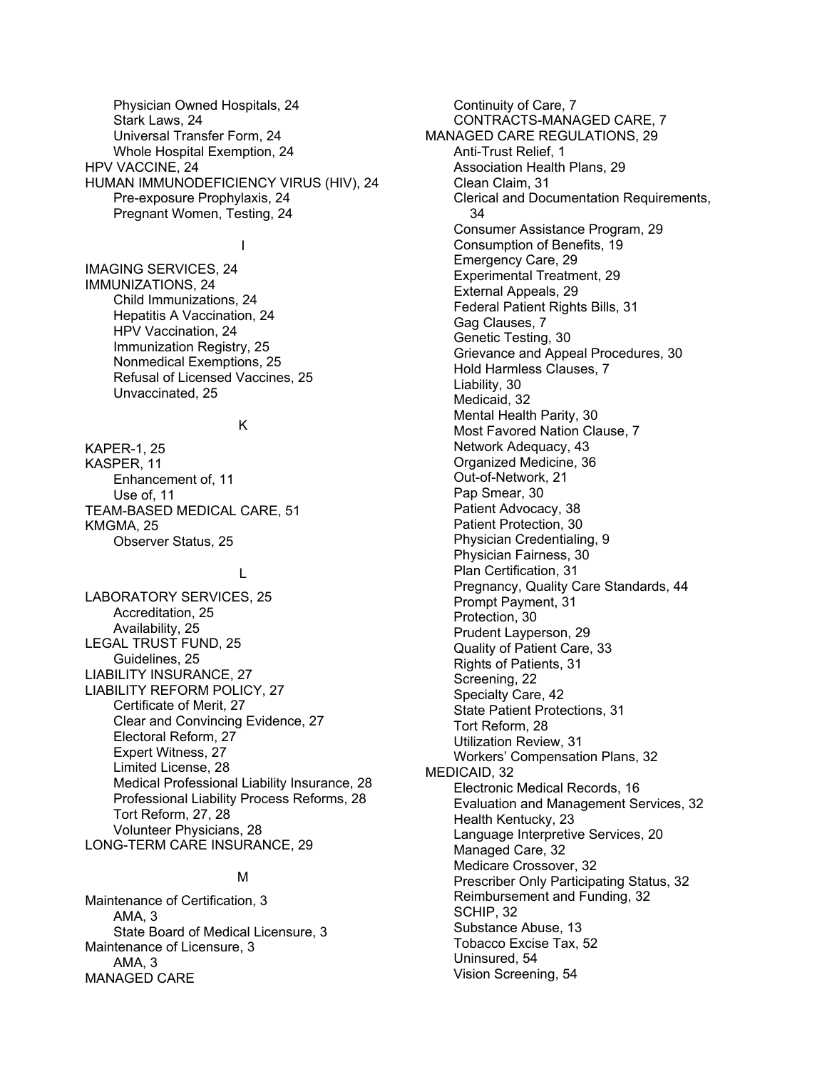- Physician Owned Hospitals, 24
- Stark Laws, 24
- Universal Transfer Form, 24
- Whole Hospital Exemption, 24

HPV VACCINE, 24

HUMAN IMMUNODEFICIENCY VIRUS (HIV), 24

- Pre-exposure Prophylaxis, 24
- Pregnant Women, Testing, 24

## I

IMAGING SERVICES, 24

IMMUNIZATIONS, 24

- Child Immunizations, 24
- Hepatitis A Vaccination, 24
- HPV Vaccination, 24
- Immunization Registry, 25
- Nonmedical Exemptions, 25
- Refusal of Licensed Vaccines, 25
- Unvaccinated, 25

## K

KAPER-1, 25

KASPER, 11

- Enhancement of, 11
- Use of, 11

TEAM-BASED MEDICAL CARE, 51

KMGMA, 25

- Observer Status, 25

## L

LABORATORY SERVICES, 25

- Accreditation, 25
- Availability, 25

LEGAL TRUST FUND, 25

- Guidelines, 25

LIABILITY INSURANCE, 27

LIABILITY REFORM POLICY, 27

- Certificate of Merit, 27
- Clear and Convincing Evidence, 27
- Electoral Reform, 27
- Expert Witness, 27
- Limited License, 28
- Medical Professional Liability Insurance, 28
- Professional Liability Process Reforms, 28
- Tort Reform, 27, 28
- Volunteer Physicians, 28

LONG-TERM CARE INSURANCE, 29

## M

Maintenance of Certification, 3

- AMA, 3
- State Board of Medical Licensure, 3

Maintenance of Licensure, 3

- AMA, 3

MANAGED CARE

- Continuity of Care, 7
- CONTRACTS-MANAGED CARE, 7

MANAGED CARE REGULATIONS, 29

- Anti-Trust Relief, 1
- Association Health Plans, 29
- Clean Claim, 31
- Clerical and Documentation Requirements, 34
- Consumer Assistance Program, 29
- Consumption of Benefits, 19
- Emergency Care, 29
- Experimental Treatment, 29
- External Appeals, 29
- Federal Patient Rights Bills, 31
- Gag Clauses, 7
- Genetic Testing, 30
- Grievance and Appeal Procedures, 30
- Hold Harmless Clauses, 7
- Liability, 30
- Medicaid, 32
- Mental Health Parity, 30
- Most Favored Nation Clause, 7
- Network Adequacy, 43
- Organized Medicine, 36
- Out-of-Network, 21
- Pap Smear, 30
- Patient Advocacy, 38
- Patient Protection, 30
- Physician Credentialing, 9
- Physician Fairness, 30
- Plan Certification, 31
- Pregnancy, Quality Care Standards, 44
- Prompt Payment, 31
- Protection, 30
- Prudent Layperson, 29
- Quality of Patient Care, 33
- Rights of Patients, 31
- Screening, 22
- Specialty Care, 42
- State Patient Protections, 31
- Tort Reform, 28
- Utilization Review, 31
- Workers' Compensation Plans, 32

MEDICAID, 32

- Electronic Medical Records, 16
- Evaluation and Management Services, 32
- Health Kentucky, 23
- Language Interpretive Services, 20
- Managed Care, 32
- Medicare Crossover, 32
- Prescriber Only Participating Status, 32
- Reimbursement and Funding, 32
- SCHIP, 32
- Substance Abuse, 13
- Tobacco Excise Tax, 52
- Uninsured, 54
- Vision Screening, 54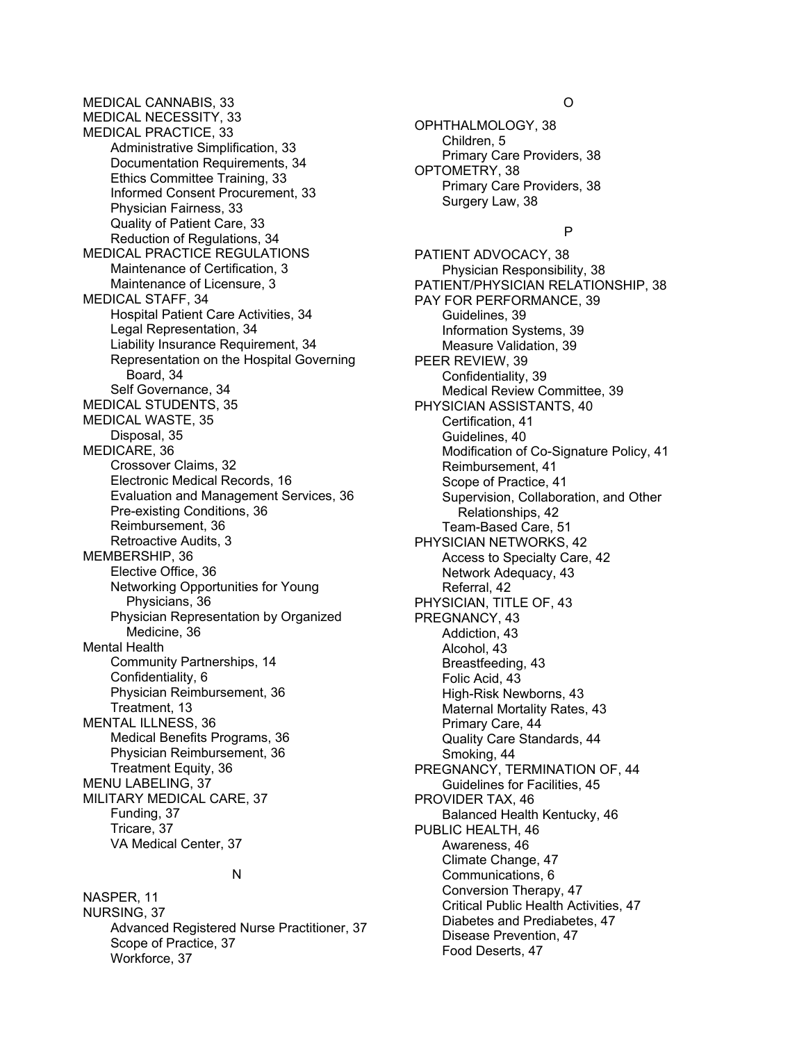MEDICAL CANNABIS, 33
MEDICAL NECESSITY, 33
MEDICAL PRACTICE, 33
- Administrative Simplification, 33
- Documentation Requirements, 34
- Ethics Committee Training, 33
- Informed Consent Procurement, 33
- Physician Fairness, 33
- Quality of Patient Care, 33
- Reduction of Regulations, 34

MEDICAL PRACTICE REGULATIONS
- Maintenance of Certification, 3
- Maintenance of Licensure, 3

MEDICAL STAFF, 34
- Hospital Patient Care Activities, 34
- Legal Representation, 34
- Liability Insurance Requirement, 34
- Representation on the Hospital Governing Board, 34
- Self Governance, 34

MEDICAL STUDENTS, 35
MEDICAL WASTE, 35
- Disposal, 35

MEDICARE, 36
- Crossover Claims, 32
- Electronic Medical Records, 16
- Evaluation and Management Services, 36
- Pre-existing Conditions, 36
- Reimbursement, 36
- Retroactive Audits, 3

MEMBERSHIP, 36
- Elective Office, 36
- Networking Opportunities for Young Physicians, 36
- Physician Representation by Organized Medicine, 36

Mental Health
- Community Partnerships, 14
- Confidentiality, 6
- Physician Reimbursement, 36
- Treatment, 13

MENTAL ILLNESS, 36
- Medical Benefits Programs, 36
- Physician Reimbursement, 36
- Treatment Equity, 36

MENU LABELING, 37
MILITARY MEDICAL CARE, 37
- Funding, 37
- Tricare, 37
- VA Medical Center, 37

N

NASPER, 11
NURSING, 37
- Advanced Registered Nurse Practitioner, 37
- Scope of Practice, 37
- Workforce, 37

O

OPHTHALMOLOGY, 38
- Children, 5
- Primary Care Providers, 38

OPTOMETRY, 38
- Primary Care Providers, 38
- Surgery Law, 38

P

PATIENT ADVOCACY, 38
- Physician Responsibility, 38

PATIENT/PHYSICIAN RELATIONSHIP, 38
PAY FOR PERFORMANCE, 39
- Guidelines, 39
- Information Systems, 39
- Measure Validation, 39

PEER REVIEW, 39
- Confidentiality, 39
- Medical Review Committee, 39

PHYSICIAN ASSISTANTS, 40
- Certification, 41
- Guidelines, 40
- Modification of Co-Signature Policy, 41
- Reimbursement, 41
- Scope of Practice, 41
- Supervision, Collaboration, and Other Relationships, 42
- Team-Based Care, 51

PHYSICIAN NETWORKS, 42
- Access to Specialty Care, 42
- Network Adequacy, 43
- Referral, 42

PHYSICIAN, TITLE OF, 43
PREGNANCY, 43
- Addiction, 43
- Alcohol, 43
- Breastfeeding, 43
- Folic Acid, 43
- High-Risk Newborns, 43
- Maternal Mortality Rates, 43
- Primary Care, 44
- Quality Care Standards, 44
- Smoking, 44

PREGNANCY, TERMINATION OF, 44
- Guidelines for Facilities, 45

PROVIDER TAX, 46
- Balanced Health Kentucky, 46

PUBLIC HEALTH, 46
- Awareness, 46
- Climate Change, 47
- Communications, 6
- Conversion Therapy, 47
- Critical Public Health Activities, 47
- Diabetes and Prediabetes, 47
- Disease Prevention, 47
- Food Deserts, 47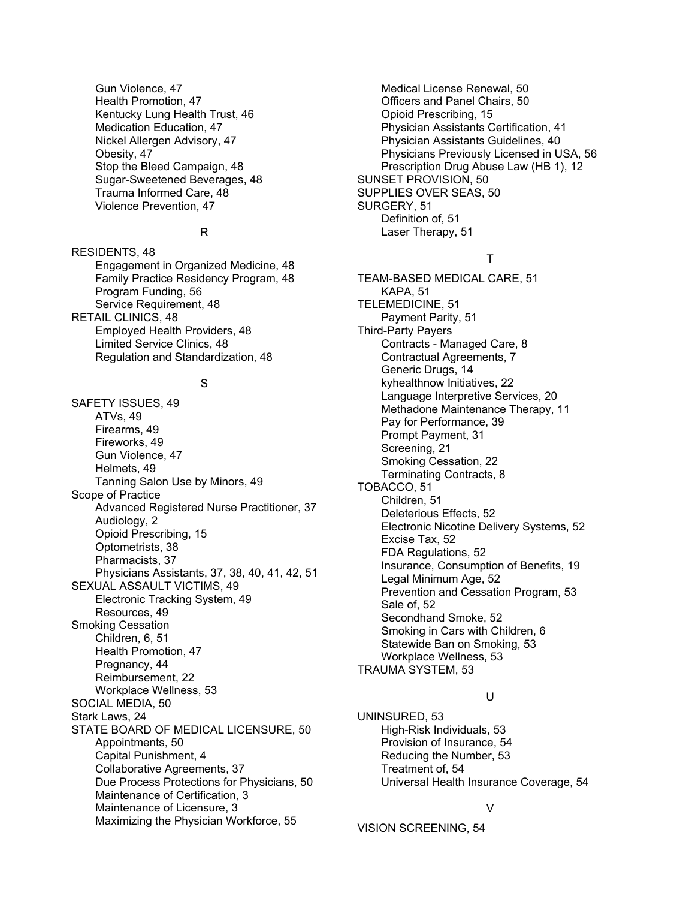- Gun Violence, 47
- Health Promotion, 47
- Kentucky Lung Health Trust, 46
- Medication Education, 47
- Nickel Allergen Advisory, 47
- Obesity, 47
- Stop the Bleed Campaign, 48
- Sugar-Sweetened Beverages, 48
- Trauma Informed Care, 48
- Violence Prevention, 47

R

RESIDENTS, 48
- Engagement in Organized Medicine, 48
- Family Practice Residency Program, 48
- Program Funding, 56
- Service Requirement, 48

RETAIL CLINICS, 48
- Employed Health Providers, 48
- Limited Service Clinics, 48
- Regulation and Standardization, 48

S

SAFETY ISSUES, 49
- ATVs, 49
- Firearms, 49
- Fireworks, 49
- Gun Violence, 47
- Helmets, 49
- Tanning Salon Use by Minors, 49

Scope of Practice
- Advanced Registered Nurse Practitioner, 37
- Audiology, 2
- Opioid Prescribing, 15
- Optometrists, 38
- Pharmacists, 37
- Physicians Assistants, 37, 38, 40, 41, 42, 51

SEXUAL ASSAULT VICTIMS, 49
- Electronic Tracking System, 49
- Resources, 49

Smoking Cessation
- Children, 6, 51
- Health Promotion, 47
- Pregnancy, 44
- Reimbursement, 22
- Workplace Wellness, 53

SOCIAL MEDIA, 50

Stark Laws, 24

STATE BOARD OF MEDICAL LICENSURE, 50
- Appointments, 50
- Capital Punishment, 4
- Collaborative Agreements, 37
- Due Process Protections for Physicians, 50
- Maintenance of Certification, 3
- Maintenance of Licensure, 3
- Maximizing the Physician Workforce, 55
- Medical License Renewal, 50
- Officers and Panel Chairs, 50
- Opioid Prescribing, 15
- Physician Assistants Certification, 41
- Physician Assistants Guidelines, 40
- Physicians Previously Licensed in USA, 56
- Prescription Drug Abuse Law (HB 1), 12

SUNSET PROVISION, 50

SUPPLIES OVER SEAS, 50

SURGERY, 51
- Definition of, 51
- Laser Therapy, 51

T

TEAM-BASED MEDICAL CARE, 51
- KAPA, 51

TELEMEDICINE, 51
- Payment Parity, 51

Third-Party Payers
- Contracts - Managed Care, 8
- Contractual Agreements, 7
- Generic Drugs, 14
- kyhealthnow Initiatives, 22
- Language Interpretive Services, 20
- Methadone Maintenance Therapy, 11
- Pay for Performance, 39
- Prompt Payment, 31
- Screening, 21
- Smoking Cessation, 22
- Terminating Contracts, 8

TOBACCO, 51
- Children, 51
- Deleterious Effects, 52
- Electronic Nicotine Delivery Systems, 52
- Excise Tax, 52
- FDA Regulations, 52
- Insurance, Consumption of Benefits, 19
- Legal Minimum Age, 52
- Prevention and Cessation Program, 53
- Sale of, 52
- Secondhand Smoke, 52
- Smoking in Cars with Children, 6
- Statewide Ban on Smoking, 53
- Workplace Wellness, 53

TRAUMA SYSTEM, 53

U

UNINSURED, 53
- High-Risk Individuals, 53
- Provision of Insurance, 54
- Reducing the Number, 53
- Treatment of, 54
- Universal Health Insurance Coverage, 54

V

VISION SCREENING, 54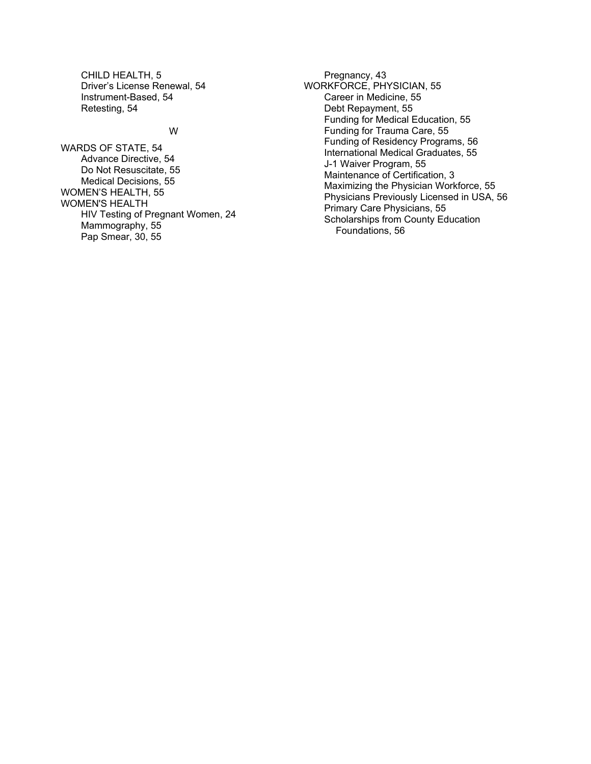CHILD HEALTH, 5
- Driver's License Renewal, 54
- Instrument-Based, 54
- Retesting, 54

W

WARDS OF STATE, 54
- Advance Directive, 54
- Do Not Resuscitate, 55
- Medical Decisions, 55

WOMEN'S HEALTH, 55

WOMEN'S HEALTH
- HIV Testing of Pregnant Women, 24
- Mammography, 55
- Pap Smear, 30, 55
- Pregnancy, 43

WORKFORCE, PHYSICIAN, 55
- Career in Medicine, 55
- Debt Repayment, 55
- Funding for Medical Education, 55
- Funding for Trauma Care, 55
- Funding of Residency Programs, 56
- International Medical Graduates, 55
- J-1 Waiver Program, 55
- Maintenance of Certification, 3
- Maximizing the Physician Workforce, 55
- Physicians Previously Licensed in USA, 56
- Primary Care Physicians, 55
- Scholarships from County Education Foundations, 56